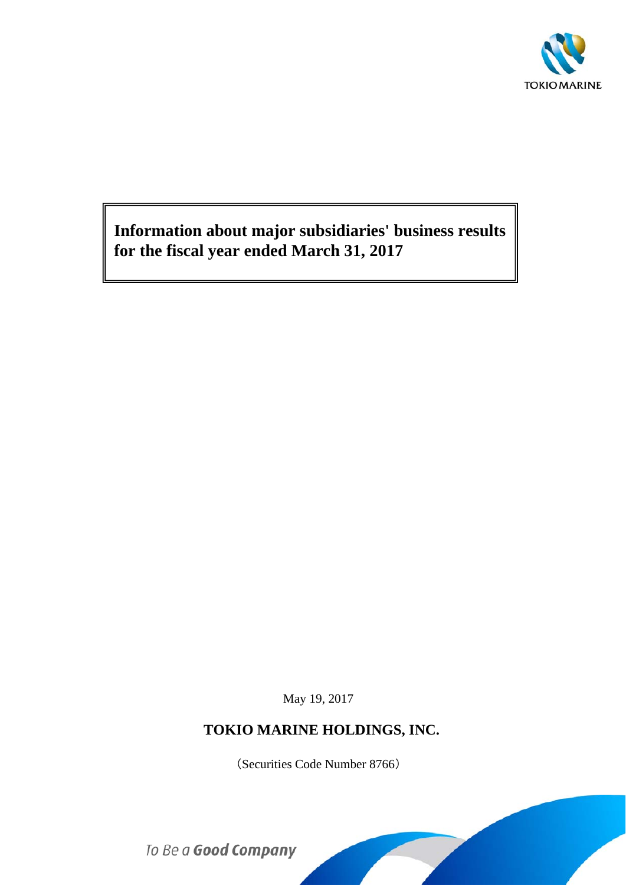TOKIO MARINE

# Information about major subsidiaries' business results for the fiscal year ended March 31, 2017

May 19, 2017

**TOKIO MARINE HOLDINGS, INC.**

（Securities Code Number 8766）

To Be a **Good Company**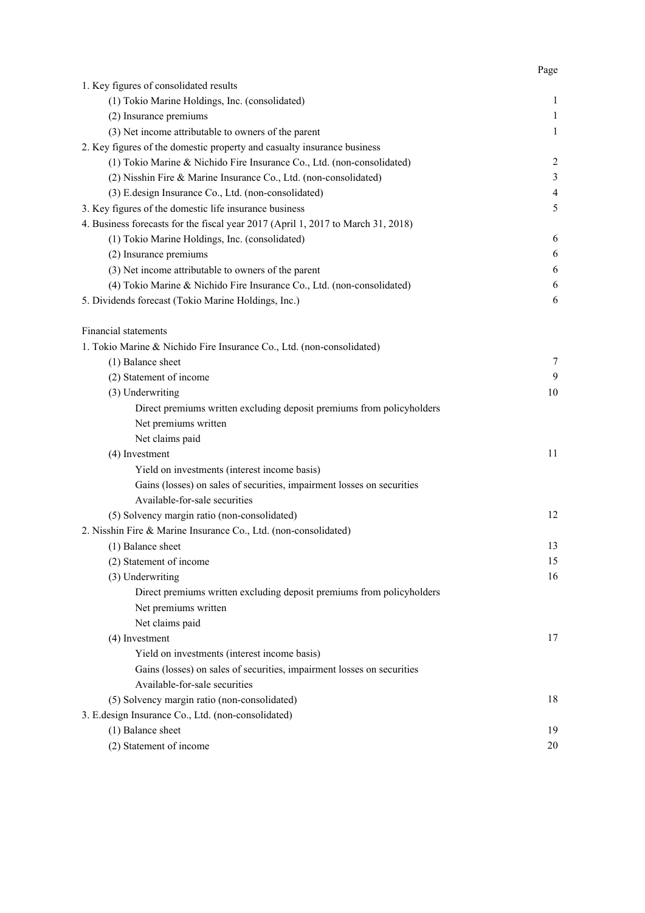| | Page |
|---|---|
| 1. Key figures of consolidated results | |
| (1) Tokio Marine Holdings, Inc. (consolidated) | 1 |
| (2) Insurance premiums | 1 |
| (3) Net income attributable to owners of the parent | 1 |
| 2. Key figures of the domestic property and casualty insurance business | |
| (1) Tokio Marine & Nichido Fire Insurance Co., Ltd. (non-consolidated) | 2 |
| (2) Nisshin Fire & Marine Insurance Co., Ltd. (non-consolidated) | 3 |
| (3) E.design Insurance Co., Ltd. (non-consolidated) | 4 |
| 3. Key figures of the domestic life insurance business | 5 |
| 4. Business forecasts for the fiscal year 2017 (April 1, 2017 to March 31, 2018) | |
| (1) Tokio Marine Holdings, Inc. (consolidated) | 6 |
| (2) Insurance premiums | 6 |
| (3) Net income attributable to owners of the parent | 6 |
| (4) Tokio Marine & Nichido Fire Insurance Co., Ltd. (non-consolidated) | 6 |
| 5. Dividends forecast (Tokio Marine Holdings, Inc.) | 6 |
| | |
| Financial statements | |
| 1. Tokio Marine & Nichido Fire Insurance Co., Ltd. (non-consolidated) | |
| (1) Balance sheet | 7 |
| (2) Statement of income | 9 |
| (3) Underwriting | 10 |
| Direct premiums written excluding deposit premiums from policyholders | |
| Net premiums written | |
| Net claims paid | |
| (4) Investment | 11 |
| Yield on investments (interest income basis) | |
| Gains (losses) on sales of securities, impairment losses on securities | |
| Available-for-sale securities | |
| (5) Solvency margin ratio (non-consolidated) | 12 |
| 2. Nisshin Fire & Marine Insurance Co., Ltd. (non-consolidated) | |
| (1) Balance sheet | 13 |
| (2) Statement of income | 15 |
| (3) Underwriting | 16 |
| Direct premiums written excluding deposit premiums from policyholders | |
| Net premiums written | |
| Net claims paid | |
| (4) Investment | 17 |
| Yield on investments (interest income basis) | |
| Gains (losses) on sales of securities, impairment losses on securities | |
| Available-for-sale securities | |
| (5) Solvency margin ratio (non-consolidated) | 18 |
| 3. E.design Insurance Co., Ltd. (non-consolidated) | |
| (1) Balance sheet | 19 |
| (2) Statement of income | 20 |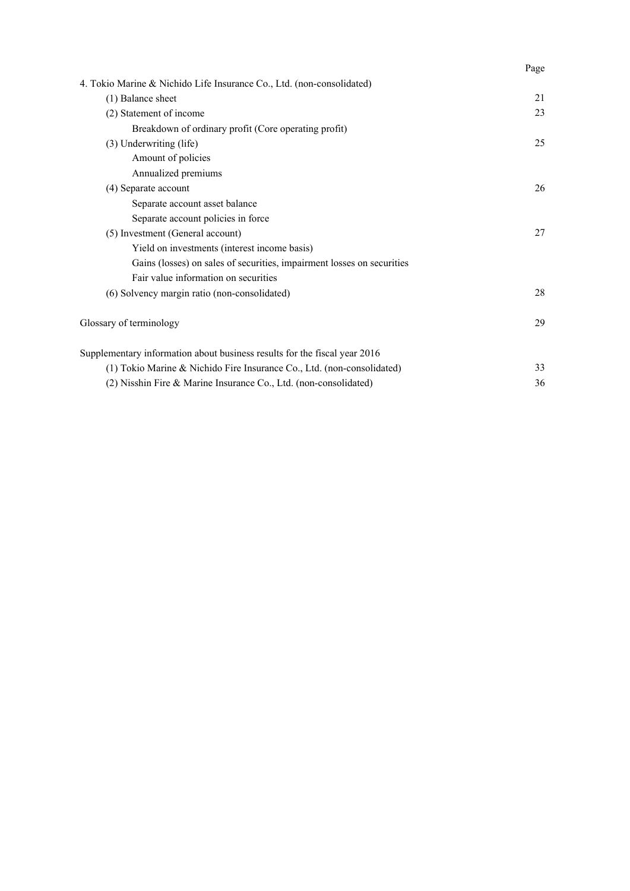| | Page |
|---|---|
| 4. Tokio Marine & Nichido Life Insurance Co., Ltd. (non-consolidated) | |
| (1) Balance sheet | 21 |
| (2) Statement of income | 23 |
| Breakdown of ordinary profit (Core operating profit) | |
| (3) Underwriting (life) | 25 |
| Amount of policies | |
| Annualized premiums | |
| (4) Separate account | 26 |
| Separate account asset balance | |
| Separate account policies in force | |
| (5) Investment (General account) | 27 |
| Yield on investments (interest income basis) | |
| Gains (losses) on sales of securities, impairment losses on securities | |
| Fair value information on securities | |
| (6) Solvency margin ratio (non-consolidated) | 28 |
| Glossary of terminology | 29 |
| Supplementary information about business results for the fiscal year 2016 | |
| (1) Tokio Marine & Nichido Fire Insurance Co., Ltd. (non-consolidated) | 33 |
| (2) Nisshin Fire & Marine Insurance Co., Ltd. (non-consolidated) | 36 |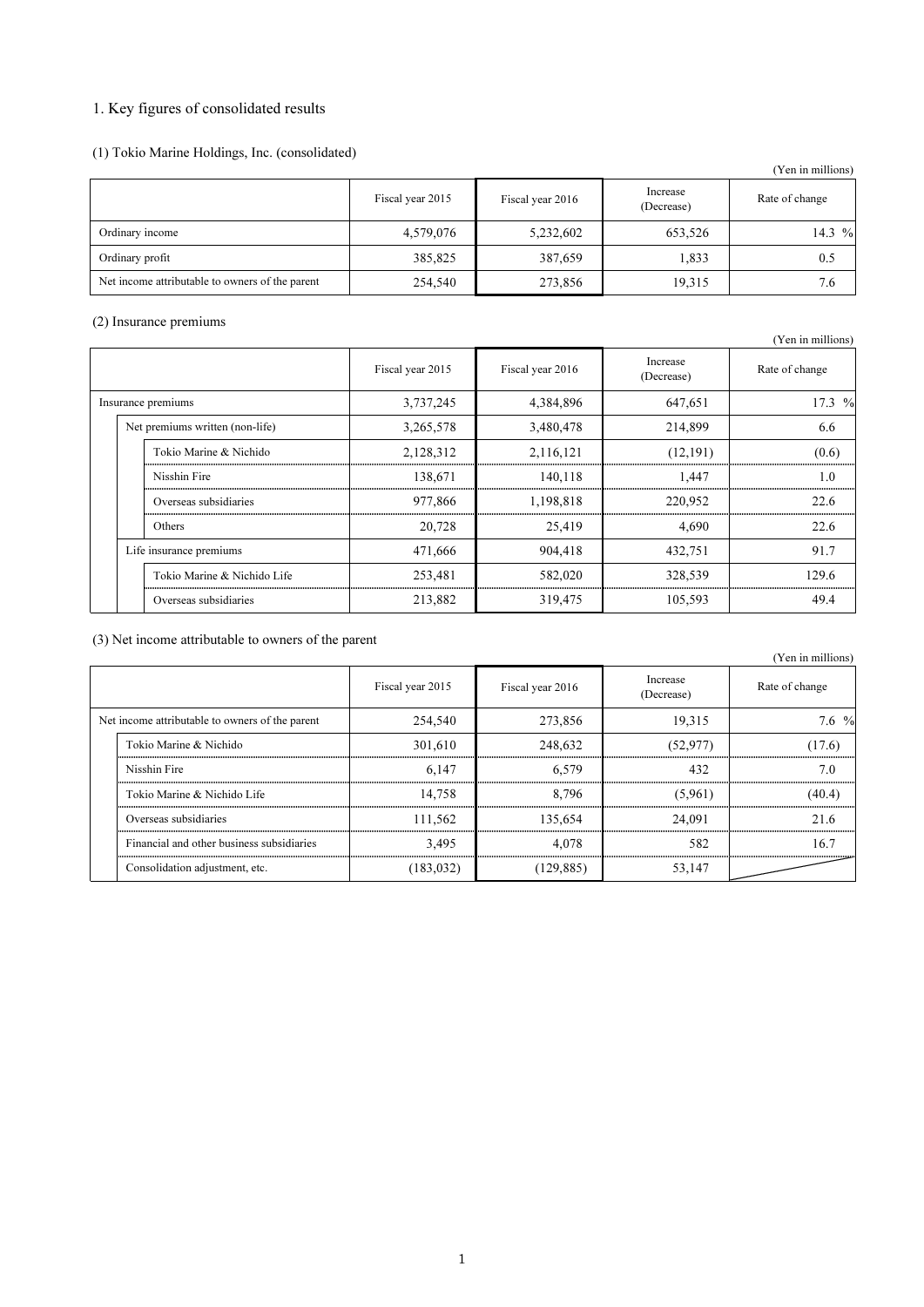## 1. Key figures of consolidated results

### (1) Tokio Marine Holdings, Inc. (consolidated)

(Yen in millions)

| | Fiscal year 2015 | Fiscal year 2016 | Increase (Decrease) | Rate of change |
|---|---|---|---|---|
| Ordinary income | 4,579,076 | 5,232,602 | 653,526 | 14.3 % |
| Ordinary profit | 385,825 | 387,659 | 1,833 | 0.5 |
| Net income attributable to owners of the parent | 254,540 | 273,856 | 19,315 | 7.6 |

### (2) Insurance premiums

(Yen in millions)

| | Fiscal year 2015 | Fiscal year 2016 | Increase (Decrease) | Rate of change |
|---|---|---|---|---|
| Insurance premiums | 3,737,245 | 4,384,896 | 647,651 | 17.3 % |
| Net premiums written (non-life) | 3,265,578 | 3,480,478 | 214,899 | 6.6 |
| Tokio Marine & Nichido | 2,128,312 | 2,116,121 | (12,191) | (0.6) |
| Nisshin Fire | 138,671 | 140,118 | 1,447 | 1.0 |
| Overseas subsidiaries | 977,866 | 1,198,818 | 220,952 | 22.6 |
| Others | 20,728 | 25,419 | 4,690 | 22.6 |
| Life insurance premiums | 471,666 | 904,418 | 432,751 | 91.7 |
| Tokio Marine & Nichido Life | 253,481 | 582,020 | 328,539 | 129.6 |
| Overseas subsidiaries | 213,882 | 319,475 | 105,593 | 49.4 |

### (3) Net income attributable to owners of the parent

(Yen in millions)

| | Fiscal year 2015 | Fiscal year 2016 | Increase (Decrease) | Rate of change |
|---|---|---|---|---|
| Net income attributable to owners of the parent | 254,540 | 273,856 | 19,315 | 7.6 % |
| Tokio Marine & Nichido | 301,610 | 248,632 | (52,977) | (17.6) |
| Nisshin Fire | 6,147 | 6,579 | 432 | 7.0 |
| Tokio Marine & Nichido Life | 14,758 | 8,796 | (5,961) | (40.4) |
| Overseas subsidiaries | 111,562 | 135,654 | 24,091 | 21.6 |
| Financial and other business subsidiaries | 3,495 | 4,078 | 582 | 16.7 |
| Consolidation adjustment, etc. | (183,032) | (129,885) | 53,147 | |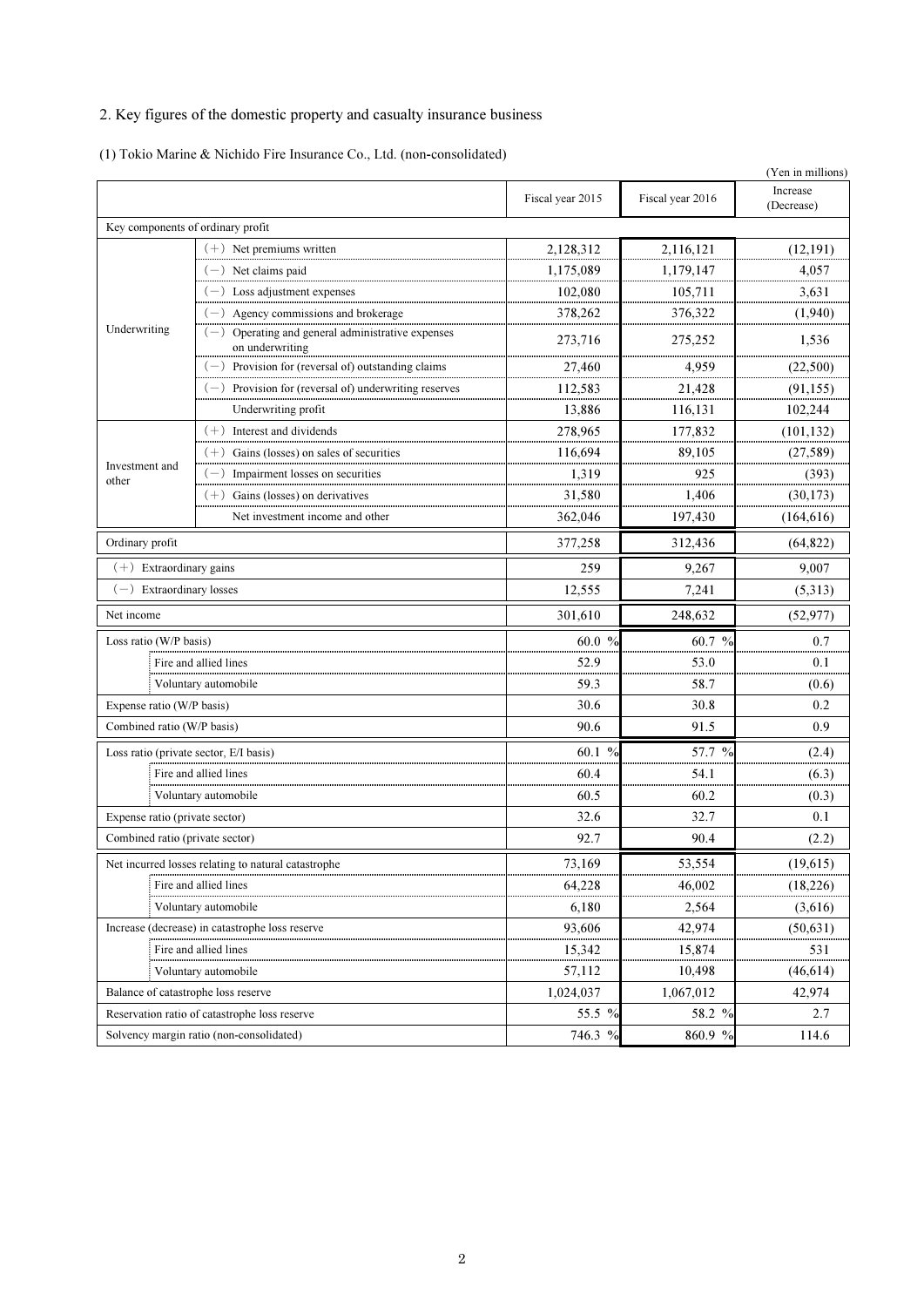## 2. Key figures of the domestic property and casualty insurance business

### (1) Tokio Marine & Nichido Fire Insurance Co., Ltd. (non-consolidated)

(Yen in millions)

| | | Fiscal year 2015 | Fiscal year 2016 | Increase (Decrease) |
|---|---|---|---|---|
| Key components of ordinary profit | | | | |
| Underwriting | (+) Net premiums written | 2,128,312 | 2,116,121 | (12,191) |
| | (−) Net claims paid | 1,175,089 | 1,179,147 | 4,057 |
| | (−) Loss adjustment expenses | 102,080 | 105,711 | 3,631 |
| | (−) Agency commissions and brokerage | 378,262 | 376,322 | (1,940) |
| | (−) Operating and general administrative expenses on underwriting | 273,716 | 275,252 | 1,536 |
| | (−) Provision for (reversal of) outstanding claims | 27,460 | 4,959 | (22,500) |
| | (−) Provision for (reversal of) underwriting reserves | 112,583 | 21,428 | (91,155) |
| | Underwriting profit | 13,886 | 116,131 | 102,244 |
| Investment and other | (+) Interest and dividends | 278,965 | 177,832 | (101,132) |
| | (+) Gains (losses) on sales of securities | 116,694 | 89,105 | (27,589) |
| | (−) Impairment losses on securities | 1,319 | 925 | (393) |
| | (+) Gains (losses) on derivatives | 31,580 | 1,406 | (30,173) |
| | Net investment income and other | 362,046 | 197,430 | (164,616) |
| Ordinary profit | | 377,258 | 312,436 | (64,822) |
| (+) Extraordinary gains | | 259 | 9,267 | 9,007 |
| (−) Extraordinary losses | | 12,555 | 7,241 | (5,313) |
| Net income | | 301,610 | 248,632 | (52,977) |
| Loss ratio (W/P basis) | | 60.0 % | 60.7 % | 0.7 |
| | Fire and allied lines | 52.9 | 53.0 | 0.1 |
| | Voluntary automobile | 59.3 | 58.7 | (0.6) |
| Expense ratio (W/P basis) | | 30.6 | 30.8 | 0.2 |
| Combined ratio (W/P basis) | | 90.6 | 91.5 | 0.9 |
| Loss ratio (private sector, E/I basis) | | 60.1 % | 57.7 % | (2.4) |
| | Fire and allied lines | 60.4 | 54.1 | (6.3) |
| | Voluntary automobile | 60.5 | 60.2 | (0.3) |
| Expense ratio (private sector) | | 32.6 | 32.7 | 0.1 |
| Combined ratio (private sector) | | 92.7 | 90.4 | (2.2) |
| Net incurred losses relating to natural catastrophe | | 73,169 | 53,554 | (19,615) |
| | Fire and allied lines | 64,228 | 46,002 | (18,226) |
| | Voluntary automobile | 6,180 | 2,564 | (3,616) |
| Increase (decrease) in catastrophe loss reserve | | 93,606 | 42,974 | (50,631) |
| | Fire and allied lines | 15,342 | 15,874 | 531 |
| | Voluntary automobile | 57,112 | 10,498 | (46,614) |
| Balance of catastrophe loss reserve | | 1,024,037 | 1,067,012 | 42,974 |
| Reservation ratio of catastrophe loss reserve | | 55.5 % | 58.2 % | 2.7 |
| Solvency margin ratio (non-consolidated) | | 746.3 % | 860.9 % | 114.6 |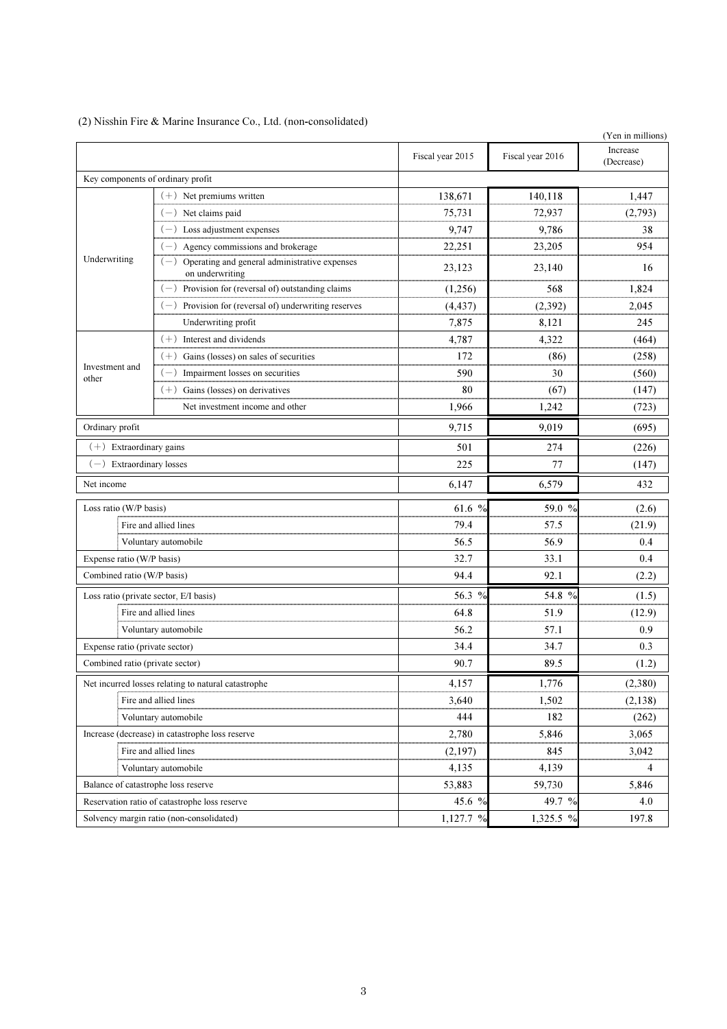(2) Nisshin Fire & Marine Insurance Co., Ltd. (non-consolidated)

(Yen in millions)

| | | Fiscal year 2015 | Fiscal year 2016 | Increase (Decrease) |
|---|---|---|---|---|
| Key components of ordinary profit | | | | |
| Underwriting | (+) Net premiums written | 138,671 | 140,118 | 1,447 |
| | (−) Net claims paid | 75,731 | 72,937 | (2,793) |
| | (−) Loss adjustment expenses | 9,747 | 9,786 | 38 |
| | (−) Agency commissions and brokerage | 22,251 | 23,205 | 954 |
| | (−) Operating and general administrative expenses on underwriting | 23,123 | 23,140 | 16 |
| | (−) Provision for (reversal of) outstanding claims | (1,256) | 568 | 1,824 |
| | (−) Provision for (reversal of) underwriting reserves | (4,437) | (2,392) | 2,045 |
| | Underwriting profit | 7,875 | 8,121 | 245 |
| Investment and other | (+) Interest and dividends | 4,787 | 4,322 | (464) |
| | (+) Gains (losses) on sales of securities | 172 | (86) | (258) |
| | (−) Impairment losses on securities | 590 | 30 | (560) |
| | (+) Gains (losses) on derivatives | 80 | (67) | (147) |
| | Net investment income and other | 1,966 | 1,242 | (723) |
| Ordinary profit | | 9,715 | 9,019 | (695) |
| (+) Extraordinary gains | | 501 | 274 | (226) |
| (−) Extraordinary losses | | 225 | 77 | (147) |
| Net income | | 6,147 | 6,579 | 432 |
| Loss ratio (W/P basis) | | 61.6 % | 59.0 % | (2.6) |
| | Fire and allied lines | 79.4 | 57.5 | (21.9) |
| | Voluntary automobile | 56.5 | 56.9 | 0.4 |
| Expense ratio (W/P basis) | | 32.7 | 33.1 | 0.4 |
| Combined ratio (W/P basis) | | 94.4 | 92.1 | (2.2) |
| Loss ratio (private sector, E/I basis) | | 56.3 % | 54.8 % | (1.5) |
| | Fire and allied lines | 64.8 | 51.9 | (12.9) |
| | Voluntary automobile | 56.2 | 57.1 | 0.9 |
| Expense ratio (private sector) | | 34.4 | 34.7 | 0.3 |
| Combined ratio (private sector) | | 90.7 | 89.5 | (1.2) |
| Net incurred losses relating to natural catastrophe | | 4,157 | 1,776 | (2,380) |
| | Fire and allied lines | 3,640 | 1,502 | (2,138) |
| | Voluntary automobile | 444 | 182 | (262) |
| Increase (decrease) in catastrophe loss reserve | | 2,780 | 5,846 | 3,065 |
| | Fire and allied lines | (2,197) | 845 | 3,042 |
| | Voluntary automobile | 4,135 | 4,139 | 4 |
| Balance of catastrophe loss reserve | | 53,883 | 59,730 | 5,846 |
| Reservation ratio of catastrophe loss reserve | | 45.6 % | 49.7 % | 4.0 |
| Solvency margin ratio (non-consolidated) | | 1,127.7 % | 1,325.5 % | 197.8 |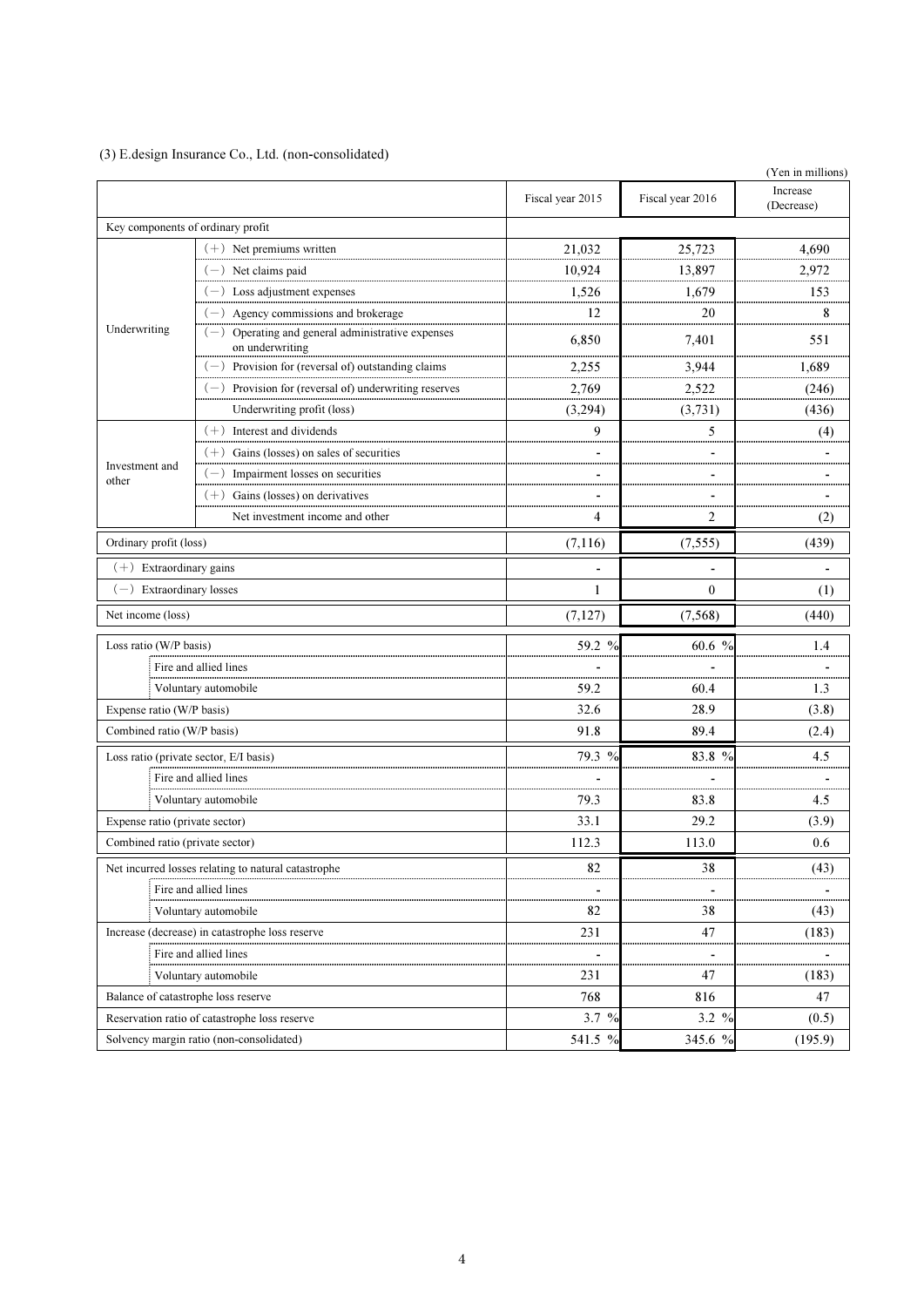(3) E.design Insurance Co., Ltd. (non-consolidated)

(Yen in millions)

| | | Fiscal year 2015 | Fiscal year 2016 | Increase (Decrease) |
|---|---|---|---|---|
| Key components of ordinary profit | | | | |
| Underwriting | (+) Net premiums written | 21,032 | 25,723 | 4,690 |
| | (−) Net claims paid | 10,924 | 13,897 | 2,972 |
| | (−) Loss adjustment expenses | 1,526 | 1,679 | 153 |
| | (−) Agency commissions and brokerage | 12 | 20 | 8 |
| | (−) Operating and general administrative expenses on underwriting | 6,850 | 7,401 | 551 |
| | (−) Provision for (reversal of) outstanding claims | 2,255 | 3,944 | 1,689 |
| | (−) Provision for (reversal of) underwriting reserves | 2,769 | 2,522 | (246) |
| | Underwriting profit (loss) | (3,294) | (3,731) | (436) |
| Investment and other | (+) Interest and dividends | 9 | 5 | (4) |
| | (+) Gains (losses) on sales of securities | - | - | - |
| | (−) Impairment losses on securities | - | - | - |
| | (+) Gains (losses) on derivatives | - | - | - |
| | Net investment income and other | 4 | 2 | (2) |
| Ordinary profit (loss) | | (7,116) | (7,555) | (439) |
| (+) Extraordinary gains | | - | - | - |
| (−) Extraordinary losses | | 1 | 0 | (1) |
| Net income (loss) | | (7,127) | (7,568) | (440) |
| Loss ratio (W/P basis) | | 59.2 % | 60.6 % | 1.4 |
| | Fire and allied lines | - | - | - |
| | Voluntary automobile | 59.2 | 60.4 | 1.3 |
| Expense ratio (W/P basis) | | 32.6 | 28.9 | (3.8) |
| Combined ratio (W/P basis) | | 91.8 | 89.4 | (2.4) |
| Loss ratio (private sector, E/I basis) | | 79.3 % | 83.8 % | 4.5 |
| | Fire and allied lines | - | - | - |
| | Voluntary automobile | 79.3 | 83.8 | 4.5 |
| Expense ratio (private sector) | | 33.1 | 29.2 | (3.9) |
| Combined ratio (private sector) | | 112.3 | 113.0 | 0.6 |
| Net incurred losses relating to natural catastrophe | | 82 | 38 | (43) |
| | Fire and allied lines | - | - | - |
| | Voluntary automobile | 82 | 38 | (43) |
| Increase (decrease) in catastrophe loss reserve | | 231 | 47 | (183) |
| | Fire and allied lines | - | - | - |
| | Voluntary automobile | 231 | 47 | (183) |
| Balance of catastrophe loss reserve | | 768 | 816 | 47 |
| Reservation ratio of catastrophe loss reserve | | 3.7 % | 3.2 % | (0.5) |
| Solvency margin ratio (non-consolidated) | | 541.5 % | 345.6 % | (195.9) |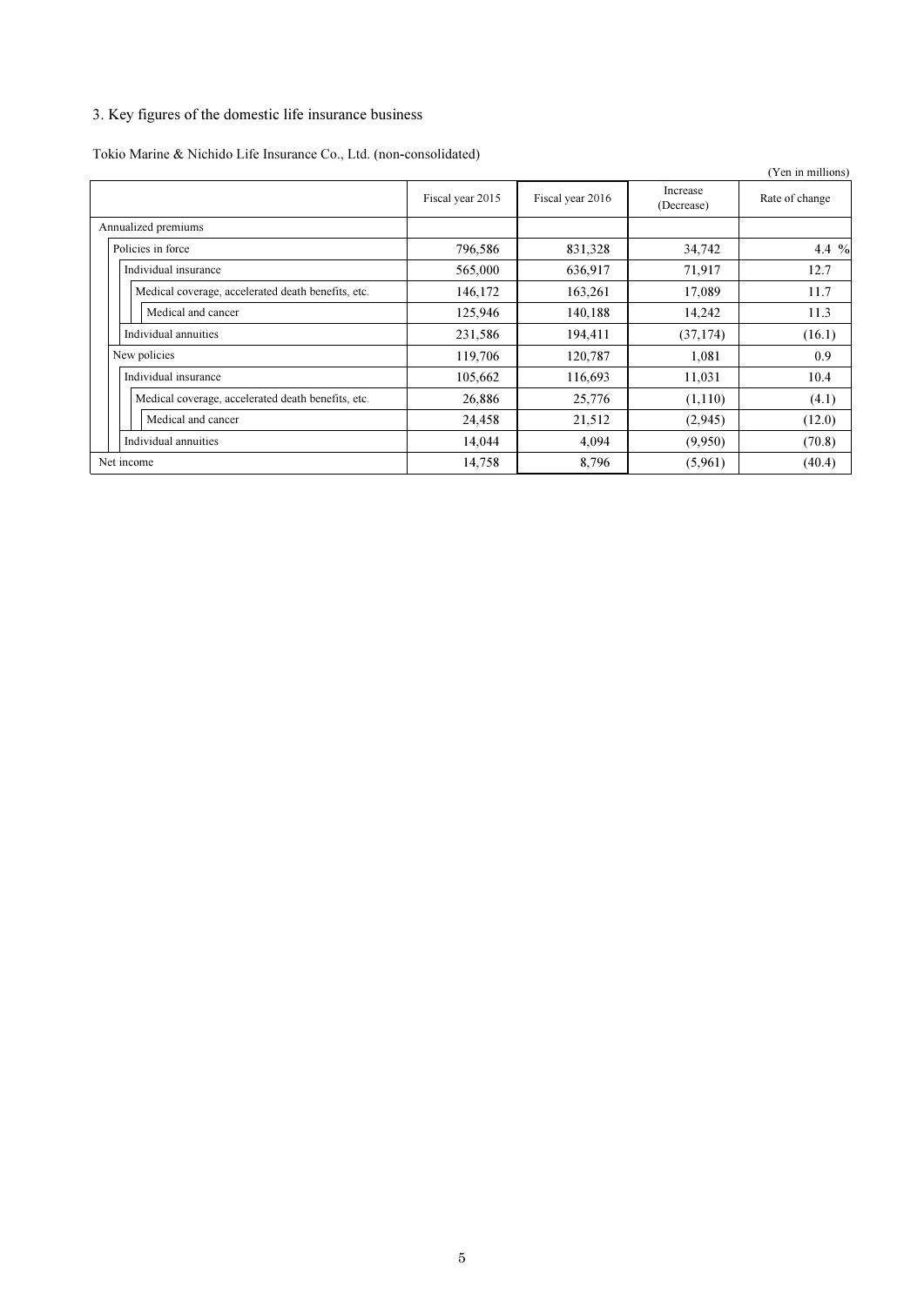### 3. Key figures of the domestic life insurance business

Tokio Marine & Nichido Life Insurance Co., Ltd. (non-consolidated)

(Yen in millions)

| | Fiscal year 2015 | Fiscal year 2016 | Increase (Decrease) | Rate of change |
|---|---|---|---|---|
| Annualized premiums | | | | |
| Policies in force | 796,586 | 831,328 | 34,742 | 4.4 % |
| Individual insurance | 565,000 | 636,917 | 71,917 | 12.7 |
| Medical coverage, accelerated death benefits, etc. | 146,172 | 163,261 | 17,089 | 11.7 |
| Medical and cancer | 125,946 | 140,188 | 14,242 | 11.3 |
| Individual annuities | 231,586 | 194,411 | (37,174) | (16.1) |
| New policies | 119,706 | 120,787 | 1,081 | 0.9 |
| Individual insurance | 105,662 | 116,693 | 11,031 | 10.4 |
| Medical coverage, accelerated death benefits, etc. | 26,886 | 25,776 | (1,110) | (4.1) |
| Medical and cancer | 24,458 | 21,512 | (2,945) | (12.0) |
| Individual annuities | 14,044 | 4,094 | (9,950) | (70.8) |
| Net income | 14,758 | 8,796 | (5,961) | (40.4) |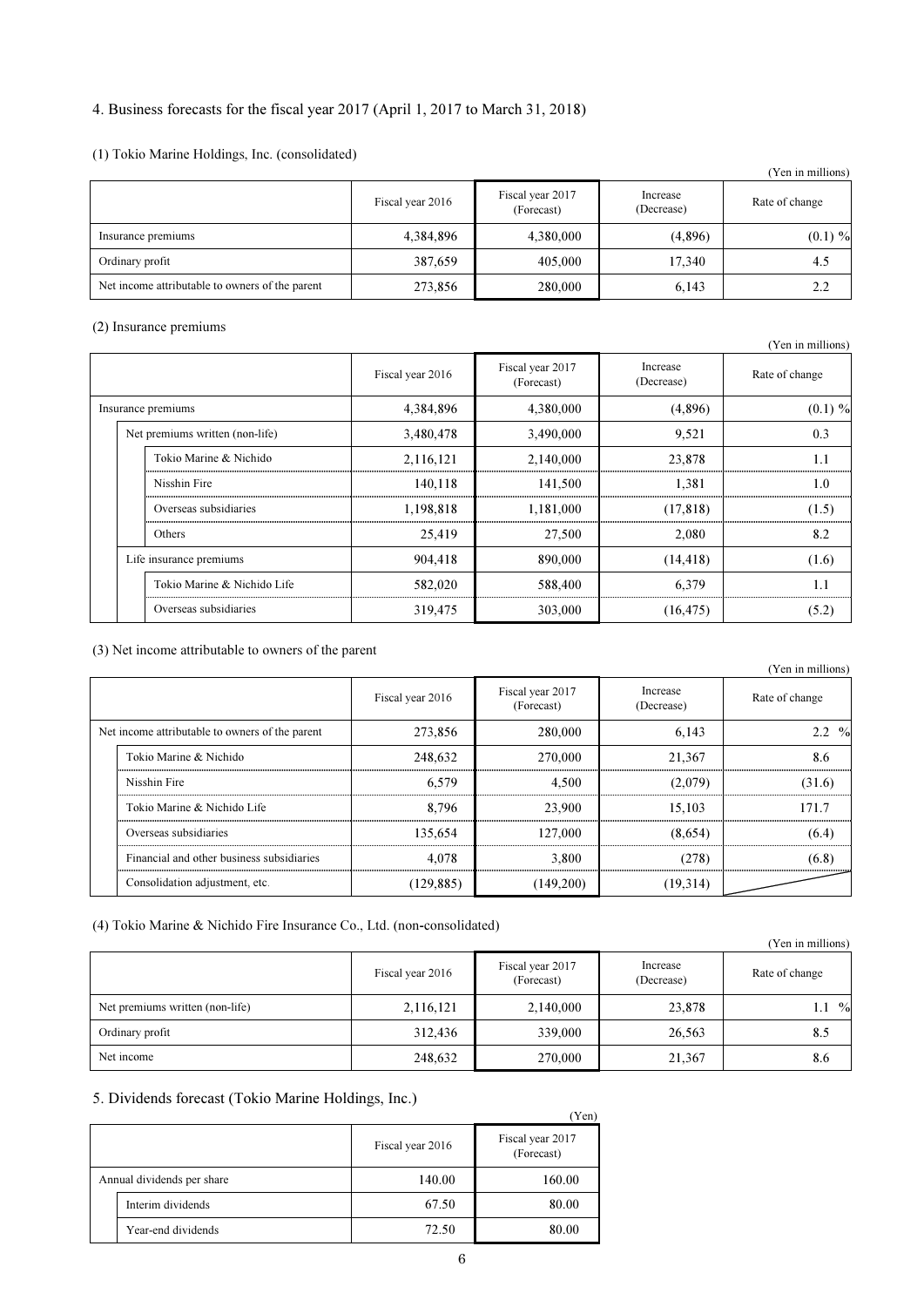## 4. Business forecasts for the fiscal year 2017 (April 1, 2017 to March 31, 2018)

### (1) Tokio Marine Holdings, Inc. (consolidated)

(Yen in millions)

| | Fiscal year 2016 | Fiscal year 2017 (Forecast) | Increase (Decrease) | Rate of change |
|---|---|---|---|---|
| Insurance premiums | 4,384,896 | 4,380,000 | (4,896) | (0.1) % |
| Ordinary profit | 387,659 | 405,000 | 17,340 | 4.5 |
| Net income attributable to owners of the parent | 273,856 | 280,000 | 6,143 | 2.2 |

### (2) Insurance premiums

(Yen in millions)

| | Fiscal year 2016 | Fiscal year 2017 (Forecast) | Increase (Decrease) | Rate of change |
|---|---|---|---|---|
| Insurance premiums | 4,384,896 | 4,380,000 | (4,896) | (0.1) % |
| Net premiums written (non-life) | 3,480,478 | 3,490,000 | 9,521 | 0.3 |
| Tokio Marine & Nichido | 2,116,121 | 2,140,000 | 23,878 | 1.1 |
| Nisshin Fire | 140,118 | 141,500 | 1,381 | 1.0 |
| Overseas subsidiaries | 1,198,818 | 1,181,000 | (17,818) | (1.5) |
| Others | 25,419 | 27,500 | 2,080 | 8.2 |
| Life insurance premiums | 904,418 | 890,000 | (14,418) | (1.6) |
| Tokio Marine & Nichido Life | 582,020 | 588,400 | 6,379 | 1.1 |
| Overseas subsidiaries | 319,475 | 303,000 | (16,475) | (5.2) |

### (3) Net income attributable to owners of the parent

(Yen in millions)

| | Fiscal year 2016 | Fiscal year 2017 (Forecast) | Increase (Decrease) | Rate of change |
|---|---|---|---|---|
| Net income attributable to owners of the parent | 273,856 | 280,000 | 6,143 | 2.2 % |
| Tokio Marine & Nichido | 248,632 | 270,000 | 21,367 | 8.6 |
| Nisshin Fire | 6,579 | 4,500 | (2,079) | (31.6) |
| Tokio Marine & Nichido Life | 8,796 | 23,900 | 15,103 | 171.7 |
| Overseas subsidiaries | 135,654 | 127,000 | (8,654) | (6.4) |
| Financial and other business subsidiaries | 4,078 | 3,800 | (278) | (6.8) |
| Consolidation adjustment, etc. | (129,885) | (149,200) | (19,314) | |

### (4) Tokio Marine & Nichido Fire Insurance Co., Ltd. (non-consolidated)

(Yen in millions)

| | Fiscal year 2016 | Fiscal year 2017 (Forecast) | Increase (Decrease) | Rate of change |
|---|---|---|---|---|
| Net premiums written (non-life) | 2,116,121 | 2,140,000 | 23,878 | 1.1 % |
| Ordinary profit | 312,436 | 339,000 | 26,563 | 8.5 |
| Net income | 248,632 | 270,000 | 21,367 | 8.6 |

## 5. Dividends forecast (Tokio Marine Holdings, Inc.)

(Yen)

| | Fiscal year 2016 | Fiscal year 2017 (Forecast) |
|---|---|---|
| Annual dividends per share | 140.00 | 160.00 |
| Interim dividends | 67.50 | 80.00 |
| Year-end dividends | 72.50 | 80.00 |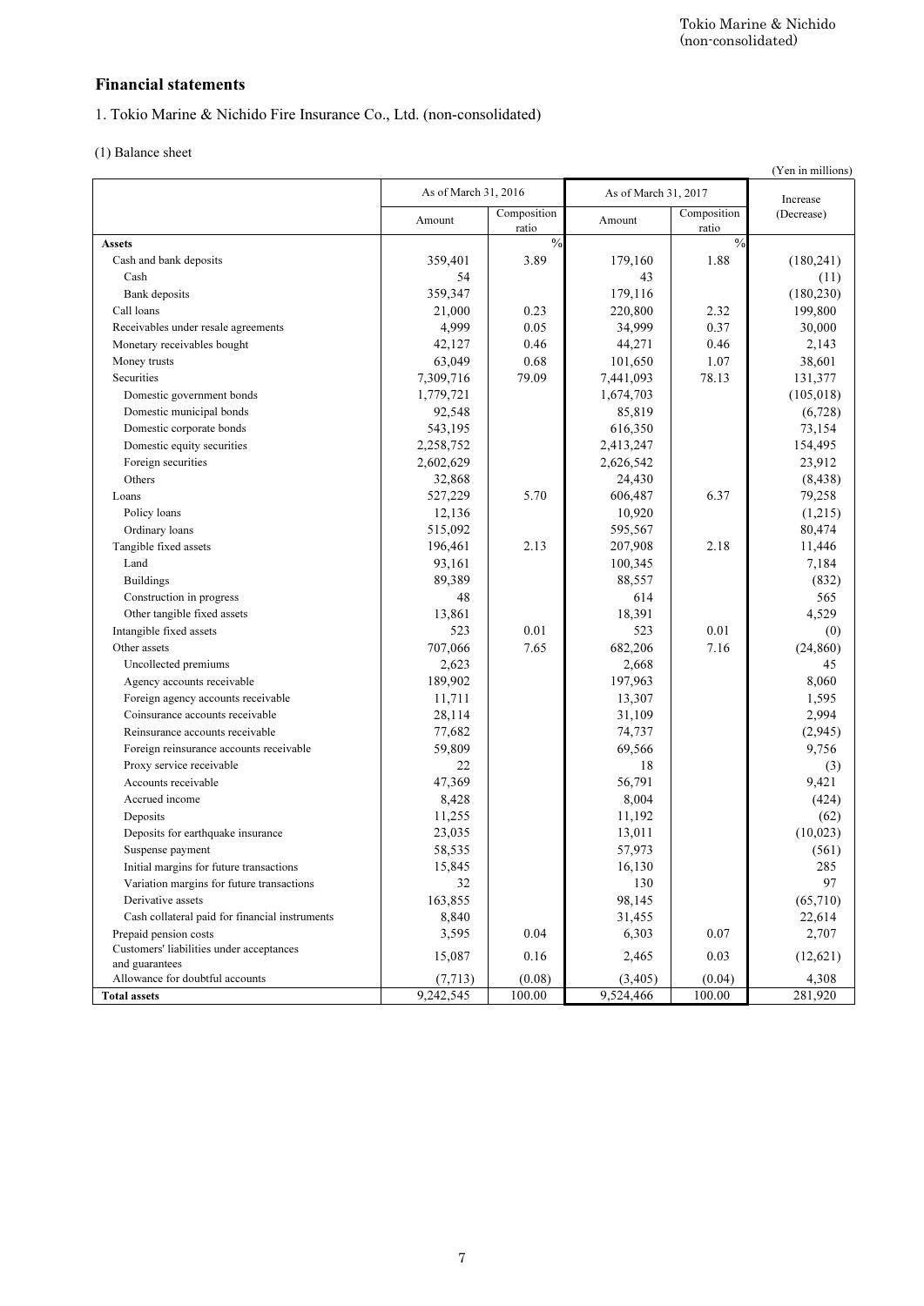## Financial statements

1. Tokio Marine & Nichido Fire Insurance Co., Ltd. (non-consolidated)

(1) Balance sheet

(Yen in millions)

| | As of March 31, 2016 | | As of March 31, 2017 | | Increase (Decrease) |
|---|---|---|---|---|---|
| | Amount | Composition ratio | Amount | Composition ratio | |
| **Assets** | | % | | % | |
| Cash and bank deposits | 359,401 | 3.89 | 179,160 | 1.88 | (180,241) |
| Cash | 54 | | 43 | | (11) |
| Bank deposits | 359,347 | | 179,116 | | (180,230) |
| Call loans | 21,000 | 0.23 | 220,800 | 2.32 | 199,800 |
| Receivables under resale agreements | 4,999 | 0.05 | 34,999 | 0.37 | 30,000 |
| Monetary receivables bought | 42,127 | 0.46 | 44,271 | 0.46 | 2,143 |
| Money trusts | 63,049 | 0.68 | 101,650 | 1.07 | 38,601 |
| Securities | 7,309,716 | 79.09 | 7,441,093 | 78.13 | 131,377 |
| Domestic government bonds | 1,779,721 | | 1,674,703 | | (105,018) |
| Domestic municipal bonds | 92,548 | | 85,819 | | (6,728) |
| Domestic corporate bonds | 543,195 | | 616,350 | | 73,154 |
| Domestic equity securities | 2,258,752 | | 2,413,247 | | 154,495 |
| Foreign securities | 2,602,629 | | 2,626,542 | | 23,912 |
| Others | 32,868 | | 24,430 | | (8,438) |
| Loans | 527,229 | 5.70 | 606,487 | 6.37 | 79,258 |
| Policy loans | 12,136 | | 10,920 | | (1,215) |
| Ordinary loans | 515,092 | | 595,567 | | 80,474 |
| Tangible fixed assets | 196,461 | 2.13 | 207,908 | 2.18 | 11,446 |
| Land | 93,161 | | 100,345 | | 7,184 |
| Buildings | 89,389 | | 88,557 | | (832) |
| Construction in progress | 48 | | 614 | | 565 |
| Other tangible fixed assets | 13,861 | | 18,391 | | 4,529 |
| Intangible fixed assets | 523 | 0.01 | 523 | 0.01 | (0) |
| Other assets | 707,066 | 7.65 | 682,206 | 7.16 | (24,860) |
| Uncollected premiums | 2,623 | | 2,668 | | 45 |
| Agency accounts receivable | 189,902 | | 197,963 | | 8,060 |
| Foreign agency accounts receivable | 11,711 | | 13,307 | | 1,595 |
| Coinsurance accounts receivable | 28,114 | | 31,109 | | 2,994 |
| Reinsurance accounts receivable | 77,682 | | 74,737 | | (2,945) |
| Foreign reinsurance accounts receivable | 59,809 | | 69,566 | | 9,756 |
| Proxy service receivable | 22 | | 18 | | (3) |
| Accounts receivable | 47,369 | | 56,791 | | 9,421 |
| Accrued income | 8,428 | | 8,004 | | (424) |
| Deposits | 11,255 | | 11,192 | | (62) |
| Deposits for earthquake insurance | 23,035 | | 13,011 | | (10,023) |
| Suspense payment | 58,535 | | 57,973 | | (561) |
| Initial margins for future transactions | 15,845 | | 16,130 | | 285 |
| Variation margins for future transactions | 32 | | 130 | | 97 |
| Derivative assets | 163,855 | | 98,145 | | (65,710) |
| Cash collateral paid for financial instruments | 8,840 | | 31,455 | | 22,614 |
| Prepaid pension costs | 3,595 | 0.04 | 6,303 | 0.07 | 2,707 |
| Customers' liabilities under acceptances and guarantees | 15,087 | 0.16 | 2,465 | 0.03 | (12,621) |
| Allowance for doubtful accounts | (7,713) | (0.08) | (3,405) | (0.04) | 4,308 |
| **Total assets** | 9,242,545 | 100.00 | 9,524,466 | 100.00 | 281,920 |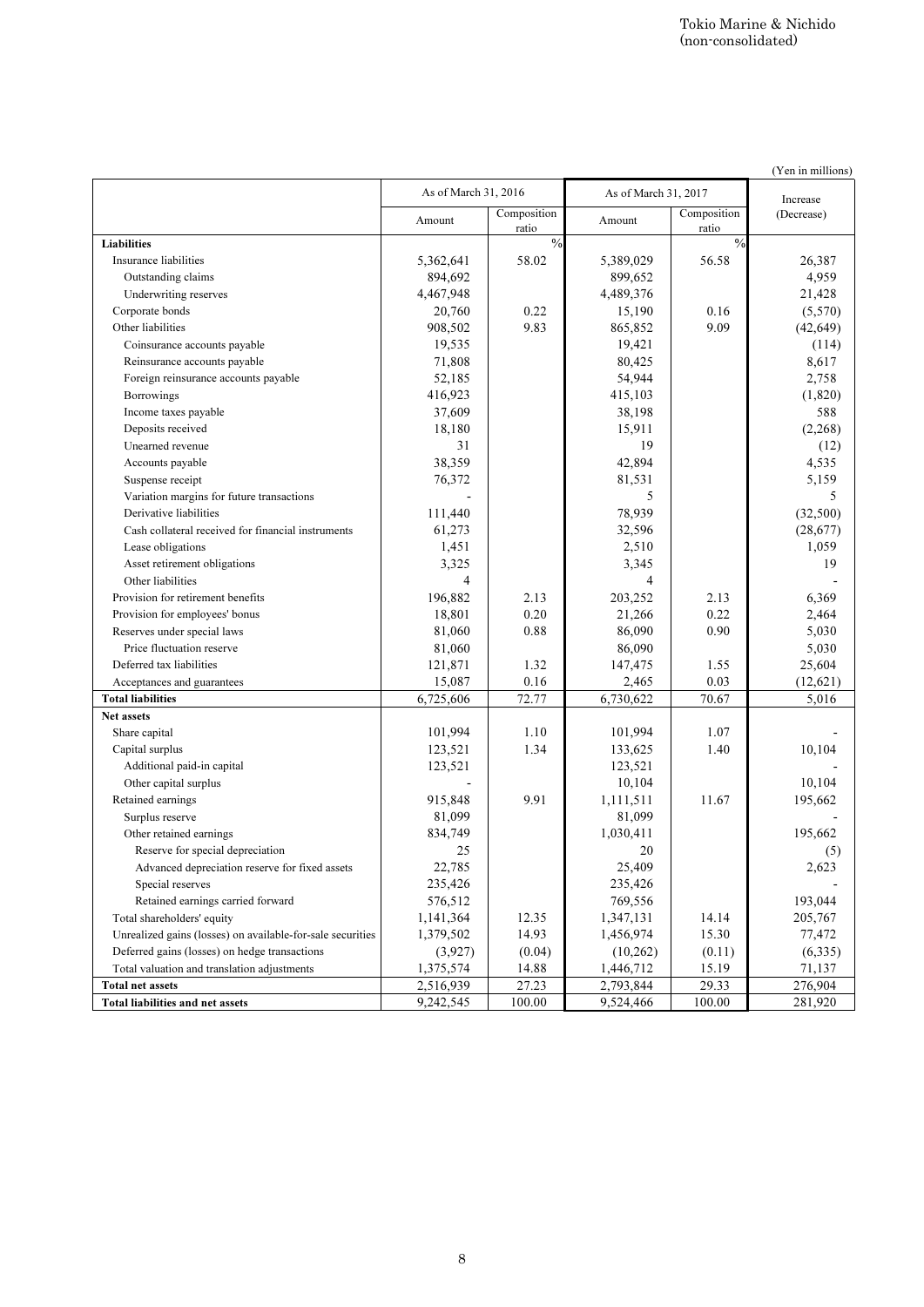(Yen in millions)

| | As of March 31, 2016 | | As of March 31, 2017 | | Increase (Decrease) |
|---|---|---|---|---|---|
| | Amount | Composition ratio | Amount | Composition ratio | |
| **Liabilities** | | % | | % | |
| Insurance liabilities | 5,362,641 | 58.02 | 5,389,029 | 56.58 | 26,387 |
| Outstanding claims | 894,692 | | 899,652 | | 4,959 |
| Underwriting reserves | 4,467,948 | | 4,489,376 | | 21,428 |
| Corporate bonds | 20,760 | 0.22 | 15,190 | 0.16 | (5,570) |
| Other liabilities | 908,502 | 9.83 | 865,852 | 9.09 | (42,649) |
| Coinsurance accounts payable | 19,535 | | 19,421 | | (114) |
| Reinsurance accounts payable | 71,808 | | 80,425 | | 8,617 |
| Foreign reinsurance accounts payable | 52,185 | | 54,944 | | 2,758 |
| Borrowings | 416,923 | | 415,103 | | (1,820) |
| Income taxes payable | 37,609 | | 38,198 | | 588 |
| Deposits received | 18,180 | | 15,911 | | (2,268) |
| Unearned revenue | 31 | | 19 | | (12) |
| Accounts payable | 38,359 | | 42,894 | | 4,535 |
| Suspense receipt | 76,372 | | 81,531 | | 5,159 |
| Variation margins for future transactions | - | | 5 | | 5 |
| Derivative liabilities | 111,440 | | 78,939 | | (32,500) |
| Cash collateral received for financial instruments | 61,273 | | 32,596 | | (28,677) |
| Lease obligations | 1,451 | | 2,510 | | 1,059 |
| Asset retirement obligations | 3,325 | | 3,345 | | 19 |
| Other liabilities | 4 | | 4 | | - |
| Provision for retirement benefits | 196,882 | 2.13 | 203,252 | 2.13 | 6,369 |
| Provision for employees' bonus | 18,801 | 0.20 | 21,266 | 0.22 | 2,464 |
| Reserves under special laws | 81,060 | 0.88 | 86,090 | 0.90 | 5,030 |
| Price fluctuation reserve | 81,060 | | 86,090 | | 5,030 |
| Deferred tax liabilities | 121,871 | 1.32 | 147,475 | 1.55 | 25,604 |
| Acceptances and guarantees | 15,087 | 0.16 | 2,465 | 0.03 | (12,621) |
| **Total liabilities** | 6,725,606 | 72.77 | 6,730,622 | 70.67 | 5,016 |
| **Net assets** | | | | | |
| Share capital | 101,994 | 1.10 | 101,994 | 1.07 | - |
| Capital surplus | 123,521 | 1.34 | 133,625 | 1.40 | 10,104 |
| Additional paid-in capital | 123,521 | | 123,521 | | - |
| Other capital surplus | - | | 10,104 | | 10,104 |
| Retained earnings | 915,848 | 9.91 | 1,111,511 | 11.67 | 195,662 |
| Surplus reserve | 81,099 | | 81,099 | | - |
| Other retained earnings | 834,749 | | 1,030,411 | | 195,662 |
| Reserve for special depreciation | 25 | | 20 | | (5) |
| Advanced depreciation reserve for fixed assets | 22,785 | | 25,409 | | 2,623 |
| Special reserves | 235,426 | | 235,426 | | - |
| Retained earnings carried forward | 576,512 | | 769,556 | | 193,044 |
| Total shareholders' equity | 1,141,364 | 12.35 | 1,347,131 | 14.14 | 205,767 |
| Unrealized gains (losses) on available-for-sale securities | 1,379,502 | 14.93 | 1,456,974 | 15.30 | 77,472 |
| Deferred gains (losses) on hedge transactions | (3,927) | (0.04) | (10,262) | (0.11) | (6,335) |
| Total valuation and translation adjustments | 1,375,574 | 14.88 | 1,446,712 | 15.19 | 71,137 |
| **Total net assets** | 2,516,939 | 27.23 | 2,793,844 | 29.33 | 276,904 |
| **Total liabilities and net assets** | 9,242,545 | 100.00 | 9,524,466 | 100.00 | 281,920 |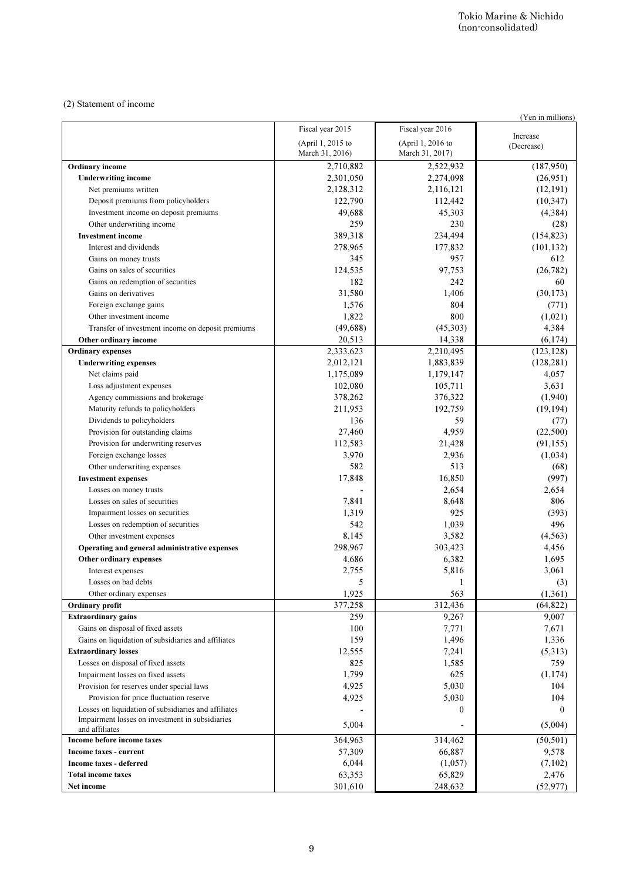Tokio Marine & Nichido
(non-consolidated)

### (2) Statement of income

(Yen in millions)

| | Fiscal year 2015 (April 1, 2015 to March 31, 2016) | Fiscal year 2016 (April 1, 2016 to March 31, 2017) | Increase (Decrease) |
|---|---|---|---|
| **Ordinary income** | 2,710,882 | 2,522,932 | (187,950) |
| **Underwriting income** | 2,301,050 | 2,274,098 | (26,951) |
| Net premiums written | 2,128,312 | 2,116,121 | (12,191) |
| Deposit premiums from policyholders | 122,790 | 112,442 | (10,347) |
| Investment income on deposit premiums | 49,688 | 45,303 | (4,384) |
| Other underwriting income | 259 | 230 | (28) |
| **Investment income** | 389,318 | 234,494 | (154,823) |
| Interest and dividends | 278,965 | 177,832 | (101,132) |
| Gains on money trusts | 345 | 957 | 612 |
| Gains on sales of securities | 124,535 | 97,753 | (26,782) |
| Gains on redemption of securities | 182 | 242 | 60 |
| Gains on derivatives | 31,580 | 1,406 | (30,173) |
| Foreign exchange gains | 1,576 | 804 | (771) |
| Other investment income | 1,822 | 800 | (1,021) |
| Transfer of investment income on deposit premiums | (49,688) | (45,303) | 4,384 |
| **Other ordinary income** | 20,513 | 14,338 | (6,174) |
| **Ordinary expenses** | 2,333,623 | 2,210,495 | (123,128) |
| **Underwriting expenses** | 2,012,121 | 1,883,839 | (128,281) |
| Net claims paid | 1,175,089 | 1,179,147 | 4,057 |
| Loss adjustment expenses | 102,080 | 105,711 | 3,631 |
| Agency commissions and brokerage | 378,262 | 376,322 | (1,940) |
| Maturity refunds to policyholders | 211,953 | 192,759 | (19,194) |
| Dividends to policyholders | 136 | 59 | (77) |
| Provision for outstanding claims | 27,460 | 4,959 | (22,500) |
| Provision for underwriting reserves | 112,583 | 21,428 | (91,155) |
| Foreign exchange losses | 3,970 | 2,936 | (1,034) |
| Other underwriting expenses | 582 | 513 | (68) |
| **Investment expenses** | 17,848 | 16,850 | (997) |
| Losses on money trusts | - | 2,654 | 2,654 |
| Losses on sales of securities | 7,841 | 8,648 | 806 |
| Impairment losses on securities | 1,319 | 925 | (393) |
| Losses on redemption of securities | 542 | 1,039 | 496 |
| Other investment expenses | 8,145 | 3,582 | (4,563) |
| **Operating and general administrative expenses** | 298,967 | 303,423 | 4,456 |
| **Other ordinary expenses** | 4,686 | 6,382 | 1,695 |
| Interest expenses | 2,755 | 5,816 | 3,061 |
| Losses on bad debts | 5 | 1 | (3) |
| Other ordinary expenses | 1,925 | 563 | (1,361) |
| **Ordinary profit** | 377,258 | 312,436 | (64,822) |
| **Extraordinary gains** | 259 | 9,267 | 9,007 |
| Gains on disposal of fixed assets | 100 | 7,771 | 7,671 |
| Gains on liquidation of subsidiaries and affiliates | 159 | 1,496 | 1,336 |
| **Extraordinary losses** | 12,555 | 7,241 | (5,313) |
| Losses on disposal of fixed assets | 825 | 1,585 | 759 |
| Impairment losses on fixed assets | 1,799 | 625 | (1,174) |
| Provision for reserves under special laws | 4,925 | 5,030 | 104 |
| Provision for price fluctuation reserve | 4,925 | 5,030 | 104 |
| Losses on liquidation of subsidiaries and affiliates | - | 0 | 0 |
| Impairment losses on investment in subsidiaries and affiliates | 5,004 | - | (5,004) |
| **Income before income taxes** | 364,963 | 314,462 | (50,501) |
| **Income taxes - current** | 57,309 | 66,887 | 9,578 |
| **Income taxes - deferred** | 6,044 | (1,057) | (7,102) |
| **Total income taxes** | 63,353 | 65,829 | 2,476 |
| **Net income** | 301,610 | 248,632 | (52,977) |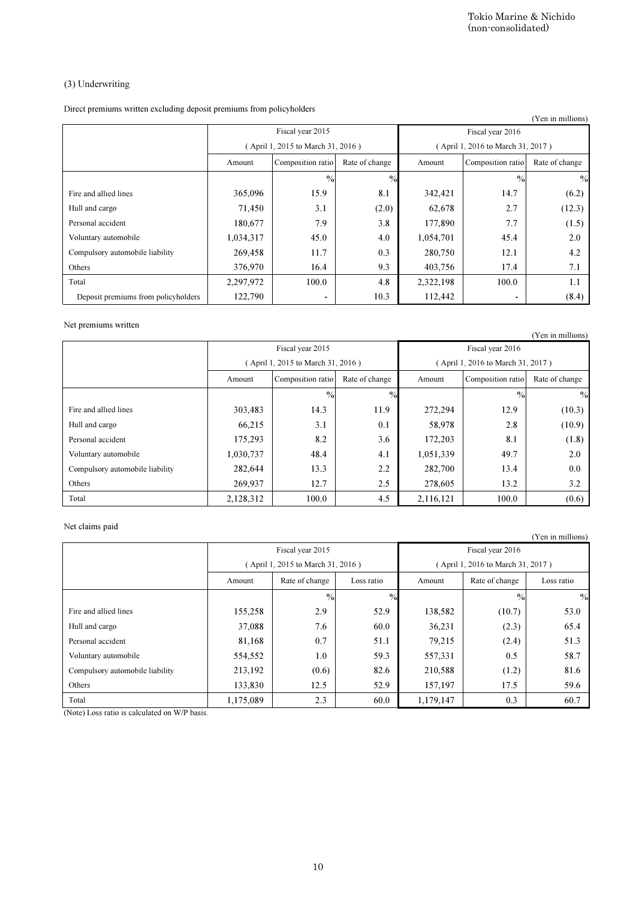### (3) Underwriting

Direct premiums written excluding deposit premiums from policyholders

(Yen in millions)

| | Fiscal year 2015 (April 1, 2015 to March 31, 2016) | | | Fiscal year 2016 (April 1, 2016 to March 31, 2017) | | |
|---|---|---|---|---|---|---|
| | Amount | Composition ratio | Rate of change | Amount | Composition ratio | Rate of change |
| | | % | % | | % | % |
| Fire and allied lines | 365,096 | 15.9 | 8.1 | 342,421 | 14.7 | (6.2) |
| Hull and cargo | 71,450 | 3.1 | (2.0) | 62,678 | 2.7 | (12.3) |
| Personal accident | 180,677 | 7.9 | 3.8 | 177,890 | 7.7 | (1.5) |
| Voluntary automobile | 1,034,317 | 45.0 | 4.0 | 1,054,701 | 45.4 | 2.0 |
| Compulsory automobile liability | 269,458 | 11.7 | 0.3 | 280,750 | 12.1 | 4.2 |
| Others | 376,970 | 16.4 | 9.3 | 403,756 | 17.4 | 7.1 |
| Total | 2,297,972 | 100.0 | 4.8 | 2,322,198 | 100.0 | 1.1 |
| Deposit premiums from policyholders | 122,790 | - | 10.3 | 112,442 | - | (8.4) |

Net premiums written

(Yen in millions)

| | Fiscal year 2015 (April 1, 2015 to March 31, 2016) | | | Fiscal year 2016 (April 1, 2016 to March 31, 2017) | | |
|---|---|---|---|---|---|---|
| | Amount | Composition ratio | Rate of change | Amount | Composition ratio | Rate of change |
| | | % | % | | % | % |
| Fire and allied lines | 303,483 | 14.3 | 11.9 | 272,294 | 12.9 | (10.3) |
| Hull and cargo | 66,215 | 3.1 | 0.1 | 58,978 | 2.8 | (10.9) |
| Personal accident | 175,293 | 8.2 | 3.6 | 172,203 | 8.1 | (1.8) |
| Voluntary automobile | 1,030,737 | 48.4 | 4.1 | 1,051,339 | 49.7 | 2.0 |
| Compulsory automobile liability | 282,644 | 13.3 | 2.2 | 282,700 | 13.4 | 0.0 |
| Others | 269,937 | 12.7 | 2.5 | 278,605 | 13.2 | 3.2 |
| Total | 2,128,312 | 100.0 | 4.5 | 2,116,121 | 100.0 | (0.6) |

Net claims paid

(Yen in millions)

| | Fiscal year 2015 (April 1, 2015 to March 31, 2016) | | | Fiscal year 2016 (April 1, 2016 to March 31, 2017) | | |
|---|---|---|---|---|---|---|
| | Amount | Rate of change | Loss ratio | Amount | Rate of change | Loss ratio |
| | | % | % | | % | % |
| Fire and allied lines | 155,258 | 2.9 | 52.9 | 138,582 | (10.7) | 53.0 |
| Hull and cargo | 37,088 | 7.6 | 60.0 | 36,231 | (2.3) | 65.4 |
| Personal accident | 81,168 | 0.7 | 51.1 | 79,215 | (2.4) | 51.3 |
| Voluntary automobile | 554,552 | 1.0 | 59.3 | 557,331 | 0.5 | 58.7 |
| Compulsory automobile liability | 213,192 | (0.6) | 82.6 | 210,588 | (1.2) | 81.6 |
| Others | 133,830 | 12.5 | 52.9 | 157,197 | 17.5 | 59.6 |
| Total | 1,175,089 | 2.3 | 60.0 | 1,179,147 | 0.3 | 60.7 |

(Note) Loss ratio is calculated on W/P basis.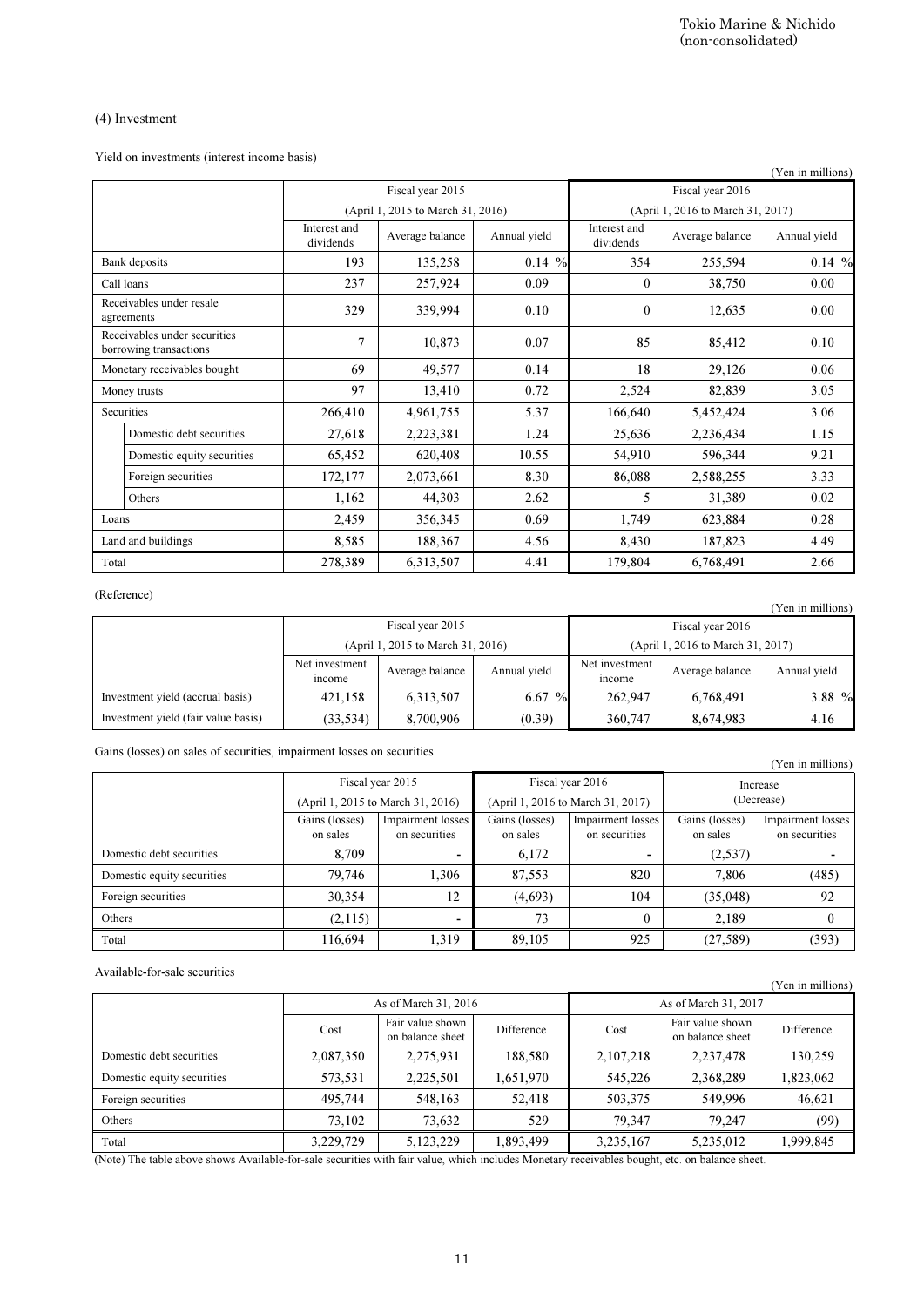## (4) Investment

Yield on investments (interest income basis)

(Yen in millions)

| | Fiscal year 2015 (April 1, 2015 to March 31, 2016) | | | Fiscal year 2016 (April 1, 2016 to March 31, 2017) | | |
|---|---|---|---|---|---|---|
| | Interest and dividends | Average balance | Annual yield | Interest and dividends | Average balance | Annual yield |
| Bank deposits | 193 | 135,258 | 0.14 % | 354 | 255,594 | 0.14 % |
| Call loans | 237 | 257,924 | 0.09 | 0 | 38,750 | 0.00 |
| Receivables under resale agreements | 329 | 339,994 | 0.10 | 0 | 12,635 | 0.00 |
| Receivables under securities borrowing transactions | 7 | 10,873 | 0.07 | 85 | 85,412 | 0.10 |
| Monetary receivables bought | 69 | 49,577 | 0.14 | 18 | 29,126 | 0.06 |
| Money trusts | 97 | 13,410 | 0.72 | 2,524 | 82,839 | 3.05 |
| Securities | 266,410 | 4,961,755 | 5.37 | 166,640 | 5,452,424 | 3.06 |
| Domestic debt securities | 27,618 | 2,223,381 | 1.24 | 25,636 | 2,236,434 | 1.15 |
| Domestic equity securities | 65,452 | 620,408 | 10.55 | 54,910 | 596,344 | 9.21 |
| Foreign securities | 172,177 | 2,073,661 | 8.30 | 86,088 | 2,588,255 | 3.33 |
| Others | 1,162 | 44,303 | 2.62 | 5 | 31,389 | 0.02 |
| Loans | 2,459 | 356,345 | 0.69 | 1,749 | 623,884 | 0.28 |
| Land and buildings | 8,585 | 188,367 | 4.56 | 8,430 | 187,823 | 4.49 |
| Total | 278,389 | 6,313,507 | 4.41 | 179,804 | 6,768,491 | 2.66 |

(Reference)

(Yen in millions)

| | Fiscal year 2015 (April 1, 2015 to March 31, 2016) | | | Fiscal year 2016 (April 1, 2016 to March 31, 2017) | | |
|---|---|---|---|---|---|---|
| | Net investment income | Average balance | Annual yield | Net investment income | Average balance | Annual yield |
| Investment yield (accrual basis) | 421,158 | 6,313,507 | 6.67 % | 262,947 | 6,768,491 | 3.88 % |
| Investment yield (fair value basis) | (33,534) | 8,700,906 | (0.39) | 360,747 | 8,674,983 | 4.16 |

Gains (losses) on sales of securities, impairment losses on securities

(Yen in millions)

| | Fiscal year 2015 (April 1, 2015 to March 31, 2016) | | Fiscal year 2016 (April 1, 2016 to March 31, 2017) | | Increase (Decrease) | |
|---|---|---|---|---|---|---|
| | Gains (losses) on sales | Impairment losses on securities | Gains (losses) on sales | Impairment losses on securities | Gains (losses) on sales | Impairment losses on securities |
| Domestic debt securities | 8,709 | - | 6,172 | - | (2,537) | - |
| Domestic equity securities | 79,746 | 1,306 | 87,553 | 820 | 7,806 | (485) |
| Foreign securities | 30,354 | 12 | (4,693) | 104 | (35,048) | 92 |
| Others | (2,115) | - | 73 | 0 | 2,189 | 0 |
| Total | 116,694 | 1,319 | 89,105 | 925 | (27,589) | (393) |

Available-for-sale securities

(Yen in millions)

| | As of March 31, 2016 | | | As of March 31, 2017 | | |
|---|---|---|---|---|---|---|
| | Cost | Fair value shown on balance sheet | Difference | Cost | Fair value shown on balance sheet | Difference |
| Domestic debt securities | 2,087,350 | 2,275,931 | 188,580 | 2,107,218 | 2,237,478 | 130,259 |
| Domestic equity securities | 573,531 | 2,225,501 | 1,651,970 | 545,226 | 2,368,289 | 1,823,062 |
| Foreign securities | 495,744 | 548,163 | 52,418 | 503,375 | 549,996 | 46,621 |
| Others | 73,102 | 73,632 | 529 | 79,347 | 79,247 | (99) |
| Total | 3,229,729 | 5,123,229 | 1,893,499 | 3,235,167 | 5,235,012 | 1,999,845 |

(Note) The table above shows Available-for-sale securities with fair value, which includes Monetary receivables bought, etc. on balance sheet.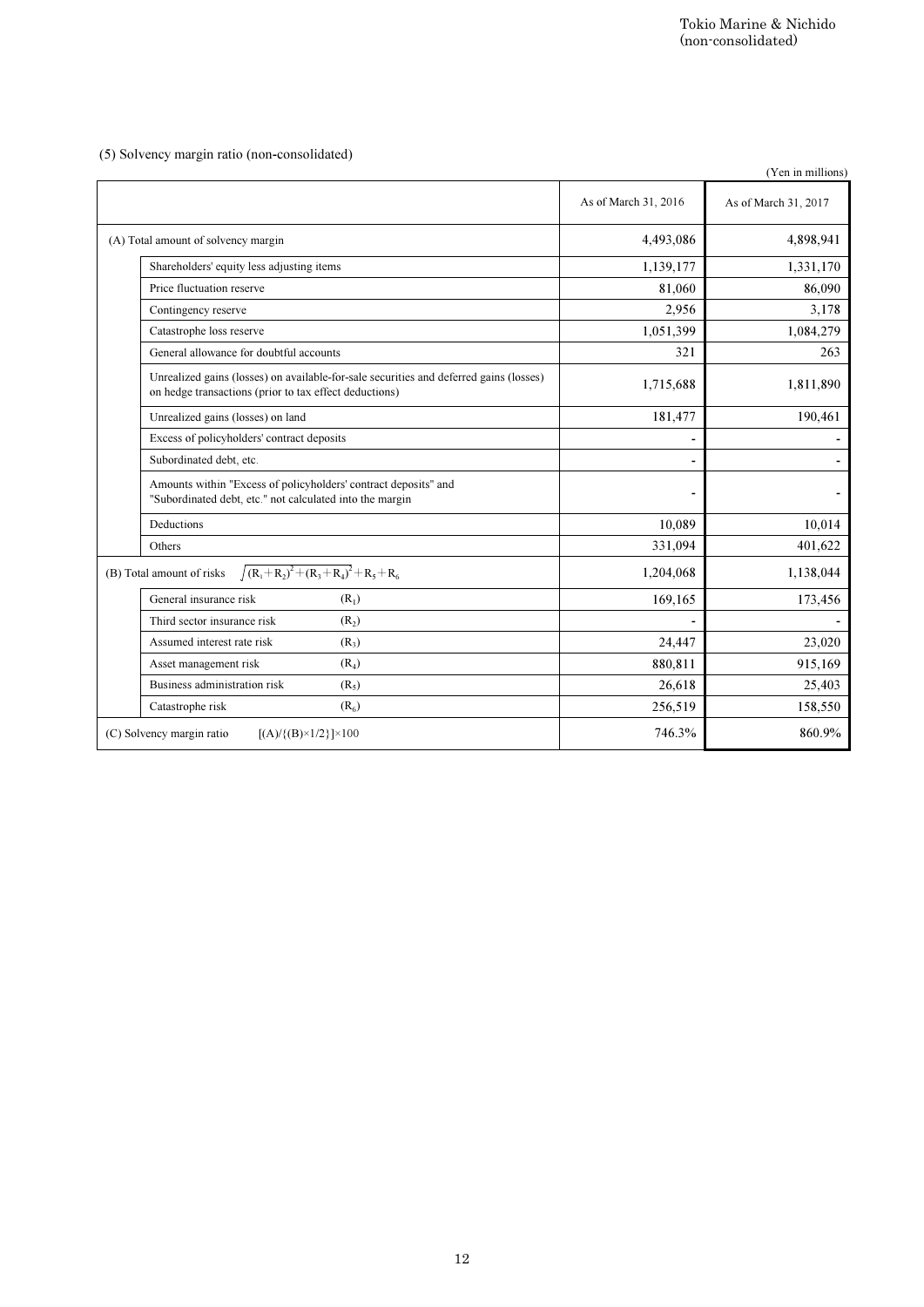### (5) Solvency margin ratio (non-consolidated)

(Yen in millions)

| | As of March 31, 2016 | As of March 31, 2017 |
|---|---|---|
| (A) Total amount of solvency margin | 4,493,086 | 4,898,941 |
| Shareholders' equity less adjusting items | 1,139,177 | 1,331,170 |
| Price fluctuation reserve | 81,060 | 86,090 |
| Contingency reserve | 2,956 | 3,178 |
| Catastrophe loss reserve | 1,051,399 | 1,084,279 |
| General allowance for doubtful accounts | 321 | 263 |
| Unrealized gains (losses) on available-for-sale securities and deferred gains (losses) on hedge transactions (prior to tax effect deductions) | 1,715,688 | 1,811,890 |
| Unrealized gains (losses) on land | 181,477 | 190,461 |
| Excess of policyholders' contract deposits | - | - |
| Subordinated debt, etc. | - | - |
| Amounts within "Excess of policyholders' contract deposits" and "Subordinated debt, etc." not calculated into the margin | - | - |
| Deductions | 10,089 | 10,014 |
| Others | 331,094 | 401,622 |
| (B) Total amount of risks $\sqrt{(R_1+R_2)^2+(R_3+R_4)^2}+R_5+R_6$ | 1,204,068 | 1,138,044 |
| General insurance risk $(R_1)$ | 169,165 | 173,456 |
| Third sector insurance risk $(R_2)$ | - | - |
| Assumed interest rate risk $(R_3)$ | 24,447 | 23,020 |
| Asset management risk $(R_4)$ | 880,811 | 915,169 |
| Business administration risk $(R_5)$ | 26,618 | 25,403 |
| Catastrophe risk $(R_6)$ | 256,519 | 158,550 |
| (C) Solvency margin ratio $[(A)/\{(B)\times 1/2\}]\times 100$ | 746.3% | 860.9% |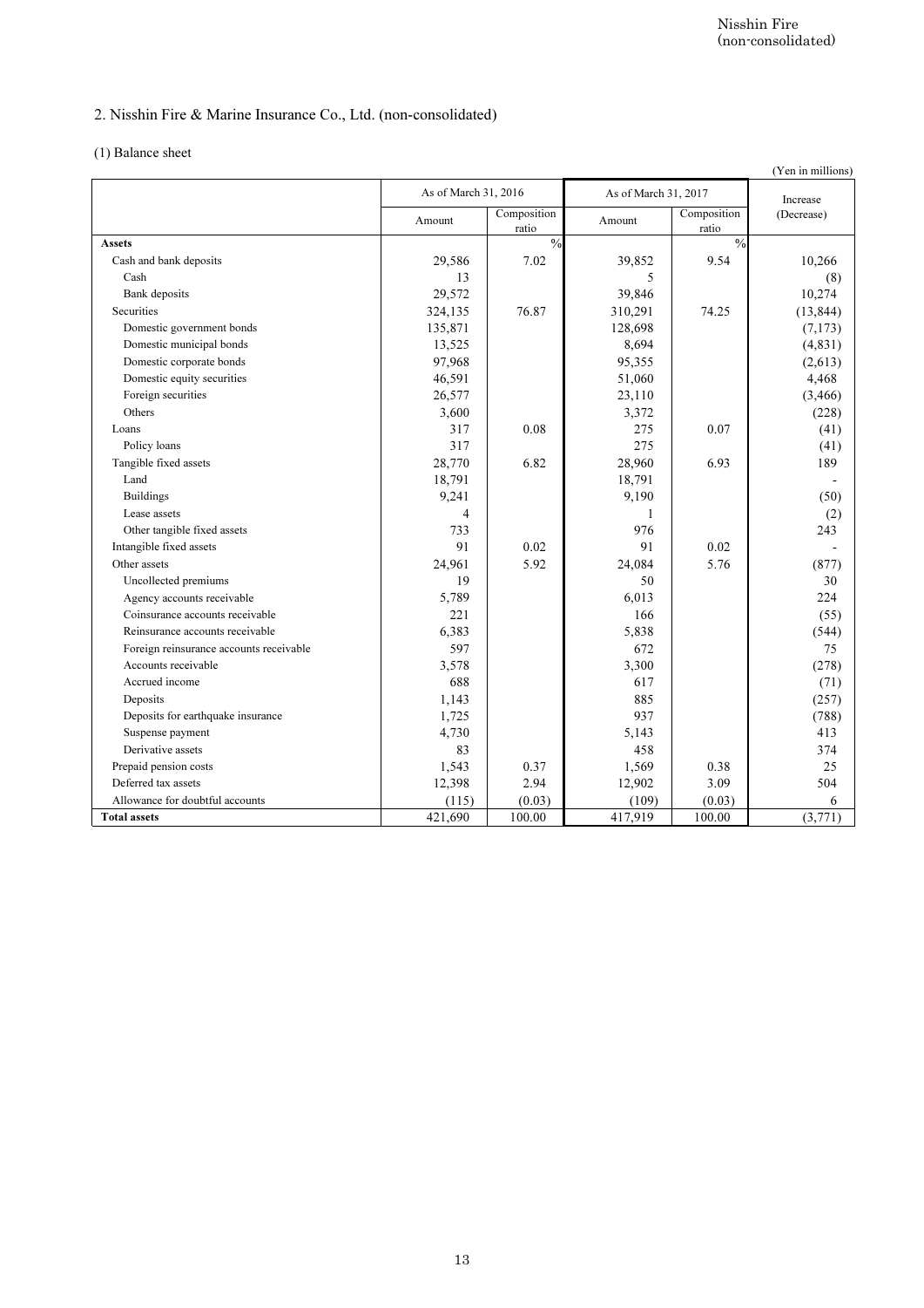## 2. Nisshin Fire & Marine Insurance Co., Ltd. (non-consolidated)

### (1) Balance sheet

(Yen in millions)

| | As of March 31, 2016 | | As of March 31, 2017 | | Increase (Decrease) |
|---|---|---|---|---|---|
| | Amount | Composition ratio | Amount | Composition ratio | |
| **Assets** | | % | | % | |
| Cash and bank deposits | 29,586 | 7.02 | 39,852 | 9.54 | 10,266 |
| Cash | 13 | | 5 | | (8) |
| Bank deposits | 29,572 | | 39,846 | | 10,274 |
| Securities | 324,135 | 76.87 | 310,291 | 74.25 | (13,844) |
| Domestic government bonds | 135,871 | | 128,698 | | (7,173) |
| Domestic municipal bonds | 13,525 | | 8,694 | | (4,831) |
| Domestic corporate bonds | 97,968 | | 95,355 | | (2,613) |
| Domestic equity securities | 46,591 | | 51,060 | | 4,468 |
| Foreign securities | 26,577 | | 23,110 | | (3,466) |
| Others | 3,600 | | 3,372 | | (228) |
| Loans | 317 | 0.08 | 275 | 0.07 | (41) |
| Policy loans | 317 | | 275 | | (41) |
| Tangible fixed assets | 28,770 | 6.82 | 28,960 | 6.93 | 189 |
| Land | 18,791 | | 18,791 | | - |
| Buildings | 9,241 | | 9,190 | | (50) |
| Lease assets | 4 | | 1 | | (2) |
| Other tangible fixed assets | 733 | | 976 | | 243 |
| Intangible fixed assets | 91 | 0.02 | 91 | 0.02 | - |
| Other assets | 24,961 | 5.92 | 24,084 | 5.76 | (877) |
| Uncollected premiums | 19 | | 50 | | 30 |
| Agency accounts receivable | 5,789 | | 6,013 | | 224 |
| Coinsurance accounts receivable | 221 | | 166 | | (55) |
| Reinsurance accounts receivable | 6,383 | | 5,838 | | (544) |
| Foreign reinsurance accounts receivable | 597 | | 672 | | 75 |
| Accounts receivable | 3,578 | | 3,300 | | (278) |
| Accrued income | 688 | | 617 | | (71) |
| Deposits | 1,143 | | 885 | | (257) |
| Deposits for earthquake insurance | 1,725 | | 937 | | (788) |
| Suspense payment | 4,730 | | 5,143 | | 413 |
| Derivative assets | 83 | | 458 | | 374 |
| Prepaid pension costs | 1,543 | 0.37 | 1,569 | 0.38 | 25 |
| Deferred tax assets | 12,398 | 2.94 | 12,902 | 3.09 | 504 |
| Allowance for doubtful accounts | (115) | (0.03) | (109) | (0.03) | 6 |
| **Total assets** | 421,690 | 100.00 | 417,919 | 100.00 | (3,771) |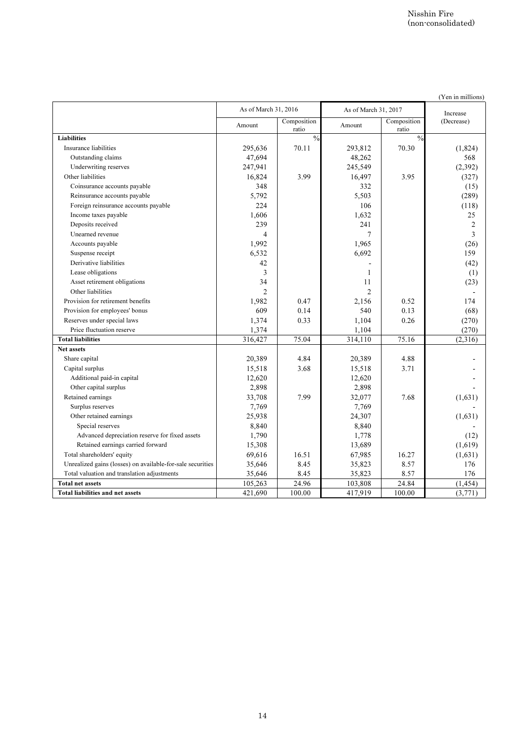Nisshin Fire
(non-consolidated)

(Yen in millions)

| | As of March 31, 2016 | | As of March 31, 2017 | | Increase (Decrease) |
|---|---|---|---|---|---|
| | Amount | Composition ratio | Amount | Composition ratio | |
| **Liabilities** | | % | | % | |
| Insurance liabilities | 295,636 | 70.11 | 293,812 | 70.30 | (1,824) |
| Outstanding claims | 47,694 | | 48,262 | | 568 |
| Underwriting reserves | 247,941 | | 245,549 | | (2,392) |
| Other liabilities | 16,824 | 3.99 | 16,497 | 3.95 | (327) |
| Coinsurance accounts payable | 348 | | 332 | | (15) |
| Reinsurance accounts payable | 5,792 | | 5,503 | | (289) |
| Foreign reinsurance accounts payable | 224 | | 106 | | (118) |
| Income taxes payable | 1,606 | | 1,632 | | 25 |
| Deposits received | 239 | | 241 | | 2 |
| Unearned revenue | 4 | | 7 | | 3 |
| Accounts payable | 1,992 | | 1,965 | | (26) |
| Suspense receipt | 6,532 | | 6,692 | | 159 |
| Derivative liabilities | 42 | | - | | (42) |
| Lease obligations | 3 | | 1 | | (1) |
| Asset retirement obligations | 34 | | 11 | | (23) |
| Other liabilities | 2 | | 2 | | - |
| Provision for retirement benefits | 1,982 | 0.47 | 2,156 | 0.52 | 174 |
| Provision for employees' bonus | 609 | 0.14 | 540 | 0.13 | (68) |
| Reserves under special laws | 1,374 | 0.33 | 1,104 | 0.26 | (270) |
| Price fluctuation reserve | 1,374 | | 1,104 | | (270) |
| **Total liabilities** | 316,427 | 75.04 | 314,110 | 75.16 | (2,316) |
| **Net assets** | | | | | |
| Share capital | 20,389 | 4.84 | 20,389 | 4.88 | - |
| Capital surplus | 15,518 | 3.68 | 15,518 | 3.71 | - |
| Additional paid-in capital | 12,620 | | 12,620 | | - |
| Other capital surplus | 2,898 | | 2,898 | | - |
| Retained earnings | 33,708 | 7.99 | 32,077 | 7.68 | (1,631) |
| Surplus reserves | 7,769 | | 7,769 | | - |
| Other retained earnings | 25,938 | | 24,307 | | (1,631) |
| Special reserves | 8,840 | | 8,840 | | - |
| Advanced depreciation reserve for fixed assets | 1,790 | | 1,778 | | (12) |
| Retained earnings carried forward | 15,308 | | 13,689 | | (1,619) |
| Total shareholders' equity | 69,616 | 16.51 | 67,985 | 16.27 | (1,631) |
| Unrealized gains (losses) on available-for-sale securities | 35,646 | 8.45 | 35,823 | 8.57 | 176 |
| Total valuation and translation adjustments | 35,646 | 8.45 | 35,823 | 8.57 | 176 |
| **Total net assets** | 105,263 | 24.96 | 103,808 | 24.84 | (1,454) |
| **Total liabilities and net assets** | 421,690 | 100.00 | 417,919 | 100.00 | (3,771) |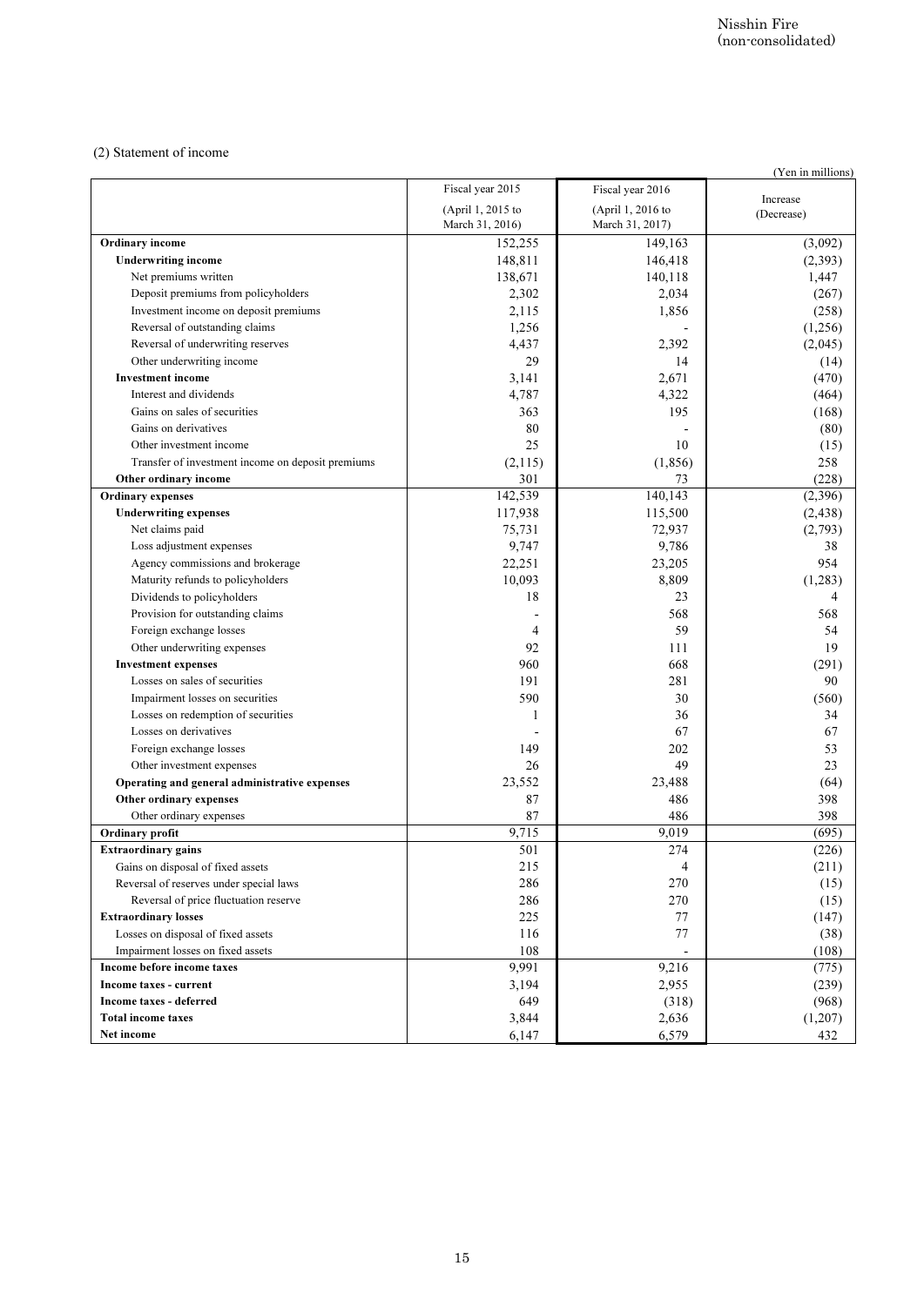Nisshin Fire
(non-consolidated)

(2) Statement of income

(Yen in millions)

| | Fiscal year 2015 (April 1, 2015 to March 31, 2016) | Fiscal year 2016 (April 1, 2016 to March 31, 2017) | Increase (Decrease) |
|---|---|---|---|
| **Ordinary income** | 152,255 | 149,163 | (3,092) |
| **Underwriting income** | 148,811 | 146,418 | (2,393) |
| Net premiums written | 138,671 | 140,118 | 1,447 |
| Deposit premiums from policyholders | 2,302 | 2,034 | (267) |
| Investment income on deposit premiums | 2,115 | 1,856 | (258) |
| Reversal of outstanding claims | 1,256 | - | (1,256) |
| Reversal of underwriting reserves | 4,437 | 2,392 | (2,045) |
| Other underwriting income | 29 | 14 | (14) |
| **Investment income** | 3,141 | 2,671 | (470) |
| Interest and dividends | 4,787 | 4,322 | (464) |
| Gains on sales of securities | 363 | 195 | (168) |
| Gains on derivatives | 80 | - | (80) |
| Other investment income | 25 | 10 | (15) |
| Transfer of investment income on deposit premiums | (2,115) | (1,856) | 258 |
| **Other ordinary income** | 301 | 73 | (228) |
| **Ordinary expenses** | 142,539 | 140,143 | (2,396) |
| **Underwriting expenses** | 117,938 | 115,500 | (2,438) |
| Net claims paid | 75,731 | 72,937 | (2,793) |
| Loss adjustment expenses | 9,747 | 9,786 | 38 |
| Agency commissions and brokerage | 22,251 | 23,205 | 954 |
| Maturity refunds to policyholders | 10,093 | 8,809 | (1,283) |
| Dividends to policyholders | 18 | 23 | 4 |
| Provision for outstanding claims | - | 568 | 568 |
| Foreign exchange losses | 4 | 59 | 54 |
| Other underwriting expenses | 92 | 111 | 19 |
| **Investment expenses** | 960 | 668 | (291) |
| Losses on sales of securities | 191 | 281 | 90 |
| Impairment losses on securities | 590 | 30 | (560) |
| Losses on redemption of securities | 1 | 36 | 34 |
| Losses on derivatives | - | 67 | 67 |
| Foreign exchange losses | 149 | 202 | 53 |
| Other investment expenses | 26 | 49 | 23 |
| **Operating and general administrative expenses** | 23,552 | 23,488 | (64) |
| **Other ordinary expenses** | 87 | 486 | 398 |
| Other ordinary expenses | 87 | 486 | 398 |
| **Ordinary profit** | 9,715 | 9,019 | (695) |
| **Extraordinary gains** | 501 | 274 | (226) |
| Gains on disposal of fixed assets | 215 | 4 | (211) |
| Reversal of reserves under special laws | 286 | 270 | (15) |
| Reversal of price fluctuation reserve | 286 | 270 | (15) |
| **Extraordinary losses** | 225 | 77 | (147) |
| Losses on disposal of fixed assets | 116 | 77 | (38) |
| Impairment losses on fixed assets | 108 | - | (108) |
| **Income before income taxes** | 9,991 | 9,216 | (775) |
| **Income taxes - current** | 3,194 | 2,955 | (239) |
| **Income taxes - deferred** | 649 | (318) | (968) |
| **Total income taxes** | 3,844 | 2,636 | (1,207) |
| **Net income** | 6,147 | 6,579 | 432 |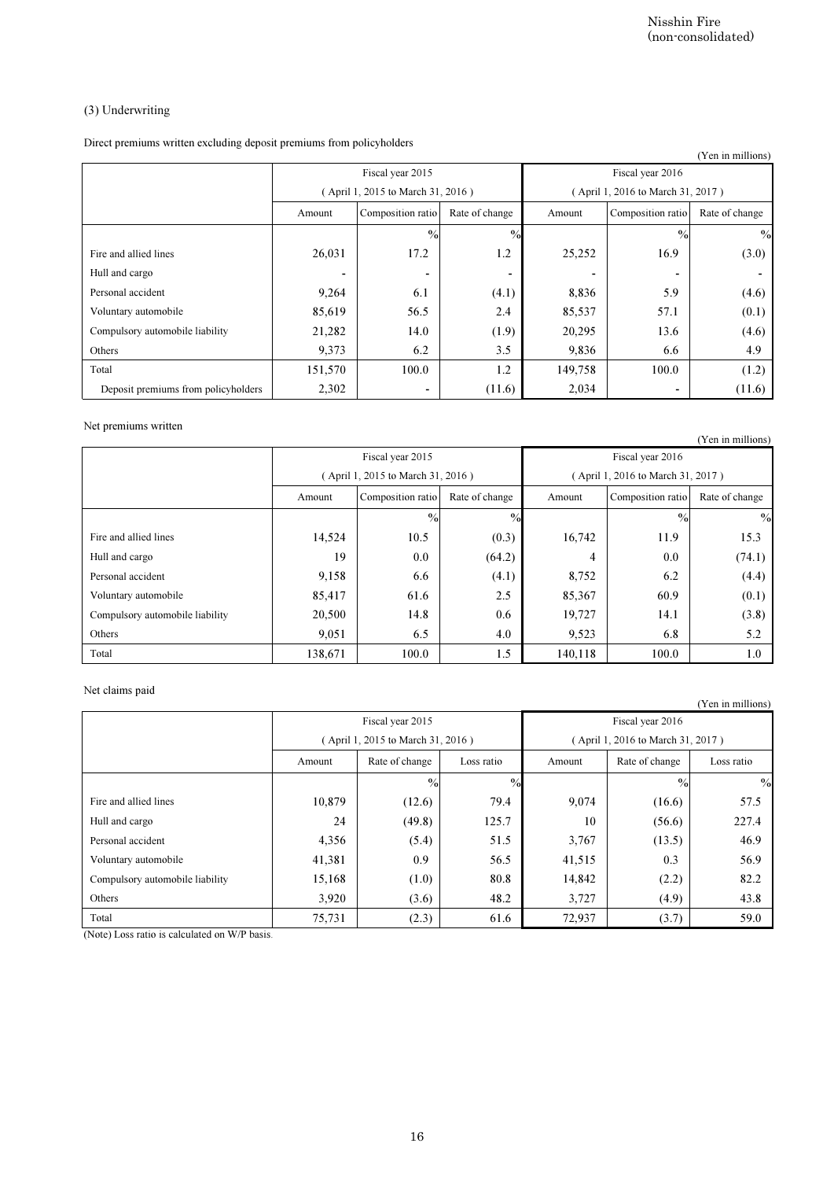### (3) Underwriting

Direct premiums written excluding deposit premiums from policyholders

(Yen in millions)

| | Fiscal year 2015 (April 1, 2015 to March 31, 2016) | | | Fiscal year 2016 (April 1, 2016 to March 31, 2017) | | |
|---|---|---|---|---|---|---|
| | Amount | Composition ratio | Rate of change | Amount | Composition ratio | Rate of change |
| | | % | % | | % | % |
| Fire and allied lines | 26,031 | 17.2 | 1.2 | 25,252 | 16.9 | (3.0) |
| Hull and cargo | - | - | - | - | - | - |
| Personal accident | 9,264 | 6.1 | (4.1) | 8,836 | 5.9 | (4.6) |
| Voluntary automobile | 85,619 | 56.5 | 2.4 | 85,537 | 57.1 | (0.1) |
| Compulsory automobile liability | 21,282 | 14.0 | (1.9) | 20,295 | 13.6 | (4.6) |
| Others | 9,373 | 6.2 | 3.5 | 9,836 | 6.6 | 4.9 |
| Total | 151,570 | 100.0 | 1.2 | 149,758 | 100.0 | (1.2) |
| Deposit premiums from policyholders | 2,302 | - | (11.6) | 2,034 | - | (11.6) |

Net premiums written

(Yen in millions)

| | Fiscal year 2015 (April 1, 2015 to March 31, 2016) | | | Fiscal year 2016 (April 1, 2016 to March 31, 2017) | | |
|---|---|---|---|---|---|---|
| | Amount | Composition ratio | Rate of change | Amount | Composition ratio | Rate of change |
| | | % | % | | % | % |
| Fire and allied lines | 14,524 | 10.5 | (0.3) | 16,742 | 11.9 | 15.3 |
| Hull and cargo | 19 | 0.0 | (64.2) | 4 | 0.0 | (74.1) |
| Personal accident | 9,158 | 6.6 | (4.1) | 8,752 | 6.2 | (4.4) |
| Voluntary automobile | 85,417 | 61.6 | 2.5 | 85,367 | 60.9 | (0.1) |
| Compulsory automobile liability | 20,500 | 14.8 | 0.6 | 19,727 | 14.1 | (3.8) |
| Others | 9,051 | 6.5 | 4.0 | 9,523 | 6.8 | 5.2 |
| Total | 138,671 | 100.0 | 1.5 | 140,118 | 100.0 | 1.0 |

Net claims paid

(Yen in millions)

| | Fiscal year 2015 (April 1, 2015 to March 31, 2016) | | | Fiscal year 2016 (April 1, 2016 to March 31, 2017) | | |
|---|---|---|---|---|---|---|
| | Amount | Rate of change | Loss ratio | Amount | Rate of change | Loss ratio |
| | | % | % | | % | % |
| Fire and allied lines | 10,879 | (12.6) | 79.4 | 9,074 | (16.6) | 57.5 |
| Hull and cargo | 24 | (49.8) | 125.7 | 10 | (56.6) | 227.4 |
| Personal accident | 4,356 | (5.4) | 51.5 | 3,767 | (13.5) | 46.9 |
| Voluntary automobile | 41,381 | 0.9 | 56.5 | 41,515 | 0.3 | 56.9 |
| Compulsory automobile liability | 15,168 | (1.0) | 80.8 | 14,842 | (2.2) | 82.2 |
| Others | 3,920 | (3.6) | 48.2 | 3,727 | (4.9) | 43.8 |
| Total | 75,731 | (2.3) | 61.6 | 72,937 | (3.7) | 59.0 |

(Note) Loss ratio is calculated on W/P basis.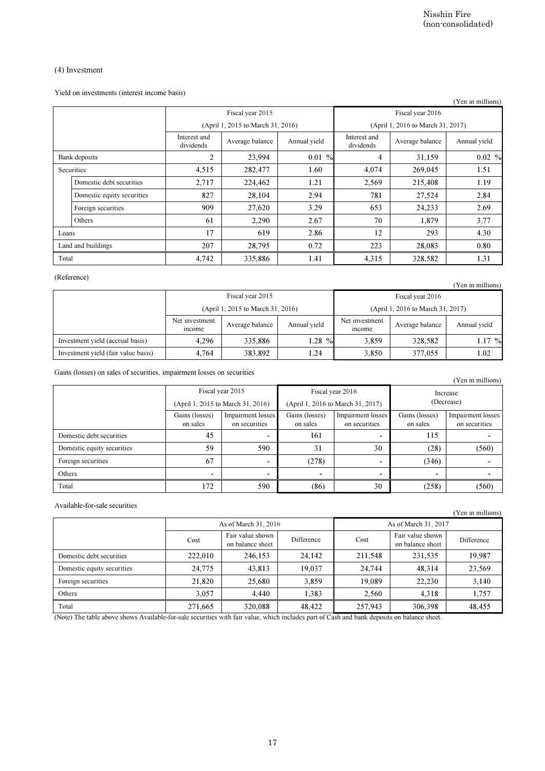## (4) Investment

Yield on investments (interest income basis)

(Yen in millions)

| | Fiscal year 2015 (April 1, 2015 to March 31, 2016) | | | Fiscal year 2016 (April 1, 2016 to March 31, 2017) | | |
|---|---|---|---|---|---|---|
| | Interest and dividends | Average balance | Annual yield | Interest and dividends | Average balance | Annual yield |
| Bank deposits | 2 | 23,994 | 0.01 % | 4 | 31,159 | 0.02 % |
| Securities | 4,515 | 282,477 | 1.60 | 4,074 | 269,045 | 1.51 |
| Domestic debt securities | 2,717 | 224,462 | 1.21 | 2,569 | 215,408 | 1.19 |
| Domestic equity securities | 827 | 28,104 | 2.94 | 781 | 27,524 | 2.84 |
| Foreign securities | 909 | 27,620 | 3.29 | 653 | 24,233 | 2.69 |
| Others | 61 | 2,290 | 2.67 | 70 | 1,879 | 3.77 |
| Loans | 17 | 619 | 2.86 | 12 | 293 | 4.30 |
| Land and buildings | 207 | 28,795 | 0.72 | 223 | 28,083 | 0.80 |
| Total | 4,742 | 335,886 | 1.41 | 4,315 | 328,582 | 1.31 |

(Reference)

(Yen in millions)

| | Fiscal year 2015 (April 1, 2015 to March 31, 2016) | | | Fiscal year 2016 (April 1, 2016 to March 31, 2017) | | |
|---|---|---|---|---|---|---|
| | Net investment income | Average balance | Annual yield | Net investment income | Average balance | Annual yield |
| Investment yield (accrual basis) | 4,296 | 335,886 | 1.28 % | 3,859 | 328,582 | 1.17 % |
| Investment yield (fair value basis) | 4,764 | 383,892 | 1.24 | 3,850 | 377,055 | 1.02 |

Gains (losses) on sales of securities, impairment losses on securities

(Yen in millions)

| | Fiscal year 2015 (April 1, 2015 to March 31, 2016) | | Fiscal year 2016 (April 1, 2016 to March 31, 2017) | | Increase (Decrease) | |
|---|---|---|---|---|---|---|
| | Gains (losses) on sales | Impairment losses on securities | Gains (losses) on sales | Impairment losses on securities | Gains (losses) on sales | Impairment losses on securities |
| Domestic debt securities | 45 | - | 161 | - | 115 | - |
| Domestic equity securities | 59 | 590 | 31 | 30 | (28) | (560) |
| Foreign securities | 67 | - | (278) | - | (346) | - |
| Others | - | - | - | - | - | - |
| Total | 172 | 590 | (86) | 30 | (258) | (560) |

Available-for-sale securities

(Yen in millions)

| | As of March 31, 2016 | | | As of March 31, 2017 | | |
|---|---|---|---|---|---|---|
| | Cost | Fair value shown on balance sheet | Difference | Cost | Fair value shown on balance sheet | Difference |
| Domestic debt securities | 222,010 | 246,153 | 24,142 | 211,548 | 231,535 | 19,987 |
| Domestic equity securities | 24,775 | 43,813 | 19,037 | 24,744 | 48,314 | 23,569 |
| Foreign securities | 21,820 | 25,680 | 3,859 | 19,089 | 22,230 | 3,140 |
| Others | 3,057 | 4,440 | 1,383 | 2,560 | 4,318 | 1,757 |
| Total | 271,665 | 320,088 | 48,422 | 257,943 | 306,398 | 48,455 |

(Note) The table above shows Available-for-sale securities with fair value, which includes part of Cash and bank deposits on balance sheet.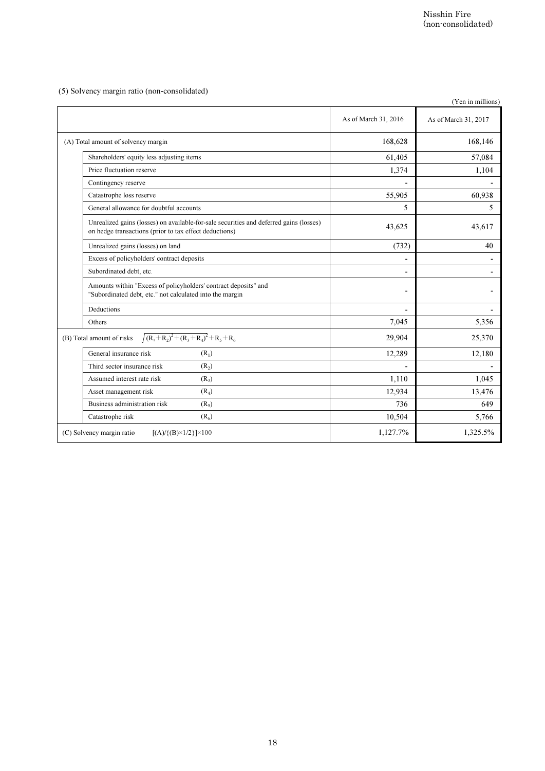Nisshin Fire (non-consolidated)

## (5) Solvency margin ratio (non-consolidated)

(Yen in millions)

| | As of March 31, 2016 | As of March 31, 2017 |
|---|---|---|
| (A) Total amount of solvency margin | 168,628 | 168,146 |
| Shareholders' equity less adjusting items | 61,405 | 57,084 |
| Price fluctuation reserve | 1,374 | 1,104 |
| Contingency reserve | - | - |
| Catastrophe loss reserve | 55,905 | 60,938 |
| General allowance for doubtful accounts | 5 | 5 |
| Unrealized gains (losses) on available-for-sale securities and deferred gains (losses) on hedge transactions (prior to tax effect deductions) | 43,625 | 43,617 |
| Unrealized gains (losses) on land | (732) | 40 |
| Excess of policyholders' contract deposits | - | - |
| Subordinated debt, etc. | - | - |
| Amounts within "Excess of policyholders' contract deposits" and "Subordinated debt, etc." not calculated into the margin | - | - |
| Deductions | - | - |
| Others | 7,045 | 5,356 |
| (B) Total amount of risks $\sqrt{(R_1+R_2)^2+(R_3+R_4)^2}+R_5+R_6$ | 29,904 | 25,370 |
| General insurance risk ($R_1$) | 12,289 | 12,180 |
| Third sector insurance risk ($R_2$) | - | - |
| Assumed interest rate risk ($R_3$) | 1,110 | 1,045 |
| Asset management risk ($R_4$) | 12,934 | 13,476 |
| Business administration risk ($R_5$) | 736 | 649 |
| Catastrophe risk ($R_6$) | 10,504 | 5,766 |
| (C) Solvency margin ratio $[(A)/\{(B)\times 1/2\}]\times 100$ | 1,127.7% | 1,325.5% |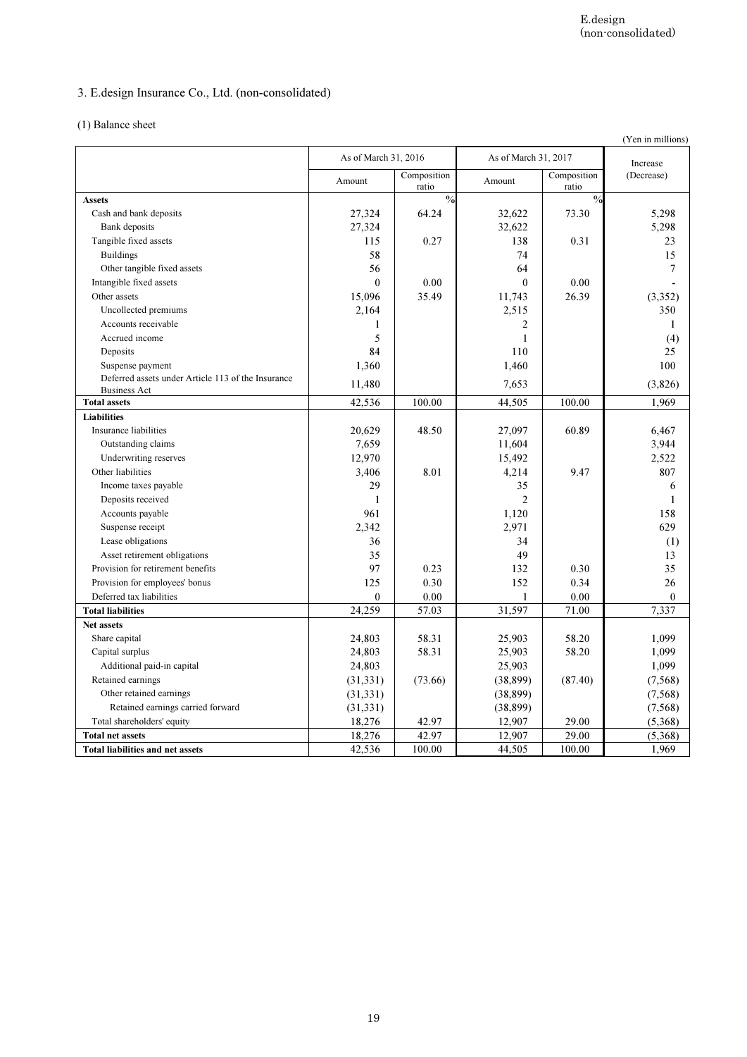## 3. E.design Insurance Co., Ltd. (non-consolidated)

### (1) Balance sheet

(Yen in millions)

| | As of March 31, 2016 | | As of March 31, 2017 | | Increase (Decrease) |
|---|---|---|---|---|---|
| | Amount | Composition ratio | Amount | Composition ratio | |
| **Assets** | | % | | % | |
| Cash and bank deposits | 27,324 | 64.24 | 32,622 | 73.30 | 5,298 |
| Bank deposits | 27,324 | | 32,622 | | 5,298 |
| Tangible fixed assets | 115 | 0.27 | 138 | 0.31 | 23 |
| Buildings | 58 | | 74 | | 15 |
| Other tangible fixed assets | 56 | | 64 | | 7 |
| Intangible fixed assets | 0 | 0.00 | 0 | 0.00 | - |
| Other assets | 15,096 | 35.49 | 11,743 | 26.39 | (3,352) |
| Uncollected premiums | 2,164 | | 2,515 | | 350 |
| Accounts receivable | 1 | | 2 | | 1 |
| Accrued income | 5 | | 1 | | (4) |
| Deposits | 84 | | 110 | | 25 |
| Suspense payment | 1,360 | | 1,460 | | 100 |
| Deferred assets under Article 113 of the Insurance Business Act | 11,480 | | 7,653 | | (3,826) |
| **Total assets** | 42,536 | 100.00 | 44,505 | 100.00 | 1,969 |
| **Liabilities** | | | | | |
| Insurance liabilities | 20,629 | 48.50 | 27,097 | 60.89 | 6,467 |
| Outstanding claims | 7,659 | | 11,604 | | 3,944 |
| Underwriting reserves | 12,970 | | 15,492 | | 2,522 |
| Other liabilities | 3,406 | 8.01 | 4,214 | 9.47 | 807 |
| Income taxes payable | 29 | | 35 | | 6 |
| Deposits received | 1 | | 2 | | 1 |
| Accounts payable | 961 | | 1,120 | | 158 |
| Suspense receipt | 2,342 | | 2,971 | | 629 |
| Lease obligations | 36 | | 34 | | (1) |
| Asset retirement obligations | 35 | | 49 | | 13 |
| Provision for retirement benefits | 97 | 0.23 | 132 | 0.30 | 35 |
| Provision for employees' bonus | 125 | 0.30 | 152 | 0.34 | 26 |
| Deferred tax liabilities | 0 | 0.00 | 1 | 0.00 | 0 |
| **Total liabilities** | 24,259 | 57.03 | 31,597 | 71.00 | 7,337 |
| **Net assets** | | | | | |
| Share capital | 24,803 | 58.31 | 25,903 | 58.20 | 1,099 |
| Capital surplus | 24,803 | 58.31 | 25,903 | 58.20 | 1,099 |
| Additional paid-in capital | 24,803 | | 25,903 | | 1,099 |
| Retained earnings | (31,331) | (73.66) | (38,899) | (87.40) | (7,568) |
| Other retained earnings | (31,331) | | (38,899) | | (7,568) |
| Retained earnings carried forward | (31,331) | | (38,899) | | (7,568) |
| Total shareholders' equity | 18,276 | 42.97 | 12,907 | 29.00 | (5,368) |
| **Total net assets** | 18,276 | 42.97 | 12,907 | 29.00 | (5,368) |
| **Total liabilities and net assets** | 42,536 | 100.00 | 44,505 | 100.00 | 1,969 |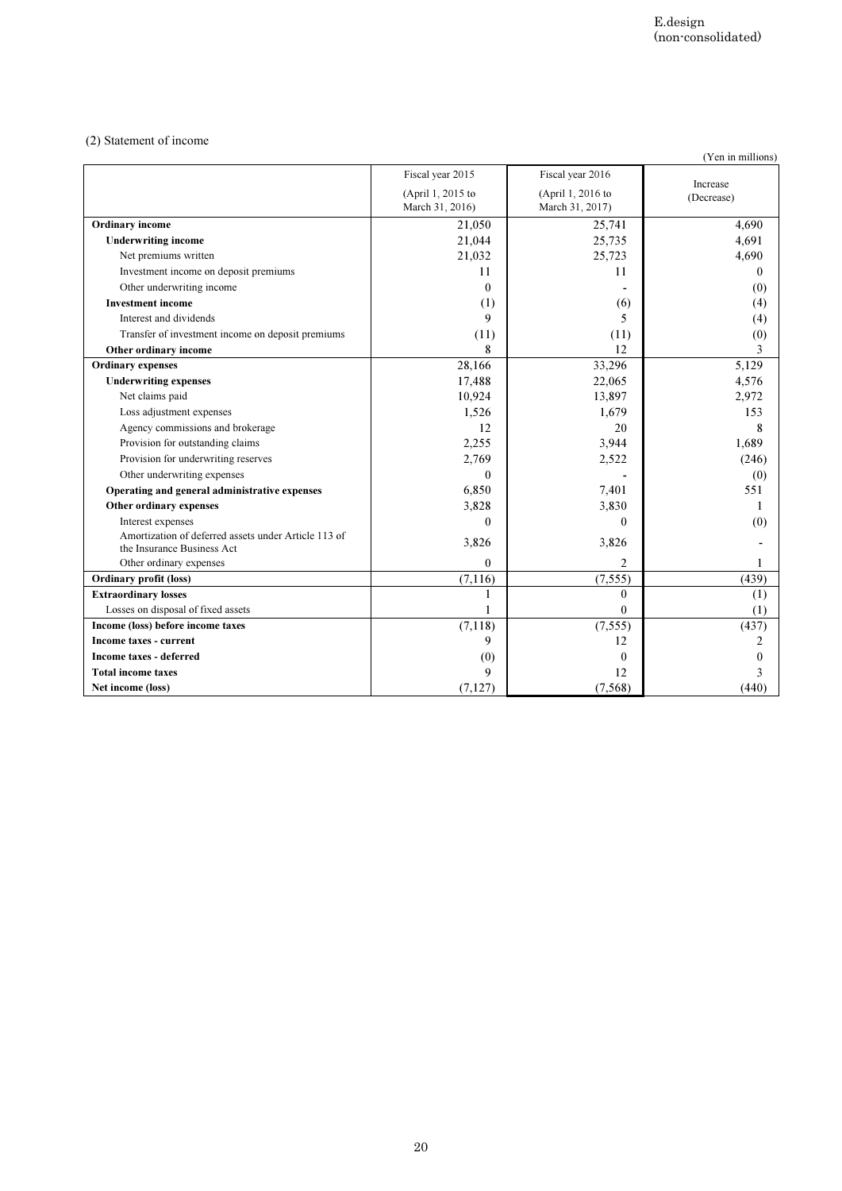E.design
(non-consolidated)

(2) Statement of income

(Yen in millions)

| | Fiscal year 2015 (April 1, 2015 to March 31, 2016) | Fiscal year 2016 (April 1, 2016 to March 31, 2017) | Increase (Decrease) |
|---|---|---|---|
| **Ordinary income** | 21,050 | 25,741 | 4,690 |
| **Underwriting income** | 21,044 | 25,735 | 4,691 |
| Net premiums written | 21,032 | 25,723 | 4,690 |
| Investment income on deposit premiums | 11 | 11 | 0 |
| Other underwriting income | 0 | - | (0) |
| **Investment income** | (1) | (6) | (4) |
| Interest and dividends | 9 | 5 | (4) |
| Transfer of investment income on deposit premiums | (11) | (11) | (0) |
| **Other ordinary income** | 8 | 12 | 3 |
| **Ordinary expenses** | 28,166 | 33,296 | 5,129 |
| **Underwriting expenses** | 17,488 | 22,065 | 4,576 |
| Net claims paid | 10,924 | 13,897 | 2,972 |
| Loss adjustment expenses | 1,526 | 1,679 | 153 |
| Agency commissions and brokerage | 12 | 20 | 8 |
| Provision for outstanding claims | 2,255 | 3,944 | 1,689 |
| Provision for underwriting reserves | 2,769 | 2,522 | (246) |
| Other underwriting expenses | 0 | - | (0) |
| **Operating and general administrative expenses** | 6,850 | 7,401 | 551 |
| **Other ordinary expenses** | 3,828 | 3,830 | 1 |
| Interest expenses | 0 | 0 | (0) |
| Amortization of deferred assets under Article 113 of the Insurance Business Act | 3,826 | 3,826 | - |
| Other ordinary expenses | 0 | 2 | 1 |
| **Ordinary profit (loss)** | (7,116) | (7,555) | (439) |
| **Extraordinary losses** | 1 | 0 | (1) |
| Losses on disposal of fixed assets | 1 | 0 | (1) |
| **Income (loss) before income taxes** | (7,118) | (7,555) | (437) |
| **Income taxes - current** | 9 | 12 | 2 |
| **Income taxes - deferred** | (0) | 0 | 0 |
| **Total income taxes** | 9 | 12 | 3 |
| **Net income (loss)** | (7,127) | (7,568) | (440) |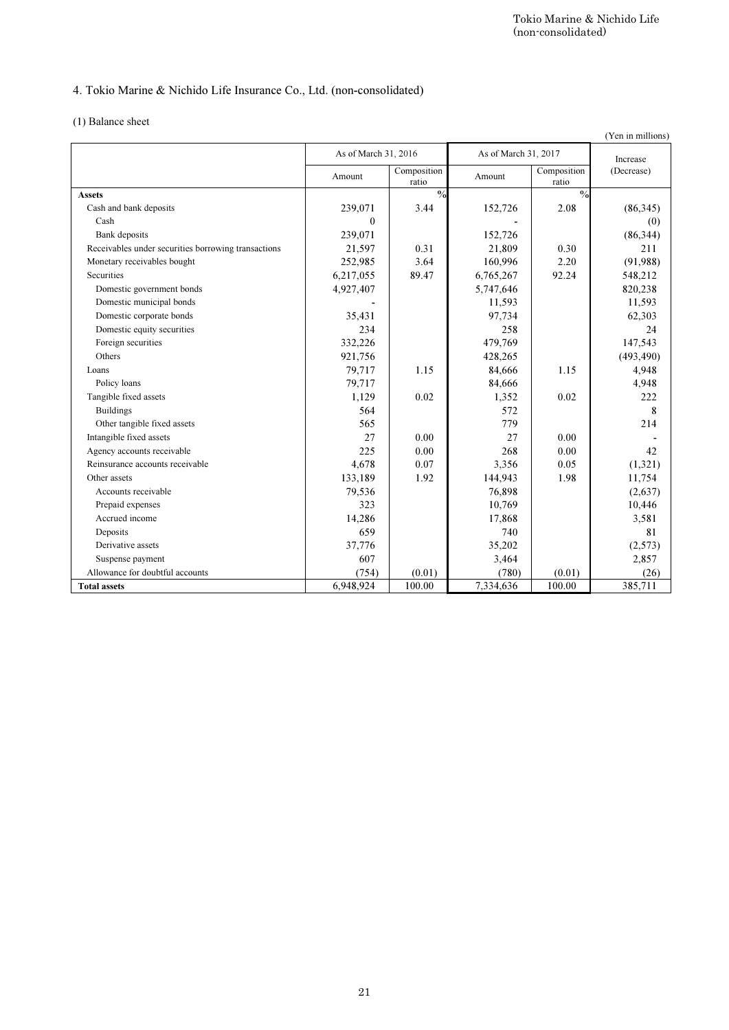## 4. Tokio Marine & Nichido Life Insurance Co., Ltd. (non-consolidated)

### (1) Balance sheet

(Yen in millions)

| | As of March 31, 2016 | | As of March 31, 2017 | | Increase (Decrease) |
|---|---|---|---|---|---|
| | Amount | Composition ratio | Amount | Composition ratio | |
| **Assets** | | % | | % | |
| Cash and bank deposits | 239,071 | 3.44 | 152,726 | 2.08 | (86,345) |
| Cash | 0 | | - | | (0) |
| Bank deposits | 239,071 | | 152,726 | | (86,344) |
| Receivables under securities borrowing transactions | 21,597 | 0.31 | 21,809 | 0.30 | 211 |
| Monetary receivables bought | 252,985 | 3.64 | 160,996 | 2.20 | (91,988) |
| Securities | 6,217,055 | 89.47 | 6,765,267 | 92.24 | 548,212 |
| Domestic government bonds | 4,927,407 | | 5,747,646 | | 820,238 |
| Domestic municipal bonds | - | | 11,593 | | 11,593 |
| Domestic corporate bonds | 35,431 | | 97,734 | | 62,303 |
| Domestic equity securities | 234 | | 258 | | 24 |
| Foreign securities | 332,226 | | 479,769 | | 147,543 |
| Others | 921,756 | | 428,265 | | (493,490) |
| Loans | 79,717 | 1.15 | 84,666 | 1.15 | 4,948 |
| Policy loans | 79,717 | | 84,666 | | 4,948 |
| Tangible fixed assets | 1,129 | 0.02 | 1,352 | 0.02 | 222 |
| Buildings | 564 | | 572 | | 8 |
| Other tangible fixed assets | 565 | | 779 | | 214 |
| Intangible fixed assets | 27 | 0.00 | 27 | 0.00 | - |
| Agency accounts receivable | 225 | 0.00 | 268 | 0.00 | 42 |
| Reinsurance accounts receivable | 4,678 | 0.07 | 3,356 | 0.05 | (1,321) |
| Other assets | 133,189 | 1.92 | 144,943 | 1.98 | 11,754 |
| Accounts receivable | 79,536 | | 76,898 | | (2,637) |
| Prepaid expenses | 323 | | 10,769 | | 10,446 |
| Accrued income | 14,286 | | 17,868 | | 3,581 |
| Deposits | 659 | | 740 | | 81 |
| Derivative assets | 37,776 | | 35,202 | | (2,573) |
| Suspense payment | 607 | | 3,464 | | 2,857 |
| Allowance for doubtful accounts | (754) | (0.01) | (780) | (0.01) | (26) |
| **Total assets** | 6,948,924 | 100.00 | 7,334,636 | 100.00 | 385,711 |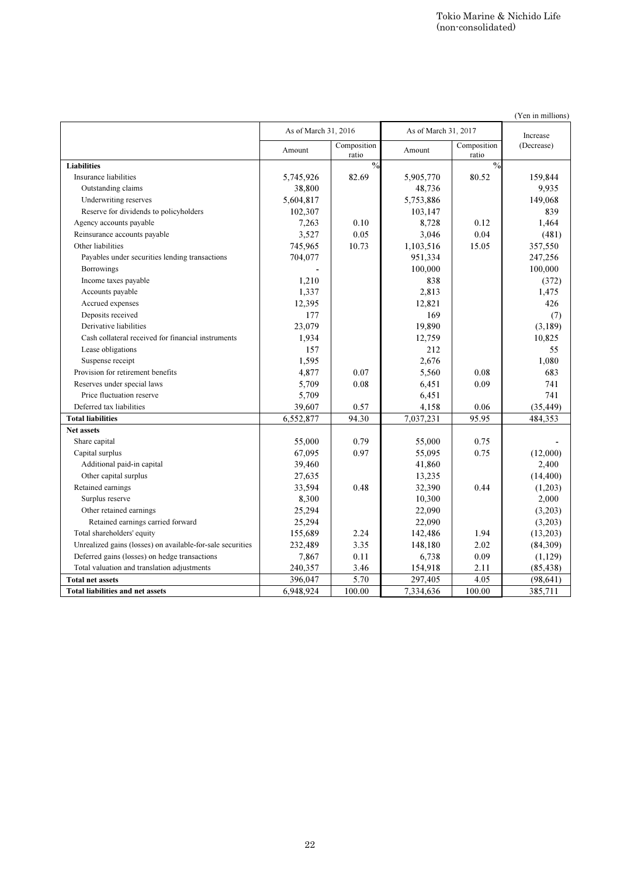(Yen in millions)

| | As of March 31, 2016 | | As of March 31, 2017 | | Increase (Decrease) |
|---|---|---|---|---|---|
| | Amount | Composition ratio | Amount | Composition ratio | |
| **Liabilities** | | % | | % | |
| Insurance liabilities | 5,745,926 | 82.69 | 5,905,770 | 80.52 | 159,844 |
| Outstanding claims | 38,800 | | 48,736 | | 9,935 |
| Underwriting reserves | 5,604,817 | | 5,753,886 | | 149,068 |
| Reserve for dividends to policyholders | 102,307 | | 103,147 | | 839 |
| Agency accounts payable | 7,263 | 0.10 | 8,728 | 0.12 | 1,464 |
| Reinsurance accounts payable | 3,527 | 0.05 | 3,046 | 0.04 | (481) |
| Other liabilities | 745,965 | 10.73 | 1,103,516 | 15.05 | 357,550 |
| Payables under securities lending transactions | 704,077 | | 951,334 | | 247,256 |
| Borrowings | - | | 100,000 | | 100,000 |
| Income taxes payable | 1,210 | | 838 | | (372) |
| Accounts payable | 1,337 | | 2,813 | | 1,475 |
| Accrued expenses | 12,395 | | 12,821 | | 426 |
| Deposits received | 177 | | 169 | | (7) |
| Derivative liabilities | 23,079 | | 19,890 | | (3,189) |
| Cash collateral received for financial instruments | 1,934 | | 12,759 | | 10,825 |
| Lease obligations | 157 | | 212 | | 55 |
| Suspense receipt | 1,595 | | 2,676 | | 1,080 |
| Provision for retirement benefits | 4,877 | 0.07 | 5,560 | 0.08 | 683 |
| Reserves under special laws | 5,709 | 0.08 | 6,451 | 0.09 | 741 |
| Price fluctuation reserve | 5,709 | | 6,451 | | 741 |
| Deferred tax liabilities | 39,607 | 0.57 | 4,158 | 0.06 | (35,449) |
| **Total liabilities** | 6,552,877 | 94.30 | 7,037,231 | 95.95 | 484,353 |
| **Net assets** | | | | | |
| Share capital | 55,000 | 0.79 | 55,000 | 0.75 | - |
| Capital surplus | 67,095 | 0.97 | 55,095 | 0.75 | (12,000) |
| Additional paid-in capital | 39,460 | | 41,860 | | 2,400 |
| Other capital surplus | 27,635 | | 13,235 | | (14,400) |
| Retained earnings | 33,594 | 0.48 | 32,390 | 0.44 | (1,203) |
| Surplus reserve | 8,300 | | 10,300 | | 2,000 |
| Other retained earnings | 25,294 | | 22,090 | | (3,203) |
| Retained earnings carried forward | 25,294 | | 22,090 | | (3,203) |
| Total shareholders' equity | 155,689 | 2.24 | 142,486 | 1.94 | (13,203) |
| Unrealized gains (losses) on available-for-sale securities | 232,489 | 3.35 | 148,180 | 2.02 | (84,309) |
| Deferred gains (losses) on hedge transactions | 7,867 | 0.11 | 6,738 | 0.09 | (1,129) |
| Total valuation and translation adjustments | 240,357 | 3.46 | 154,918 | 2.11 | (85,438) |
| **Total net assets** | 396,047 | 5.70 | 297,405 | 4.05 | (98,641) |
| **Total liabilities and net assets** | 6,948,924 | 100.00 | 7,334,636 | 100.00 | 385,711 |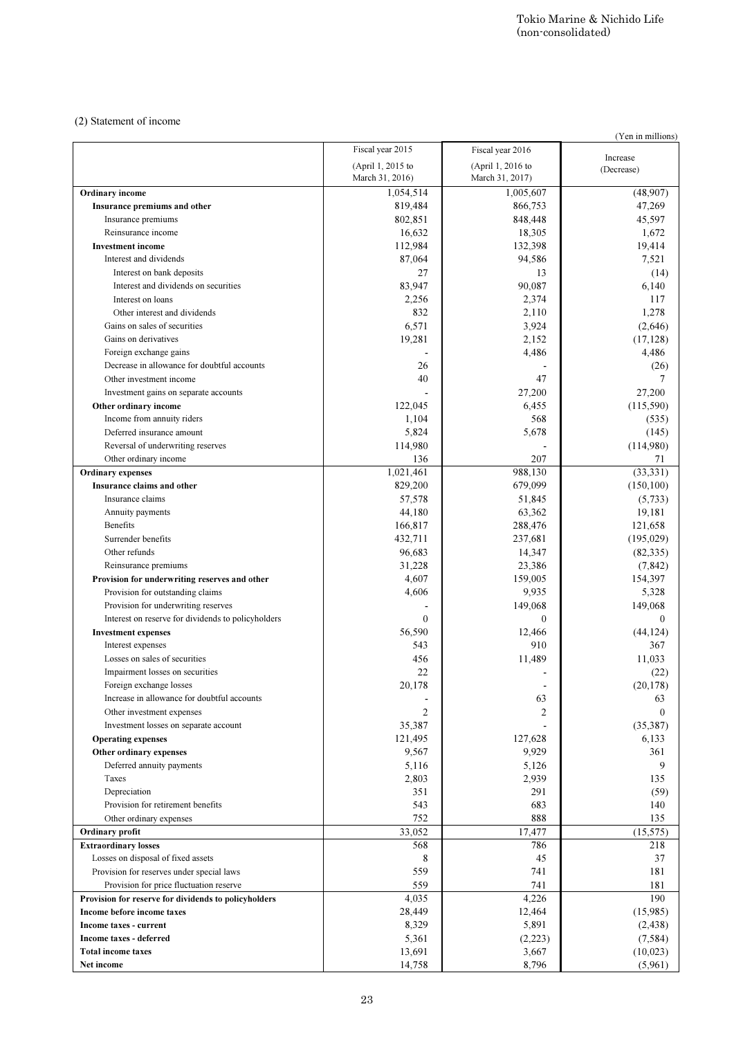Tokio Marine & Nichido Life
(non-consolidated)

(2) Statement of income

(Yen in millions)

| | Fiscal year 2015 (April 1, 2015 to March 31, 2016) | Fiscal year 2016 (April 1, 2016 to March 31, 2017) | Increase (Decrease) |
|---|---|---|---|
| **Ordinary income** | 1,054,514 | 1,005,607 | (48,907) |
| **Insurance premiums and other** | 819,484 | 866,753 | 47,269 |
| Insurance premiums | 802,851 | 848,448 | 45,597 |
| Reinsurance income | 16,632 | 18,305 | 1,672 |
| **Investment income** | 112,984 | 132,398 | 19,414 |
| Interest and dividends | 87,064 | 94,586 | 7,521 |
| Interest on bank deposits | 27 | 13 | (14) |
| Interest and dividends on securities | 83,947 | 90,087 | 6,140 |
| Interest on loans | 2,256 | 2,374 | 117 |
| Other interest and dividends | 832 | 2,110 | 1,278 |
| Gains on sales of securities | 6,571 | 3,924 | (2,646) |
| Gains on derivatives | 19,281 | 2,152 | (17,128) |
| Foreign exchange gains | - | 4,486 | 4,486 |
| Decrease in allowance for doubtful accounts | 26 | - | (26) |
| Other investment income | 40 | 47 | 7 |
| Investment gains on separate accounts | - | 27,200 | 27,200 |
| **Other ordinary income** | 122,045 | 6,455 | (115,590) |
| Income from annuity riders | 1,104 | 568 | (535) |
| Deferred insurance amount | 5,824 | 5,678 | (145) |
| Reversal of underwriting reserves | 114,980 | - | (114,980) |
| Other ordinary income | 136 | 207 | 71 |
| **Ordinary expenses** | 1,021,461 | 988,130 | (33,331) |
| **Insurance claims and other** | 829,200 | 679,099 | (150,100) |
| Insurance claims | 57,578 | 51,845 | (5,733) |
| Annuity payments | 44,180 | 63,362 | 19,181 |
| Benefits | 166,817 | 288,476 | 121,658 |
| Surrender benefits | 432,711 | 237,681 | (195,029) |
| Other refunds | 96,683 | 14,347 | (82,335) |
| Reinsurance premiums | 31,228 | 23,386 | (7,842) |
| **Provision for underwriting reserves and other** | 4,607 | 159,005 | 154,397 |
| Provision for outstanding claims | 4,606 | 9,935 | 5,328 |
| Provision for underwriting reserves | - | 149,068 | 149,068 |
| Interest on reserve for dividends to policyholders | 0 | 0 | 0 |
| **Investment expenses** | 56,590 | 12,466 | (44,124) |
| Interest expenses | 543 | 910 | 367 |
| Losses on sales of securities | 456 | 11,489 | 11,033 |
| Impairment losses on securities | 22 | - | (22) |
| Foreign exchange losses | 20,178 | - | (20,178) |
| Increase in allowance for doubtful accounts | - | 63 | 63 |
| Other investment expenses | 2 | 2 | 0 |
| Investment losses on separate account | 35,387 | - | (35,387) |
| **Operating expenses** | 121,495 | 127,628 | 6,133 |
| **Other ordinary expenses** | 9,567 | 9,929 | 361 |
| Deferred annuity payments | 5,116 | 5,126 | 9 |
| Taxes | 2,803 | 2,939 | 135 |
| Depreciation | 351 | 291 | (59) |
| Provision for retirement benefits | 543 | 683 | 140 |
| Other ordinary expenses | 752 | 888 | 135 |
| **Ordinary profit** | 33,052 | 17,477 | (15,575) |
| **Extraordinary losses** | 568 | 786 | 218 |
| Losses on disposal of fixed assets | 8 | 45 | 37 |
| Provision for reserves under special laws | 559 | 741 | 181 |
| Provision for price fluctuation reserve | 559 | 741 | 181 |
| **Provision for reserve for dividends to policyholders** | 4,035 | 4,226 | 190 |
| **Income before income taxes** | 28,449 | 12,464 | (15,985) |
| **Income taxes - current** | 8,329 | 5,891 | (2,438) |
| **Income taxes - deferred** | 5,361 | (2,223) | (7,584) |
| **Total income taxes** | 13,691 | 3,667 | (10,023) |
| **Net income** | 14,758 | 8,796 | (5,961) |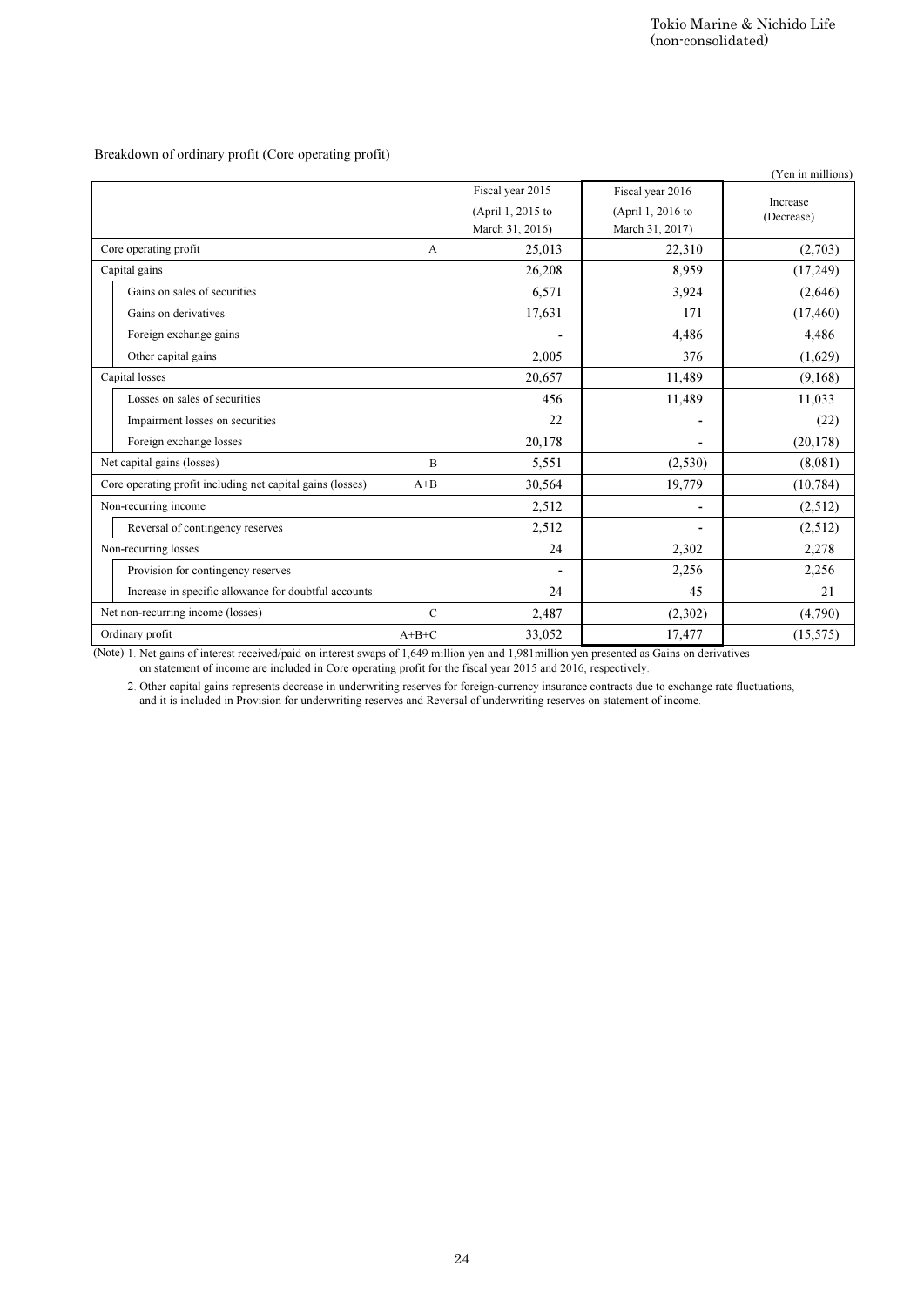Tokio Marine & Nichido Life
(non-consolidated)

Breakdown of ordinary profit (Core operating profit)

(Yen in millions)

| | | Fiscal year 2015 (April 1, 2015 to March 31, 2016) | Fiscal year 2016 (April 1, 2016 to March 31, 2017) | Increase (Decrease) |
|---|---|---|---|---|
| Core operating profit | A | 25,013 | 22,310 | (2,703) |
| Capital gains | | 26,208 | 8,959 | (17,249) |
| Gains on sales of securities | | 6,571 | 3,924 | (2,646) |
| Gains on derivatives | | 17,631 | 171 | (17,460) |
| Foreign exchange gains | | - | 4,486 | 4,486 |
| Other capital gains | | 2,005 | 376 | (1,629) |
| Capital losses | | 20,657 | 11,489 | (9,168) |
| Losses on sales of securities | | 456 | 11,489 | 11,033 |
| Impairment losses on securities | | 22 | - | (22) |
| Foreign exchange losses | | 20,178 | - | (20,178) |
| Net capital gains (losses) | B | 5,551 | (2,530) | (8,081) |
| Core operating profit including net capital gains (losses) | A+B | 30,564 | 19,779 | (10,784) |
| Non-recurring income | | 2,512 | - | (2,512) |
| Reversal of contingency reserves | | 2,512 | - | (2,512) |
| Non-recurring losses | | 24 | 2,302 | 2,278 |
| Provision for contingency reserves | | - | 2,256 | 2,256 |
| Increase in specific allowance for doubtful accounts | | 24 | 45 | 21 |
| Net non-recurring income (losses) | C | 2,487 | (2,302) | (4,790) |
| Ordinary profit | A+B+C | 33,052 | 17,477 | (15,575) |

(Note) 1. Net gains of interest received/paid on interest swaps of 1,649 million yen and 1,981million yen presented as Gains on derivatives on statement of income are included in Core operating profit for the fiscal year 2015 and 2016, respectively.

2. Other capital gains represents decrease in underwriting reserves for foreign-currency insurance contracts due to exchange rate fluctuations, and it is included in Provision for underwriting reserves and Reversal of underwriting reserves on statement of income.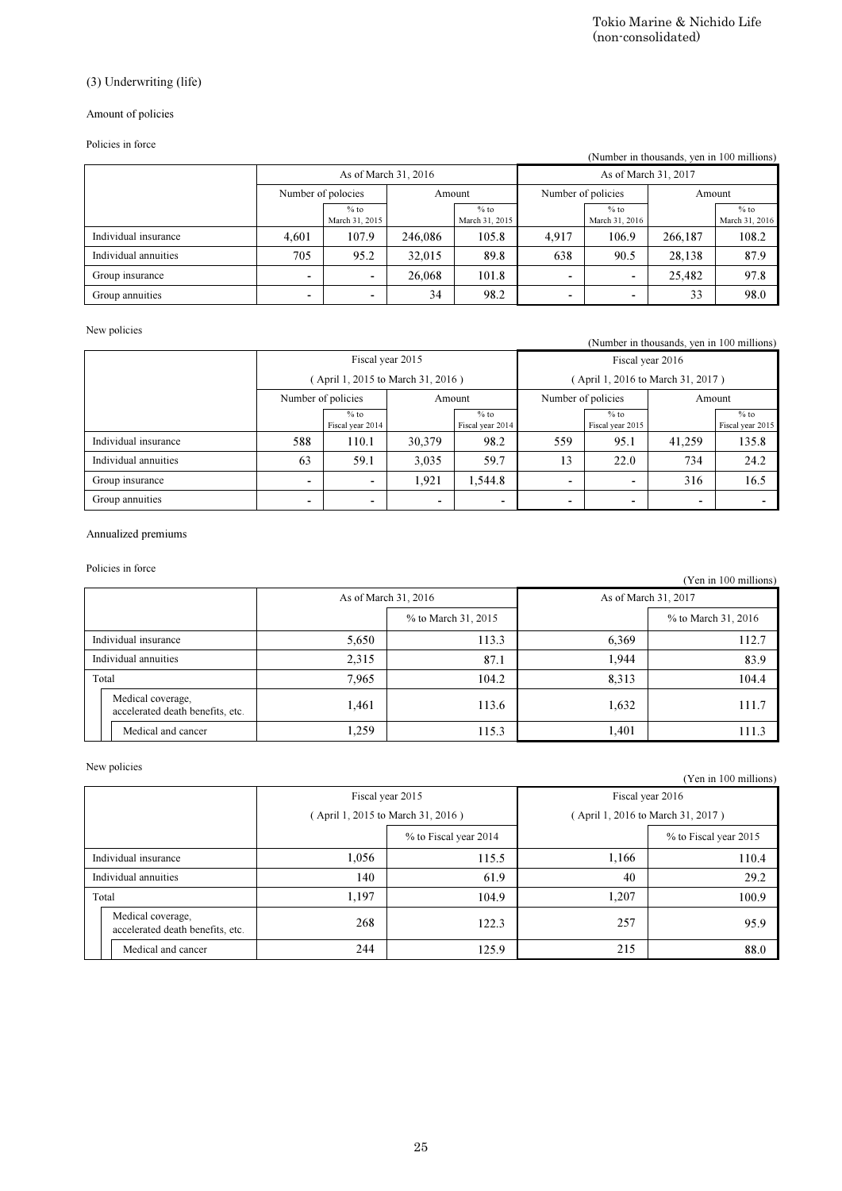## (3) Underwriting (life)

### Amount of policies

#### Policies in force

(Number in thousands, yen in 100 millions)

| | As of March 31, 2016 | | | | As of March 31, 2017 | | | |
|---|---|---|---|---|---|---|---|---|
| | Number of polocies | | Amount | | Number of policies | | Amount | |
| | | % to March 31, 2015 | | % to March 31, 2015 | | % to March 31, 2016 | | % to March 31, 2016 |
| Individual insurance | 4,601 | 107.9 | 246,086 | 105.8 | 4,917 | 106.9 | 266,187 | 108.2 |
| Individual annuities | 705 | 95.2 | 32,015 | 89.8 | 638 | 90.5 | 28,138 | 87.9 |
| Group insurance | - | - | 26,068 | 101.8 | - | - | 25,482 | 97.8 |
| Group annuities | - | - | 34 | 98.2 | - | - | 33 | 98.0 |

#### New policies

(Number in thousands, yen in 100 millions)

| | Fiscal year 2015 ( April 1, 2015 to March 31, 2016 ) | | | | Fiscal year 2016 ( April 1, 2016 to March 31, 2017 ) | | | |
|---|---|---|---|---|---|---|---|---|
| | Number of policies | | Amount | | Number of policies | | Amount | |
| | | % to Fiscal year 2014 | | % to Fiscal year 2014 | | % to Fiscal year 2015 | | % to Fiscal year 2015 |
| Individual insurance | 588 | 110.1 | 30,379 | 98.2 | 559 | 95.1 | 41,259 | 135.8 |
| Individual annuities | 63 | 59.1 | 3,035 | 59.7 | 13 | 22.0 | 734 | 24.2 |
| Group insurance | - | - | 1,921 | 1,544.8 | - | - | 316 | 16.5 |
| Group annuities | - | - | - | - | - | - | - | - |

### Annualized premiums

#### Policies in force

(Yen in 100 millions)

| | As of March 31, 2016 | | As of March 31, 2017 | |
|---|---|---|---|---|
| | | % to March 31, 2015 | | % to March 31, 2016 |
| Individual insurance | 5,650 | 113.3 | 6,369 | 112.7 |
| Individual annuities | 2,315 | 87.1 | 1,944 | 83.9 |
| Total | 7,965 | 104.2 | 8,313 | 104.4 |
| Medical coverage, accelerated death benefits, etc. | 1,461 | 113.6 | 1,632 | 111.7 |
| Medical and cancer | 1,259 | 115.3 | 1,401 | 111.3 |

#### New policies

(Yen in 100 millions)

| | Fiscal year 2015 ( April 1, 2015 to March 31, 2016 ) | | Fiscal year 2016 ( April 1, 2016 to March 31, 2017 ) | |
|---|---|---|---|---|
| | | % to Fiscal year 2014 | | % to Fiscal year 2015 |
| Individual insurance | 1,056 | 115.5 | 1,166 | 110.4 |
| Individual annuities | 140 | 61.9 | 40 | 29.2 |
| Total | 1,197 | 104.9 | 1,207 | 100.9 |
| Medical coverage, accelerated death benefits, etc. | 268 | 122.3 | 257 | 95.9 |
| Medical and cancer | 244 | 125.9 | 215 | 88.0 |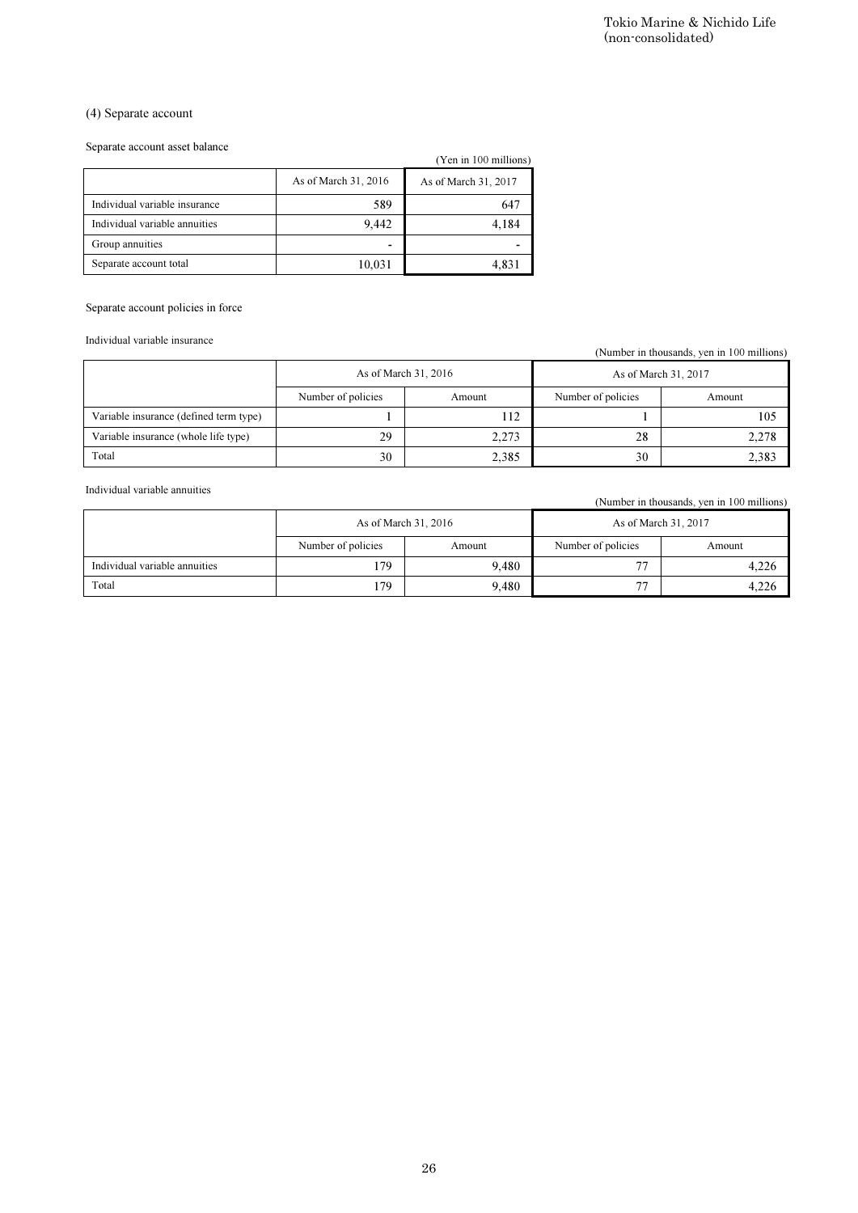## (4) Separate account

Separate account asset balance

(Yen in 100 millions)

| | As of March 31, 2016 | As of March 31, 2017 |
|---|---|---|
| Individual variable insurance | 589 | 647 |
| Individual variable annuities | 9,442 | 4,184 |
| Group annuities | - | - |
| Separate account total | 10,031 | 4,831 |

Separate account policies in force

Individual variable insurance

(Number in thousands, yen in 100 millions)

| | As of March 31, 2016 | | As of March 31, 2017 | |
|---|---|---|---|---|
| | Number of policies | Amount | Number of policies | Amount |
| Variable insurance (defined term type) | 1 | 112 | 1 | 105 |
| Variable insurance (whole life type) | 29 | 2,273 | 28 | 2,278 |
| Total | 30 | 2,385 | 30 | 2,383 |

Individual variable annuities

(Number in thousands, yen in 100 millions)

| | As of March 31, 2016 | | As of March 31, 2017 | |
|---|---|---|---|---|
| | Number of policies | Amount | Number of policies | Amount |
| Individual variable annuities | 179 | 9,480 | 77 | 4,226 |
| Total | 179 | 9,480 | 77 | 4,226 |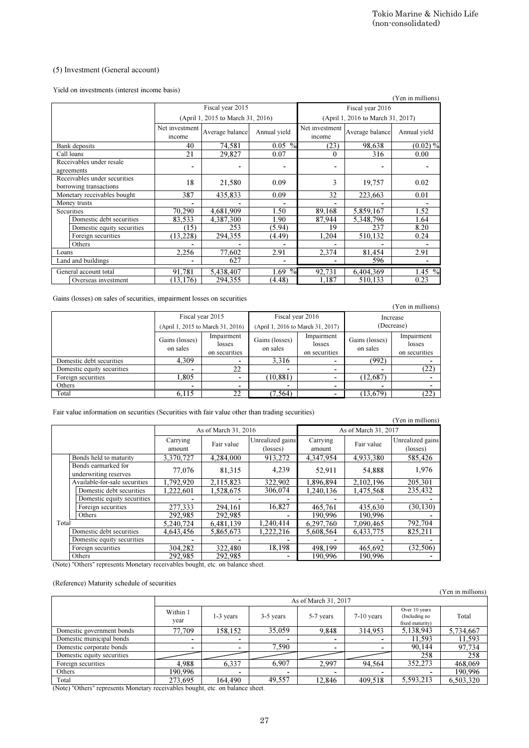### (5) Investment (General account)

Yield on investments (interest income basis)

(Yen in millions)

| | Fiscal year 2015 (April 1, 2015 to March 31, 2016) | | | Fiscal year 2016 (April 1, 2016 to March 31, 2017) | | |
|---|---|---|---|---|---|---|
| | Net investment income | Average balance | Annual yield | Net investment income | Average balance | Annual yield |
| Bank deposits | 40 | 74,581 | 0.05 % | (23) | 98,638 | (0.02) % |
| Call loans | 21 | 29,827 | 0.07 | 0 | 316 | 0.00 |
| Receivables under resale agreements | - | - | - | - | - | - |
| Receivables under securities borrowing transactions | 18 | 21,580 | 0.09 | 3 | 19,757 | 0.02 |
| Monetary receivables bought | 387 | 435,833 | 0.09 | 32 | 223,663 | 0.01 |
| Money trusts | - | - | - | - | - | - |
| Securities | 70,290 | 4,681,909 | 1.50 | 89,168 | 5,859,167 | 1.52 |
| Domestic debt securities | 83,533 | 4,387,300 | 1.90 | 87,944 | 5,348,796 | 1.64 |
| Domestic equity securities | (15) | 253 | (5.94) | 19 | 237 | 8.20 |
| Foreign securities | (13,228) | 294,355 | (4.49) | 1,204 | 510,132 | 0.24 |
| Others | - | - | - | - | - | - |
| Loans | 2,256 | 77,602 | 2.91 | 2,374 | 81,454 | 2.91 |
| Land and buildings | - | 627 | - | - | 596 | - |
| General account total | 91,781 | 5,438,407 | 1.69 % | 92,731 | 6,404,369 | 1.45 % |
| Overseas investment | (13,176) | 294,355 | (4.48) | 1,187 | 510,133 | 0.23 |

Gains (losses) on sales of securities, impairment losses on securities

(Yen in millions)

| | Fiscal year 2015 (April 1, 2015 to March 31, 2016) | | Fiscal year 2016 (April 1, 2016 to March 31, 2017) | | Increase (Decrease) | |
|---|---|---|---|---|---|---|
| | Gains (losses) on sales | Impairment losses on securities | Gains (losses) on sales | Impairment losses on securities | Gains (losses) on sales | Impairment losses on securities |
| Domestic debt securities | 4,309 | - | 3,316 | - | (992) | - |
| Domestic equity securities | - | 22 | - | - | - | (22) |
| Foreign securities | 1,805 | - | (10,881) | - | (12,687) | - |
| Others | - | - | - | - | - | - |
| Total | 6,115 | 22 | (7,564) | - | (13,679) | (22) |

Fair value information on securities (Securities with fair value other than trading securities)

(Yen in millions)

| | As of March 31, 2016 | | | As of March 31, 2017 | | |
|---|---|---|---|---|---|---|
| | Carrying amount | Fair value | Unrealized gains (losses) | Carrying amount | Fair value | Unrealized gains (losses) |
| Bonds held to maturity | 3,370,727 | 4,284,000 | 913,272 | 4,347,954 | 4,933,380 | 585,426 |
| Bonds earmarked for underwriting reserves | 77,076 | 81,315 | 4,239 | 52,911 | 54,888 | 1,976 |
| Available-for-sale securities | 1,792,920 | 2,115,823 | 322,902 | 1,896,894 | 2,102,196 | 205,301 |
| Domestic debt securities | 1,222,601 | 1,528,675 | 306,074 | 1,240,136 | 1,475,568 | 235,432 |
| Domestic equity securities | - | - | - | - | - | - |
| Foreign securities | 277,333 | 294,161 | 16,827 | 465,761 | 435,630 | (30,130) |
| Others | 292,985 | 292,985 | - | 190,996 | 190,996 | - |
| Total | 5,240,724 | 6,481,139 | 1,240,414 | 6,297,760 | 7,090,465 | 792,704 |
| Domestic debt securities | 4,643,456 | 5,865,673 | 1,222,216 | 5,608,564 | 6,433,775 | 825,211 |
| Domestic equity securities | - | - | - | - | - | - |
| Foreign securities | 304,282 | 322,480 | 18,198 | 498,199 | 465,692 | (32,506) |
| Others | 292,985 | 292,985 | - | 190,996 | 190,996 | - |

(Note) "Others" represents Monetary receivables bought, etc. on balance sheet.

(Reference) Maturity schedule of securities

(Yen in millions)

| | As of March 31, 2017 | | | | | | |
|---|---|---|---|---|---|---|---|
| | Within 1 year | 1-3 years | 3-5 years | 5-7 years | 7-10 years | Over 10 years (Including no fixed maturity) | Total |
| Domestic government bonds | 77,709 | 158,152 | 35,059 | 9,848 | 314,953 | 5,138,943 | 5,734,667 |
| Domestic municipal bonds | - | - | - | - | - | 11,593 | 11,593 |
| Domestic corporate bonds | - | - | 7,590 | - | - | 90,144 | 97,734 |
| Domestic equity securities | | | | | | 258 | 258 |
| Foreign securities | 4,988 | 6,337 | 6,907 | 2,997 | 94,564 | 352,273 | 468,069 |
| Others | 190,996 | - | - | - | - | - | 190,996 |
| Total | 273,695 | 164,490 | 49,557 | 12,846 | 409,518 | 5,593,213 | 6,503,320 |

(Note) "Others" represents Monetary receivables bought, etc. on balance sheet.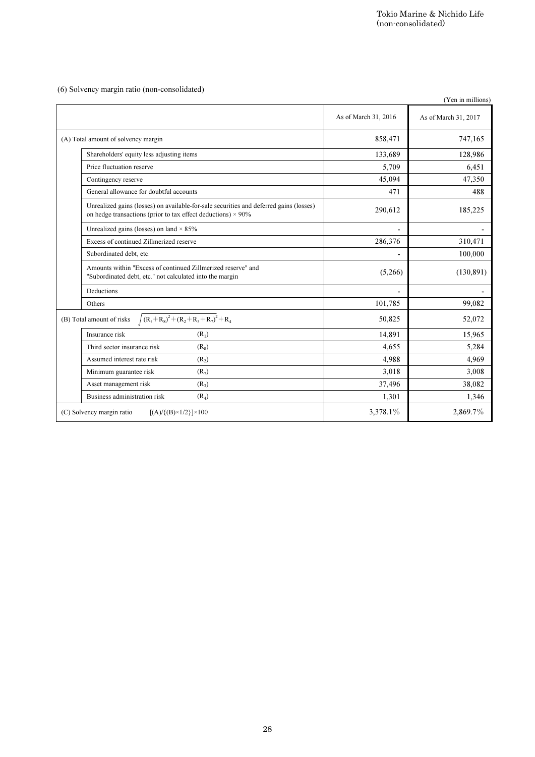## (6) Solvency margin ratio (non-consolidated)

(Yen in millions)

| | As of March 31, 2016 | As of March 31, 2017 |
|---|---|---|
| (A) Total amount of solvency margin | 858,471 | 747,165 |
| Shareholders' equity less adjusting items | 133,689 | 128,986 |
| Price fluctuation reserve | 5,709 | 6,451 |
| Contingency reserve | 45,094 | 47,350 |
| General allowance for doubtful accounts | 471 | 488 |
| Unrealized gains (losses) on available-for-sale securities and deferred gains (losses) on hedge transactions (prior to tax effect deductions) × 90% | 290,612 | 185,225 |
| Unrealized gains (losses) on land × 85% | - | - |
| Excess of continued Zillmerized reserve | 286,376 | 310,471 |
| Subordinated debt, etc. | - | 100,000 |
| Amounts within "Excess of continued Zillmerized reserve" and "Subordinated debt, etc." not calculated into the margin | (5,266) | (130,891) |
| Deductions | - | - |
| Others | 101,785 | 99,082 |
| (B) Total amount of risks $\sqrt{(R_1+R_8)^2+(R_2+R_3+R_7)^2}+R_4$ | 50,825 | 52,072 |
| Insurance risk $(R_1)$ | 14,891 | 15,965 |
| Third sector insurance risk $(R_8)$ | 4,655 | 5,284 |
| Assumed interest rate risk $(R_2)$ | 4,988 | 4,969 |
| Minimum guarantee risk $(R_7)$ | 3,018 | 3,008 |
| Asset management risk $(R_3)$ | 37,496 | 38,082 |
| Business administration risk $(R_4)$ | 1,301 | 1,346 |
| (C) Solvency margin ratio $[(A)/\{(B)\times 1/2\}]\times 100$ | 3,378.1% | 2,869.7% |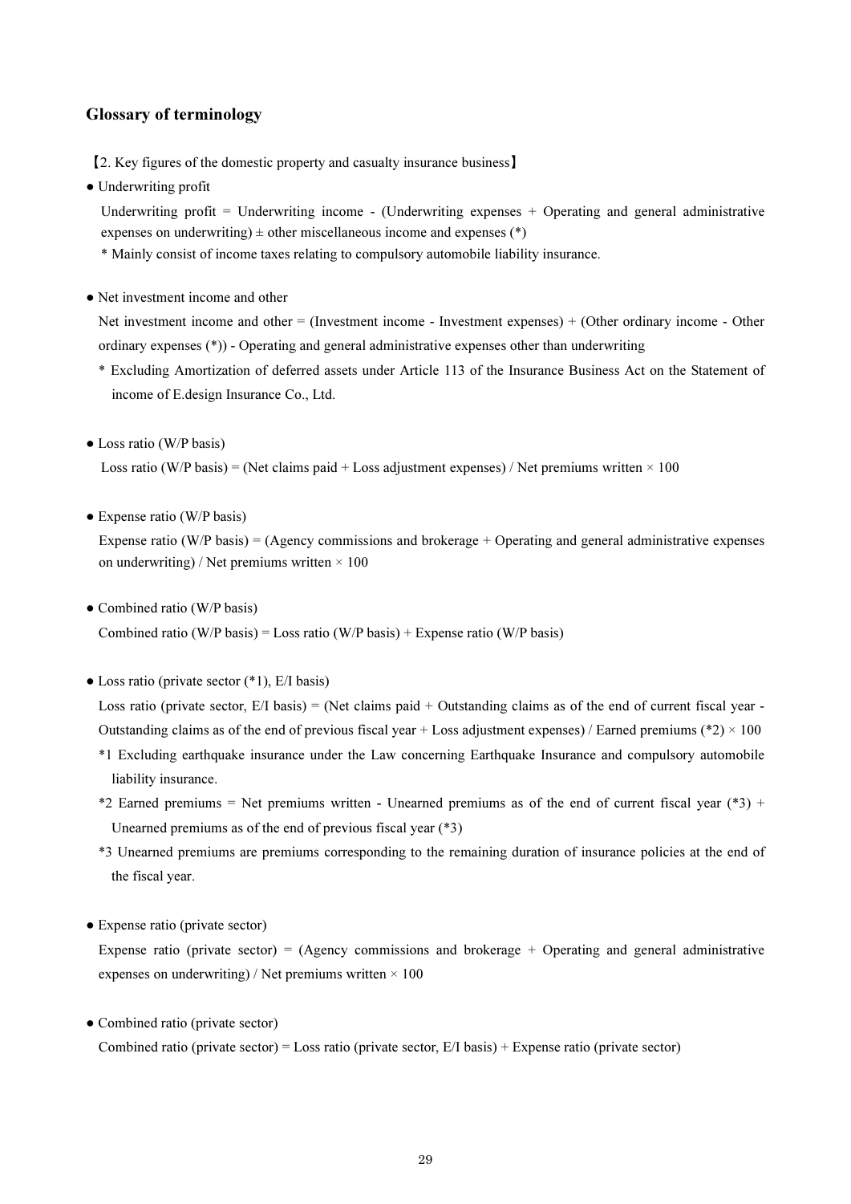## Glossary of terminology

【2. Key figures of the domestic property and casualty insurance business】

- Underwriting profit

  Underwriting profit = Underwriting income - (Underwriting expenses + Operating and general administrative expenses on underwriting) ± other miscellaneous income and expenses (*)

  * Mainly consist of income taxes relating to compulsory automobile liability insurance.

- Net investment income and other

  Net investment income and other = (Investment income - Investment expenses) + (Other ordinary income - Other ordinary expenses (*)) - Operating and general administrative expenses other than underwriting

  * Excluding Amortization of deferred assets under Article 113 of the Insurance Business Act on the Statement of income of E.design Insurance Co., Ltd.

- Loss ratio (W/P basis)

  Loss ratio (W/P basis) = (Net claims paid + Loss adjustment expenses) / Net premiums written × 100

- Expense ratio (W/P basis)

  Expense ratio (W/P basis) = (Agency commissions and brokerage + Operating and general administrative expenses on underwriting) / Net premiums written × 100

- Combined ratio (W/P basis)

  Combined ratio (W/P basis) = Loss ratio (W/P basis) + Expense ratio (W/P basis)

- Loss ratio (private sector (*1), E/I basis)

  Loss ratio (private sector, E/I basis) = (Net claims paid + Outstanding claims as of the end of current fiscal year - Outstanding claims as of the end of previous fiscal year + Loss adjustment expenses) / Earned premiums (*2) × 100

  *1 Excluding earthquake insurance under the Law concerning Earthquake Insurance and compulsory automobile liability insurance.

  *2 Earned premiums = Net premiums written - Unearned premiums as of the end of current fiscal year (*3) + Unearned premiums as of the end of previous fiscal year (*3)

  *3 Unearned premiums are premiums corresponding to the remaining duration of insurance policies at the end of the fiscal year.

- Expense ratio (private sector)

  Expense ratio (private sector) = (Agency commissions and brokerage + Operating and general administrative expenses on underwriting) / Net premiums written × 100

- Combined ratio (private sector)

  Combined ratio (private sector) = Loss ratio (private sector, E/I basis) + Expense ratio (private sector)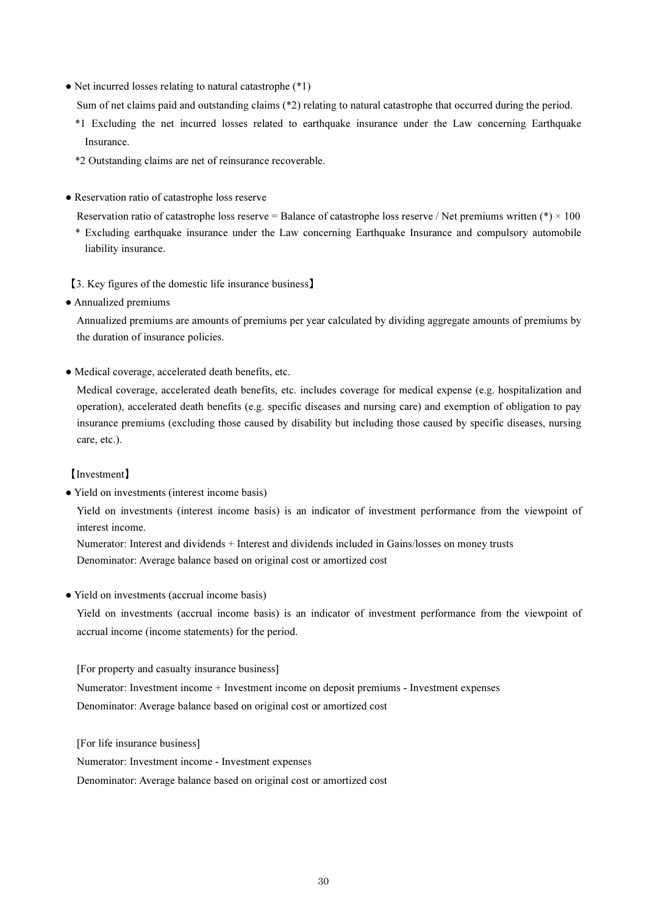● Net incurred losses relating to natural catastrophe (*1)

Sum of net claims paid and outstanding claims (*2) relating to natural catastrophe that occurred during the period.

*1 Excluding the net incurred losses related to earthquake insurance under the Law concerning Earthquake Insurance.

*2 Outstanding claims are net of reinsurance recoverable.

● Reservation ratio of catastrophe loss reserve

Reservation ratio of catastrophe loss reserve = Balance of catastrophe loss reserve / Net premiums written (*) × 100

* Excluding earthquake insurance under the Law concerning Earthquake Insurance and compulsory automobile liability insurance.

【3. Key figures of the domestic life insurance business】

● Annualized premiums

Annualized premiums are amounts of premiums per year calculated by dividing aggregate amounts of premiums by the duration of insurance policies.

● Medical coverage, accelerated death benefits, etc.

Medical coverage, accelerated death benefits, etc. includes coverage for medical expense (e.g. hospitalization and operation), accelerated death benefits (e.g. specific diseases and nursing care) and exemption of obligation to pay insurance premiums (excluding those caused by disability but including those caused by specific diseases, nursing care, etc.).

【Investment】

● Yield on investments (interest income basis)

Yield on investments (interest income basis) is an indicator of investment performance from the viewpoint of interest income.

Numerator: Interest and dividends + Interest and dividends included in Gains/losses on money trusts

Denominator: Average balance based on original cost or amortized cost

● Yield on investments (accrual income basis)

Yield on investments (accrual income basis) is an indicator of investment performance from the viewpoint of accrual income (income statements) for the period.

[For property and casualty insurance business]

Numerator: Investment income + Investment income on deposit premiums - Investment expenses

Denominator: Average balance based on original cost or amortized cost

[For life insurance business]

Numerator: Investment income - Investment expenses

Denominator: Average balance based on original cost or amortized cost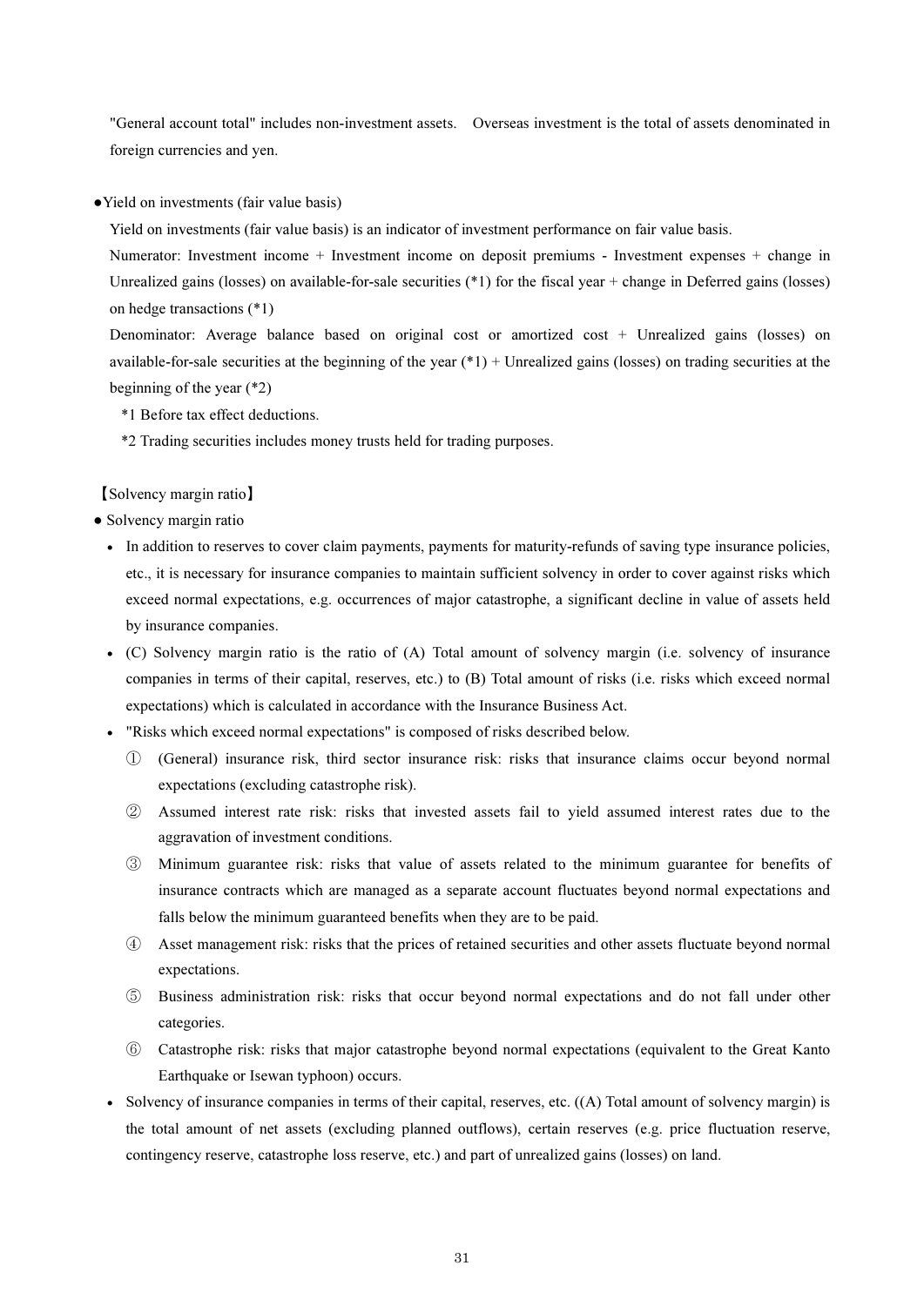"General account total" includes non-investment assets. Overseas investment is the total of assets denominated in foreign currencies and yen.

●Yield on investments (fair value basis)

Yield on investments (fair value basis) is an indicator of investment performance on fair value basis.

Numerator: Investment income + Investment income on deposit premiums - Investment expenses + change in Unrealized gains (losses) on available-for-sale securities (*1) for the fiscal year + change in Deferred gains (losses) on hedge transactions (*1)

Denominator: Average balance based on original cost or amortized cost + Unrealized gains (losses) on available-for-sale securities at the beginning of the year (*1) + Unrealized gains (losses) on trading securities at the beginning of the year (*2)

*1 Before tax effect deductions.

*2 Trading securities includes money trusts held for trading purposes.

【Solvency margin ratio】

● Solvency margin ratio

- In addition to reserves to cover claim payments, payments for maturity-refunds of saving type insurance policies, etc., it is necessary for insurance companies to maintain sufficient solvency in order to cover against risks which exceed normal expectations, e.g. occurrences of major catastrophe, a significant decline in value of assets held by insurance companies.
- (C) Solvency margin ratio is the ratio of (A) Total amount of solvency margin (i.e. solvency of insurance companies in terms of their capital, reserves, etc.) to (B) Total amount of risks (i.e. risks which exceed normal expectations) which is calculated in accordance with the Insurance Business Act.
- "Risks which exceed normal expectations" is composed of risks described below.
  - ① (General) insurance risk, third sector insurance risk: risks that insurance claims occur beyond normal expectations (excluding catastrophe risk).
  - ② Assumed interest rate risk: risks that invested assets fail to yield assumed interest rates due to the aggravation of investment conditions.
  - ③ Minimum guarantee risk: risks that value of assets related to the minimum guarantee for benefits of insurance contracts which are managed as a separate account fluctuates beyond normal expectations and falls below the minimum guaranteed benefits when they are to be paid.
  - ④ Asset management risk: risks that the prices of retained securities and other assets fluctuate beyond normal expectations.
  - ⑤ Business administration risk: risks that occur beyond normal expectations and do not fall under other categories.
  - ⑥ Catastrophe risk: risks that major catastrophe beyond normal expectations (equivalent to the Great Kanto Earthquake or Isewan typhoon) occurs.
- Solvency of insurance companies in terms of their capital, reserves, etc. ((A) Total amount of solvency margin) is the total amount of net assets (excluding planned outflows), certain reserves (e.g. price fluctuation reserve, contingency reserve, catastrophe loss reserve, etc.) and part of unrealized gains (losses) on land.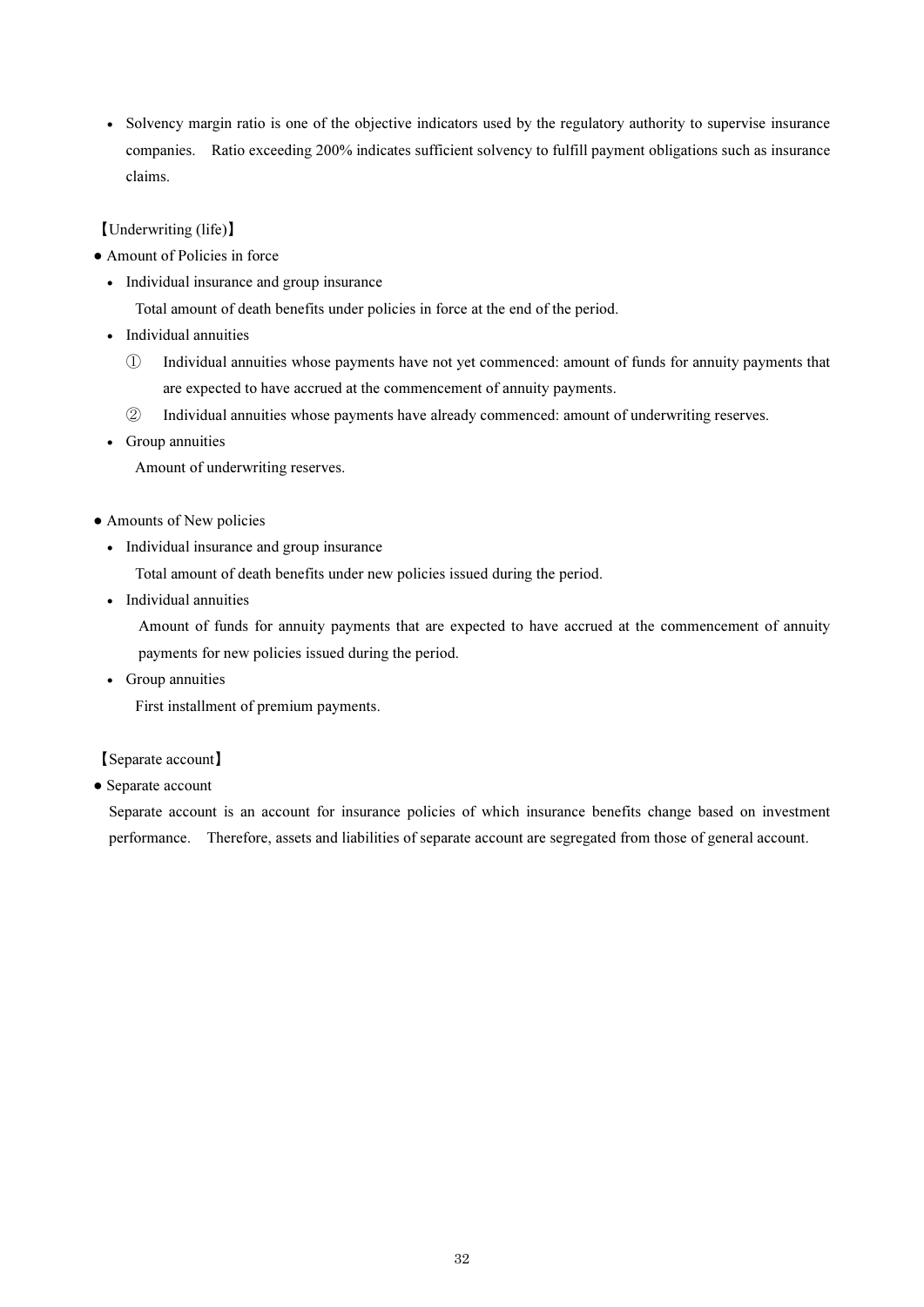- Solvency margin ratio is one of the objective indicators used by the regulatory authority to supervise insurance companies. Ratio exceeding 200% indicates sufficient solvency to fulfill payment obligations such as insurance claims.

【Underwriting (life)】

● Amount of Policies in force

- Individual insurance and group insurance

  Total amount of death benefits under policies in force at the end of the period.

- Individual annuities

  ① Individual annuities whose payments have not yet commenced: amount of funds for annuity payments that are expected to have accrued at the commencement of annuity payments.

  ② Individual annuities whose payments have already commenced: amount of underwriting reserves.

- Group annuities

  Amount of underwriting reserves.

● Amounts of New policies

- Individual insurance and group insurance

  Total amount of death benefits under new policies issued during the period.

- Individual annuities

  Amount of funds for annuity payments that are expected to have accrued at the commencement of annuity payments for new policies issued during the period.

- Group annuities

  First installment of premium payments.

【Separate account】

● Separate account

Separate account is an account for insurance policies of which insurance benefits change based on investment performance. Therefore, assets and liabilities of separate account are segregated from those of general account.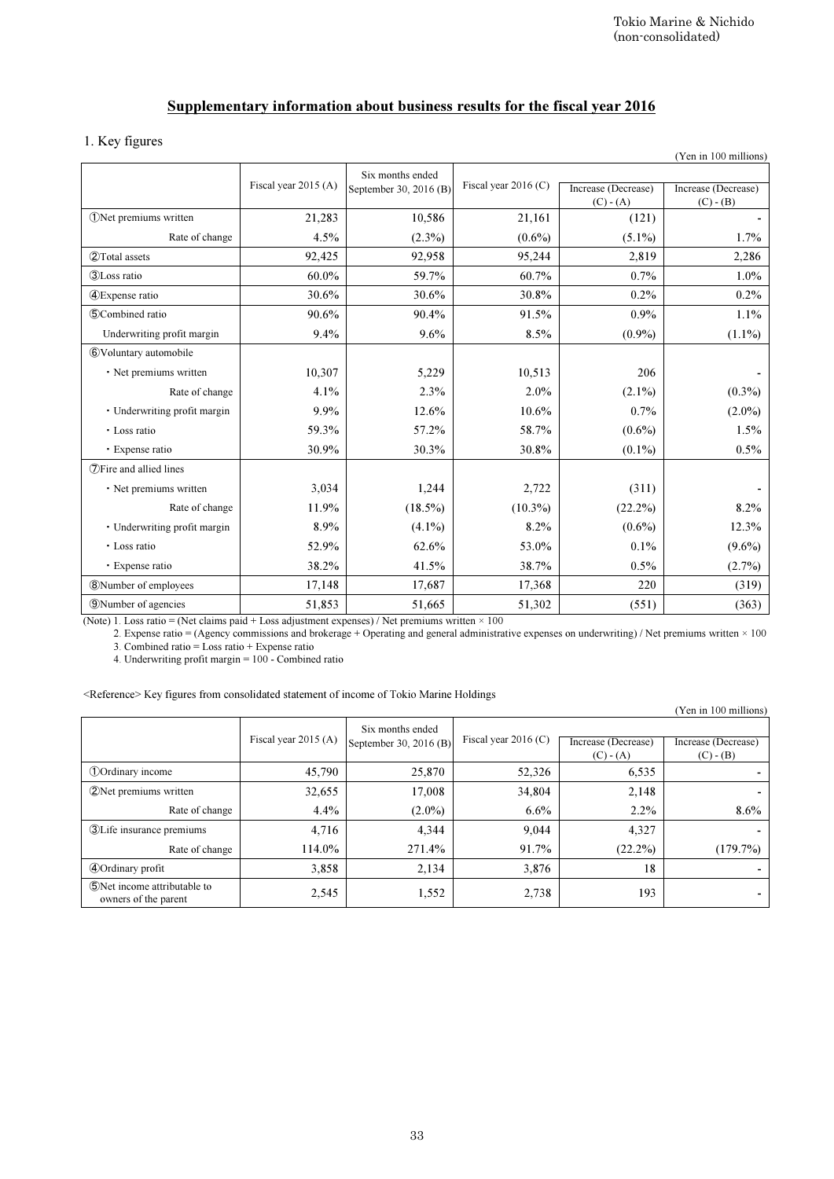Tokio Marine & Nichido
(non-consolidated)

## Supplementary information about business results for the fiscal year 2016

### 1. Key figures

(Yen in 100 millions)

| | Fiscal year 2015 (A) | Six months ended September 30, 2016 (B) | Fiscal year 2016 (C) | Increase (Decrease) (C) - (A) | Increase (Decrease) (C) - (B) |
|---|---|---|---|---|---|
| ①Net premiums written | 21,283 | 10,586 | 21,161 | (121) | - |
| Rate of change | 4.5% | (2.3%) | (0.6%) | (5.1%) | 1.7% |
| ②Total assets | 92,425 | 92,958 | 95,244 | 2,819 | 2,286 |
| ③Loss ratio | 60.0% | 59.7% | 60.7% | 0.7% | 1.0% |
| ④Expense ratio | 30.6% | 30.6% | 30.8% | 0.2% | 0.2% |
| ⑤Combined ratio | 90.6% | 90.4% | 91.5% | 0.9% | 1.1% |
| Underwriting profit margin | 9.4% | 9.6% | 8.5% | (0.9%) | (1.1%) |
| ⑥Voluntary automobile | | | | | |
| ・Net premiums written | 10,307 | 5,229 | 10,513 | 206 | - |
| Rate of change | 4.1% | 2.3% | 2.0% | (2.1%) | (0.3%) |
| ・Underwriting profit margin | 9.9% | 12.6% | 10.6% | 0.7% | (2.0%) |
| ・Loss ratio | 59.3% | 57.2% | 58.7% | (0.6%) | 1.5% |
| ・Expense ratio | 30.9% | 30.3% | 30.8% | (0.1%) | 0.5% |
| ⑦Fire and allied lines | | | | | |
| ・Net premiums written | 3,034 | 1,244 | 2,722 | (311) | - |
| Rate of change | 11.9% | (18.5%) | (10.3%) | (22.2%) | 8.2% |
| ・Underwriting profit margin | 8.9% | (4.1%) | 8.2% | (0.6%) | 12.3% |
| ・Loss ratio | 52.9% | 62.6% | 53.0% | 0.1% | (9.6%) |
| ・Expense ratio | 38.2% | 41.5% | 38.7% | 0.5% | (2.7%) |
| ⑧Number of employees | 17,148 | 17,687 | 17,368 | 220 | (319) |
| ⑨Number of agencies | 51,853 | 51,665 | 51,302 | (551) | (363) |

(Note) 1. Loss ratio = (Net claims paid + Loss adjustment expenses) / Net premiums written × 100

2. Expense ratio = (Agency commissions and brokerage + Operating and general administrative expenses on underwriting) / Net premiums written × 100

3. Combined ratio = Loss ratio + Expense ratio

4. Underwriting profit margin = 100 - Combined ratio

<Reference> Key figures from consolidated statement of income of Tokio Marine Holdings

(Yen in 100 millions)

| | Fiscal year 2015 (A) | Six months ended September 30, 2016 (B) | Fiscal year 2016 (C) | Increase (Decrease) (C) - (A) | Increase (Decrease) (C) - (B) |
|---|---|---|---|---|---|
| ①Ordinary income | 45,790 | 25,870 | 52,326 | 6,535 | - |
| ②Net premiums written | 32,655 | 17,008 | 34,804 | 2,148 | - |
| Rate of change | 4.4% | (2.0%) | 6.6% | 2.2% | 8.6% |
| ③Life insurance premiums | 4,716 | 4,344 | 9,044 | 4,327 | - |
| Rate of change | 114.0% | 271.4% | 91.7% | (22.2%) | (179.7%) |
| ④Ordinary profit | 3,858 | 2,134 | 3,876 | 18 | - |
| ⑤Net income attributable to owners of the parent | 2,545 | 1,552 | 2,738 | 193 | - |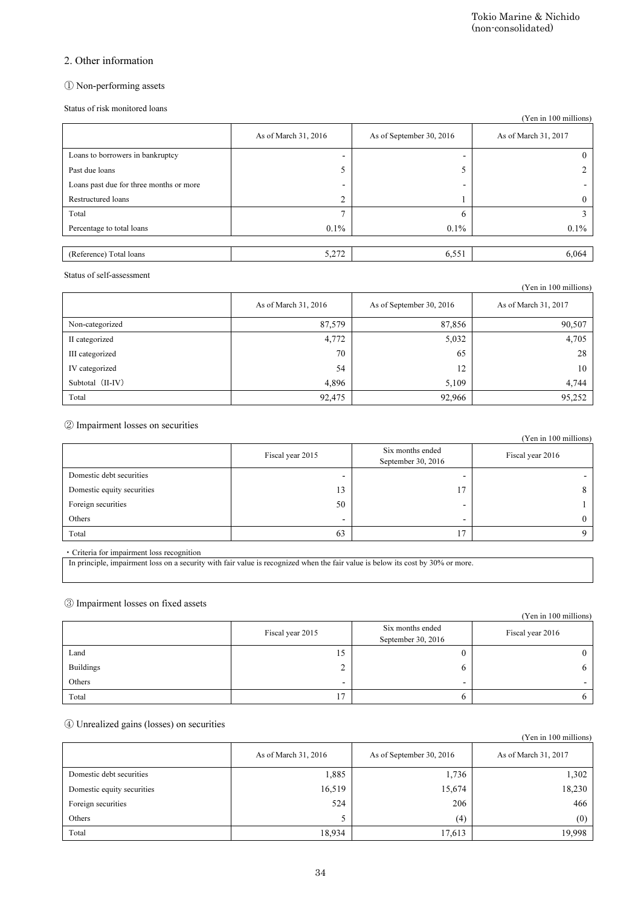## 2. Other information

### ① Non-performing assets

Status of risk monitored loans

(Yen in 100 millions)

| | As of March 31, 2016 | As of September 30, 2016 | As of March 31, 2017 |
|---|---|---|---|
| Loans to borrowers in bankruptcy | - | - | 0 |
| Past due loans | 5 | 5 | 2 |
| Loans past due for three months or more | - | - | - |
| Restructured loans | 2 | 1 | 0 |
| Total | 7 | 6 | 3 |
| Percentage to total loans | 0.1% | 0.1% | 0.1% |
| (Reference) Total loans | 5,272 | 6,551 | 6,064 |

Status of self-assessment

(Yen in 100 millions)

| | As of March 31, 2016 | As of September 30, 2016 | As of March 31, 2017 |
|---|---|---|---|
| Non-categorized | 87,579 | 87,856 | 90,507 |
| II categorized | 4,772 | 5,032 | 4,705 |
| III categorized | 70 | 65 | 28 |
| IV categorized | 54 | 12 | 10 |
| Subtotal （II-IV） | 4,896 | 5,109 | 4,744 |
| Total | 92,475 | 92,966 | 95,252 |

### ② Impairment losses on securities

(Yen in 100 millions)

| | Fiscal year 2015 | Six months ended September 30, 2016 | Fiscal year 2016 |
|---|---|---|---|
| Domestic debt securities | - | - | - |
| Domestic equity securities | 13 | 17 | 8 |
| Foreign securities | 50 | - | 1 |
| Others | - | - | 0 |
| Total | 63 | 17 | 9 |

・Criteria for impairment loss recognition

In principle, impairment loss on a security with fair value is recognized when the fair value is below its cost by 30% or more.

### ③ Impairment losses on fixed assets

(Yen in 100 millions)

| | Fiscal year 2015 | Six months ended September 30, 2016 | Fiscal year 2016 |
|---|---|---|---|
| Land | 15 | 0 | 0 |
| Buildings | 2 | 6 | 6 |
| Others | - | - | - |
| Total | 17 | 6 | 6 |

### ④ Unrealized gains (losses) on securities

(Yen in 100 millions)

| | As of March 31, 2016 | As of September 30, 2016 | As of March 31, 2017 |
|---|---|---|---|
| Domestic debt securities | 1,885 | 1,736 | 1,302 |
| Domestic equity securities | 16,519 | 15,674 | 18,230 |
| Foreign securities | 524 | 206 | 466 |
| Others | 5 | (4) | (0) |
| Total | 18,934 | 17,613 | 19,998 |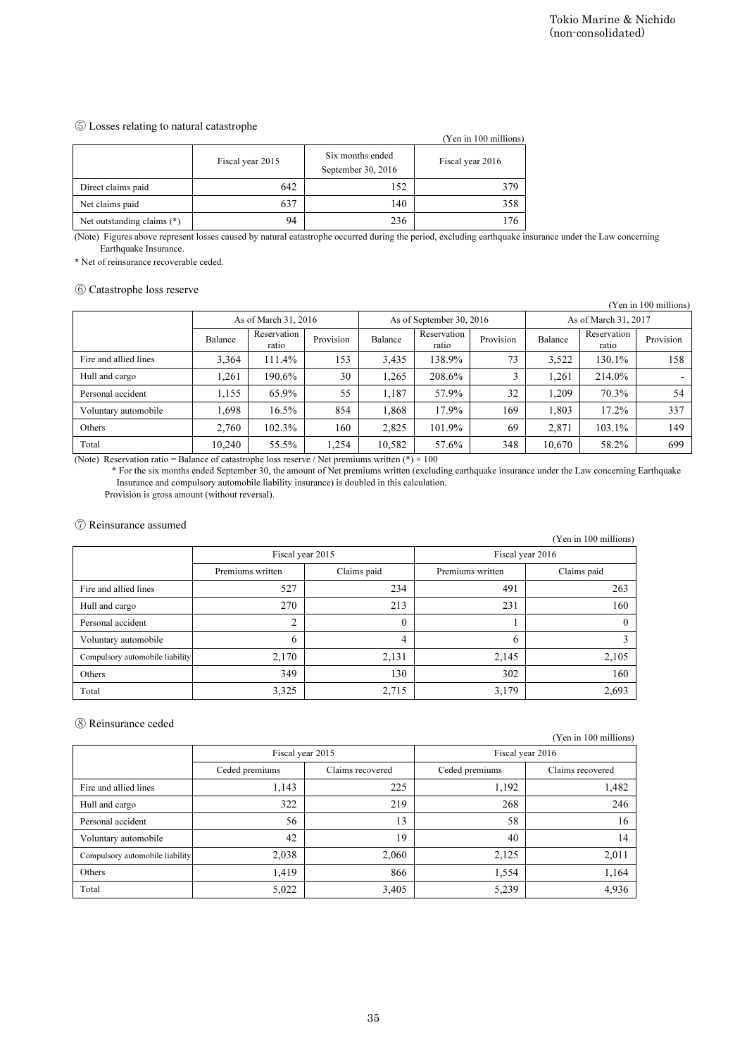### ⑤ Losses relating to natural catastrophe

(Yen in 100 millions)

| | Fiscal year 2015 | Six months ended September 30, 2016 | Fiscal year 2016 |
|---|---|---|---|
| Direct claims paid | 642 | 152 | 379 |
| Net claims paid | 637 | 140 | 358 |
| Net outstanding claims (*) | 94 | 236 | 176 |

(Note) Figures above represent losses caused by natural catastrophe occurred during the period, excluding earthquake insurance under the Law concerning Earthquake Insurance.

* Net of reinsurance recoverable ceded.

### ⑥ Catastrophe loss reserve

(Yen in 100 millions)

| | As of March 31, 2016 | | | As of September 30, 2016 | | | As of March 31, 2017 | | |
|---|---|---|---|---|---|---|---|---|---|
| | Balance | Reservation ratio | Provision | Balance | Reservation ratio | Provision | Balance | Reservation ratio | Provision |
| Fire and allied lines | 3,364 | 111.4% | 153 | 3,435 | 138.9% | 73 | 3,522 | 130.1% | 158 |
| Hull and cargo | 1,261 | 190.6% | 30 | 1,265 | 208.6% | 3 | 1,261 | 214.0% | - |
| Personal accident | 1,155 | 65.9% | 55 | 1,187 | 57.9% | 32 | 1,209 | 70.3% | 54 |
| Voluntary automobile | 1,698 | 16.5% | 854 | 1,868 | 17.9% | 169 | 1,803 | 17.2% | 337 |
| Others | 2,760 | 102.3% | 160 | 2,825 | 101.9% | 69 | 2,871 | 103.1% | 149 |
| Total | 10,240 | 55.5% | 1,254 | 10,582 | 57.6% | 348 | 10,670 | 58.2% | 699 |

(Note) Reservation ratio = Balance of catastrophe loss reserve / Net premiums written (*) × 100

\* For the six months ended September 30, the amount of Net premiums written (excluding earthquake insurance under the Law concerning Earthquake Insurance and compulsory automobile liability insurance) is doubled in this calculation.

Provision is gross amount (without reversal).

### ⑦ Reinsurance assumed

(Yen in 100 millions)

| | Fiscal year 2015 | | Fiscal year 2016 | |
|---|---|---|---|---|
| | Premiums written | Claims paid | Premiums written | Claims paid |
| Fire and allied lines | 527 | 234 | 491 | 263 |
| Hull and cargo | 270 | 213 | 231 | 160 |
| Personal accident | 2 | 0 | 1 | 0 |
| Voluntary automobile | 6 | 4 | 6 | 3 |
| Compulsory automobile liability | 2,170 | 2,131 | 2,145 | 2,105 |
| Others | 349 | 130 | 302 | 160 |
| Total | 3,325 | 2,715 | 3,179 | 2,693 |

### ⑧ Reinsurance ceded

(Yen in 100 millions)

| | Fiscal year 2015 | | Fiscal year 2016 | |
|---|---|---|---|---|
| | Ceded premiums | Claims recovered | Ceded premiums | Claims recovered |
| Fire and allied lines | 1,143 | 225 | 1,192 | 1,482 |
| Hull and cargo | 322 | 219 | 268 | 246 |
| Personal accident | 56 | 13 | 58 | 16 |
| Voluntary automobile | 42 | 19 | 40 | 14 |
| Compulsory automobile liability | 2,038 | 2,060 | 2,125 | 2,011 |
| Others | 1,419 | 866 | 1,554 | 1,164 |
| Total | 5,022 | 3,405 | 5,239 | 4,936 |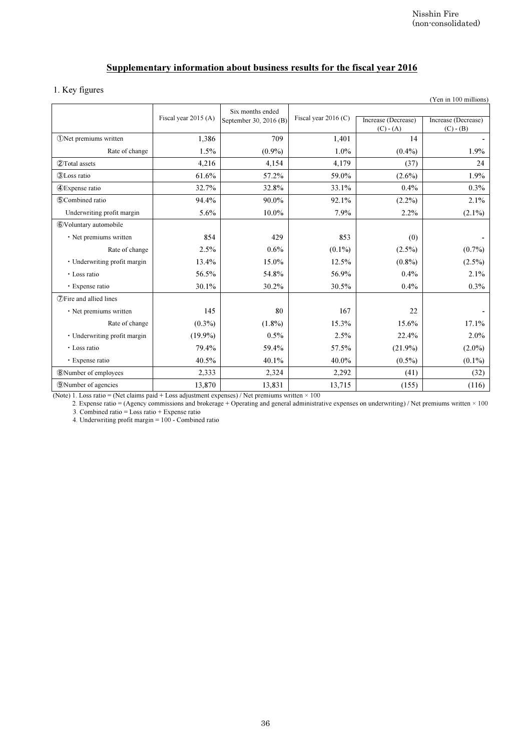Nisshin Fire (non-consolidated)

## Supplementary information about business results for the fiscal year 2016

### 1. Key figures

(Yen in 100 millions)

| | Fiscal year 2015 (A) | Six months ended September 30, 2016 (B) | Fiscal year 2016 (C) | Increase (Decrease) (C) - (A) | Increase (Decrease) (C) - (B) |
|---|---|---|---|---|---|
| ①Net premiums written | 1,386 | 709 | 1,401 | 14 | - |
| Rate of change | 1.5% | (0.9%) | 1.0% | (0.4%) | 1.9% |
| ②Total assets | 4,216 | 4,154 | 4,179 | (37) | 24 |
| ③Loss ratio | 61.6% | 57.2% | 59.0% | (2.6%) | 1.9% |
| ④Expense ratio | 32.7% | 32.8% | 33.1% | 0.4% | 0.3% |
| ⑤Combined ratio | 94.4% | 90.0% | 92.1% | (2.2%) | 2.1% |
| Underwriting profit margin | 5.6% | 10.0% | 7.9% | 2.2% | (2.1%) |
| ⑥Voluntary automobile | | | | | |
| ・Net premiums written | 854 | 429 | 853 | (0) | - |
| Rate of change | 2.5% | 0.6% | (0.1%) | (2.5%) | (0.7%) |
| ・Underwriting profit margin | 13.4% | 15.0% | 12.5% | (0.8%) | (2.5%) |
| ・Loss ratio | 56.5% | 54.8% | 56.9% | 0.4% | 2.1% |
| ・Expense ratio | 30.1% | 30.2% | 30.5% | 0.4% | 0.3% |
| ⑦Fire and allied lines | | | | | |
| ・Net premiums written | 145 | 80 | 167 | 22 | - |
| Rate of change | (0.3%) | (1.8%) | 15.3% | 15.6% | 17.1% |
| ・Underwriting profit margin | (19.9%) | 0.5% | 2.5% | 22.4% | 2.0% |
| ・Loss ratio | 79.4% | 59.4% | 57.5% | (21.9%) | (2.0%) |
| ・Expense ratio | 40.5% | 40.1% | 40.0% | (0.5%) | (0.1%) |
| ⑧Number of employees | 2,333 | 2,324 | 2,292 | (41) | (32) |
| ⑨Number of agencies | 13,870 | 13,831 | 13,715 | (155) | (116) |

(Note) 1. Loss ratio = (Net claims paid + Loss adjustment expenses) / Net premiums written × 100

2. Expense ratio = (Agency commissions and brokerage + Operating and general administrative expenses on underwriting) / Net premiums written × 100

3. Combined ratio = Loss ratio + Expense ratio

4. Underwriting profit margin = 100 - Combined ratio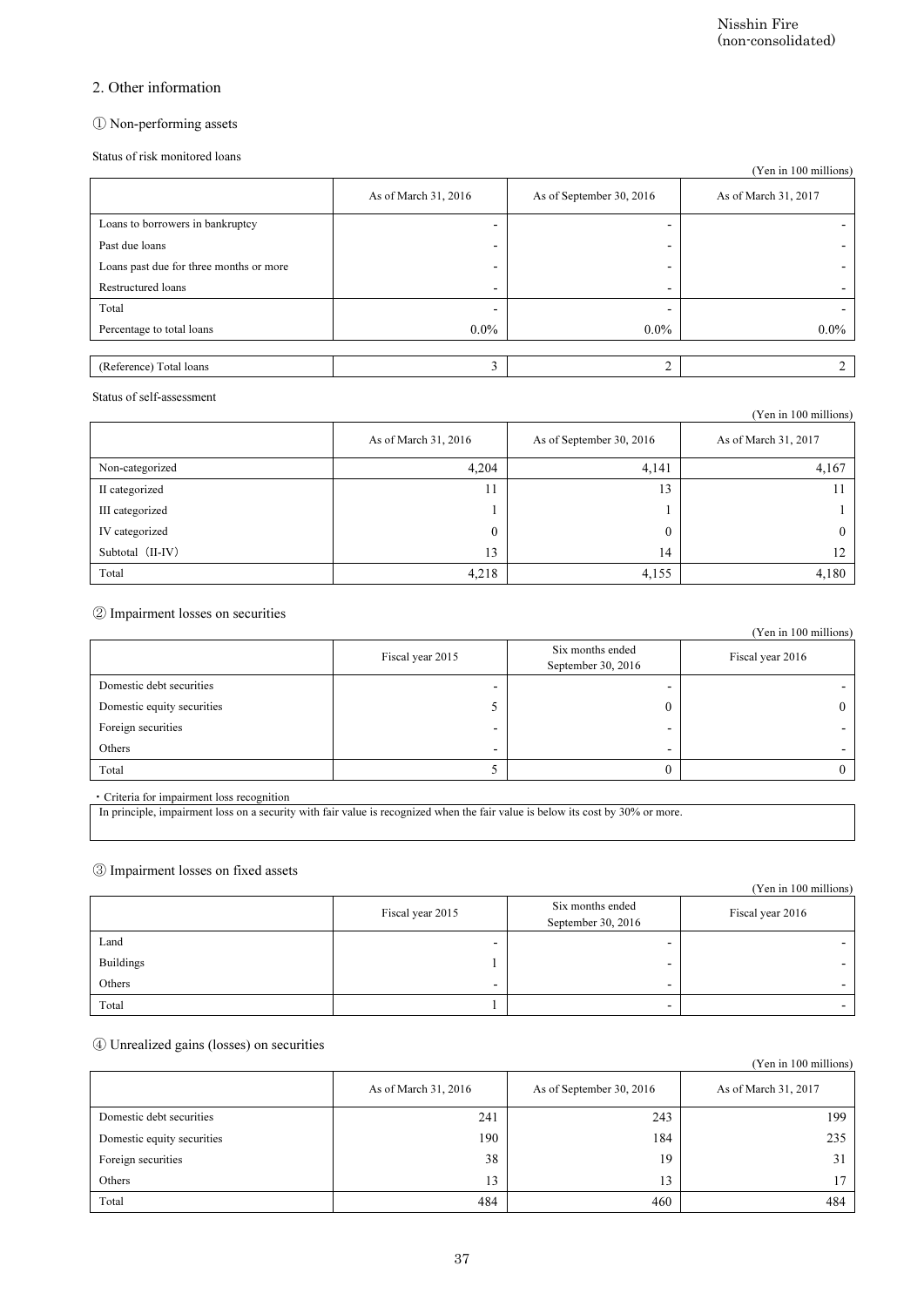## 2. Other information

### ① Non-performing assets

Status of risk monitored loans

(Yen in 100 millions)

| | As of March 31, 2016 | As of September 30, 2016 | As of March 31, 2017 |
|---|---|---|---|
| Loans to borrowers in bankruptcy | - | - | - |
| Past due loans | - | - | - |
| Loans past due for three months or more | - | - | - |
| Restructured loans | - | - | - |
| Total | - | - | - |
| Percentage to total loans | 0.0% | 0.0% | 0.0% |
| (Reference) Total loans | 3 | 2 | 2 |

Status of self-assessment

(Yen in 100 millions)

| | As of March 31, 2016 | As of September 30, 2016 | As of March 31, 2017 |
|---|---|---|---|
| Non-categorized | 4,204 | 4,141 | 4,167 |
| II categorized | 11 | 13 | 11 |
| III categorized | 1 | 1 | 1 |
| IV categorized | 0 | 0 | 0 |
| Subtotal（II-IV） | 13 | 14 | 12 |
| Total | 4,218 | 4,155 | 4,180 |

### ② Impairment losses on securities

(Yen in 100 millions)

| | Fiscal year 2015 | Six months ended September 30, 2016 | Fiscal year 2016 |
|---|---|---|---|
| Domestic debt securities | - | - | - |
| Domestic equity securities | 5 | 0 | 0 |
| Foreign securities | - | - | - |
| Others | - | - | - |
| Total | 5 | 0 | 0 |

・Criteria for impairment loss recognition

In principle, impairment loss on a security with fair value is recognized when the fair value is below its cost by 30% or more.

### ③ Impairment losses on fixed assets

(Yen in 100 millions)

| | Fiscal year 2015 | Six months ended September 30, 2016 | Fiscal year 2016 |
|---|---|---|---|
| Land | - | - | - |
| Buildings | 1 | - | - |
| Others | - | - | - |
| Total | 1 | - | - |

### ④ Unrealized gains (losses) on securities

(Yen in 100 millions)

| | As of March 31, 2016 | As of September 30, 2016 | As of March 31, 2017 |
|---|---|---|---|
| Domestic debt securities | 241 | 243 | 199 |
| Domestic equity securities | 190 | 184 | 235 |
| Foreign securities | 38 | 19 | 31 |
| Others | 13 | 13 | 17 |
| Total | 484 | 460 | 484 |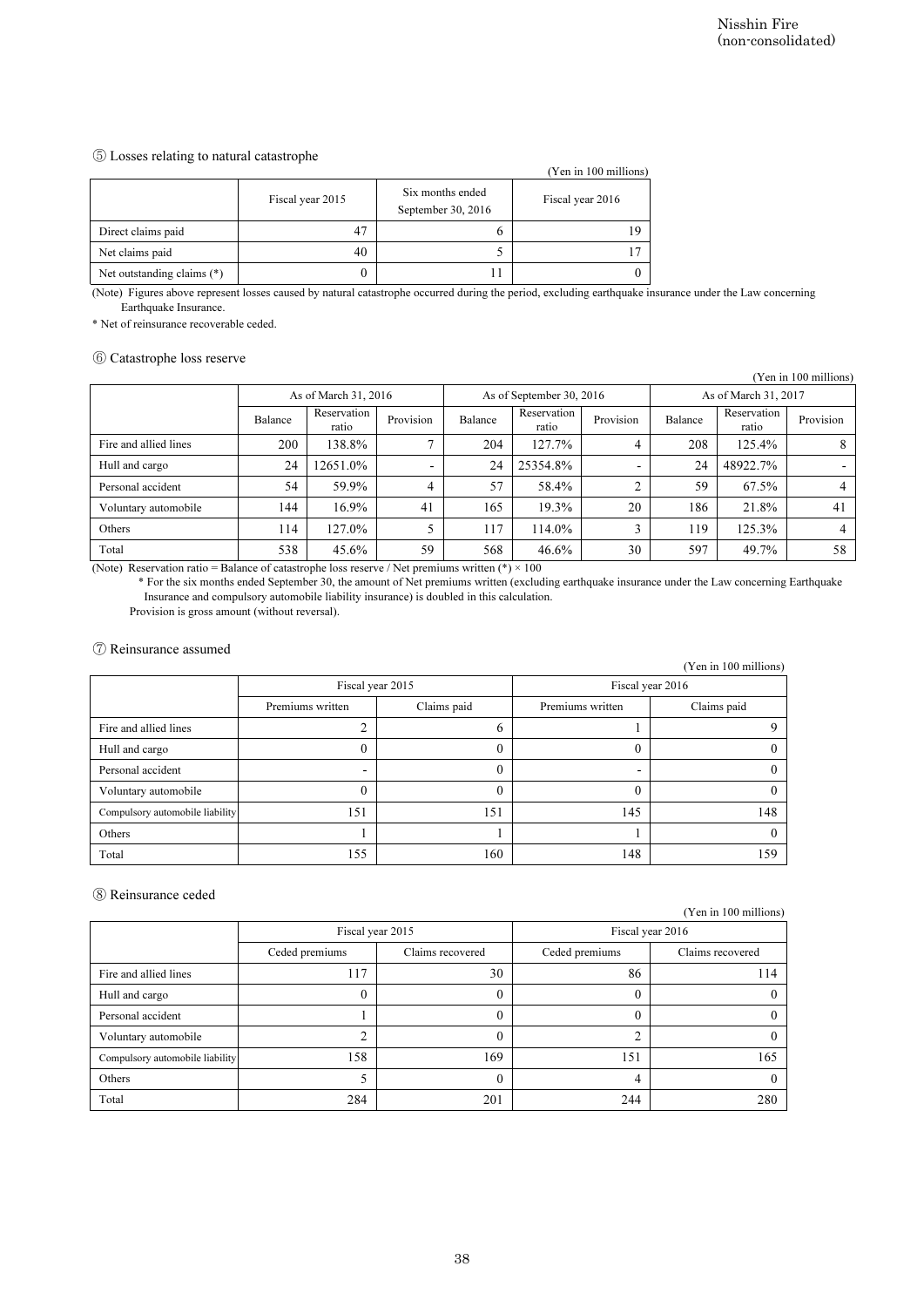### ⑤ Losses relating to natural catastrophe

(Yen in 100 millions)

| | Fiscal year 2015 | Six months ended September 30, 2016 | Fiscal year 2016 |
|---|---|---|---|
| Direct claims paid | 47 | 6 | 19 |
| Net claims paid | 40 | 5 | 17 |
| Net outstanding claims (*) | 0 | 11 | 0 |

(Note) Figures above represent losses caused by natural catastrophe occurred during the period, excluding earthquake insurance under the Law concerning Earthquake Insurance.

* Net of reinsurance recoverable ceded.

### ⑥ Catastrophe loss reserve

(Yen in 100 millions)

| | As of March 31, 2016 | | | As of September 30, 2016 | | | As of March 31, 2017 | | |
|---|---|---|---|---|---|---|---|---|---|
| | Balance | Reservation ratio | Provision | Balance | Reservation ratio | Provision | Balance | Reservation ratio | Provision |
| Fire and allied lines | 200 | 138.8% | 7 | 204 | 127.7% | 4 | 208 | 125.4% | 8 |
| Hull and cargo | 24 | 12651.0% | - | 24 | 25354.8% | - | 24 | 48922.7% | - |
| Personal accident | 54 | 59.9% | 4 | 57 | 58.4% | 2 | 59 | 67.5% | 4 |
| Voluntary automobile | 144 | 16.9% | 41 | 165 | 19.3% | 20 | 186 | 21.8% | 41 |
| Others | 114 | 127.0% | 5 | 117 | 114.0% | 3 | 119 | 125.3% | 4 |
| Total | 538 | 45.6% | 59 | 568 | 46.6% | 30 | 597 | 49.7% | 58 |

(Note) Reservation ratio = Balance of catastrophe loss reserve / Net premiums written (*) × 100

* For the six months ended September 30, the amount of Net premiums written (excluding earthquake insurance under the Law concerning Earthquake Insurance and compulsory automobile liability insurance) is doubled in this calculation.

Provision is gross amount (without reversal).

### ⑦ Reinsurance assumed

(Yen in 100 millions)

| | Fiscal year 2015 | | Fiscal year 2016 | |
|---|---|---|---|---|
| | Premiums written | Claims paid | Premiums written | Claims paid |
| Fire and allied lines | 2 | 6 | 1 | 9 |
| Hull and cargo | 0 | 0 | 0 | 0 |
| Personal accident | - | 0 | - | 0 |
| Voluntary automobile | 0 | 0 | 0 | 0 |
| Compulsory automobile liability | 151 | 151 | 145 | 148 |
| Others | 1 | 1 | 1 | 0 |
| Total | 155 | 160 | 148 | 159 |

### ⑧ Reinsurance ceded

(Yen in 100 millions)

| | Fiscal year 2015 | | Fiscal year 2016 | |
|---|---|---|---|---|
| | Ceded premiums | Claims recovered | Ceded premiums | Claims recovered |
| Fire and allied lines | 117 | 30 | 86 | 114 |
| Hull and cargo | 0 | 0 | 0 | 0 |
| Personal accident | 1 | 0 | 0 | 0 |
| Voluntary automobile | 2 | 0 | 2 | 0 |
| Compulsory automobile liability | 158 | 169 | 151 | 165 |
| Others | 5 | 0 | 4 | 0 |
| Total | 284 | 201 | 244 | 280 |